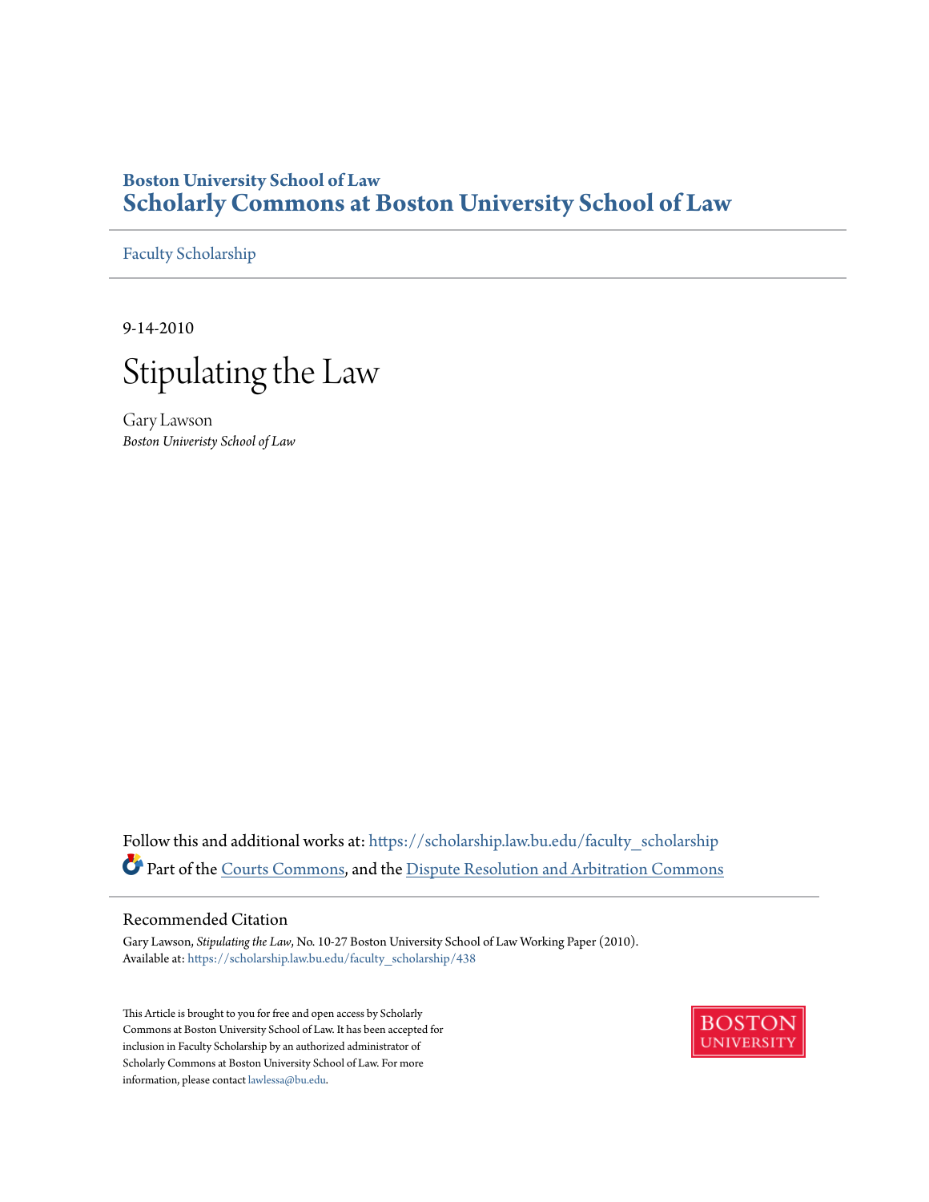**Boston University School of Law**
# Scholarly Commons at Boston University School of Law

Faculty Scholarship

9-14-2010

# Stipulating the Law

Gary Lawson
*Boston Univeristy School of Law*

Follow this and additional works at: https://scholarship.law.bu.edu/faculty_scholarship

Part of the Courts Commons, and the Dispute Resolution and Arbitration Commons

## Recommended Citation

Gary Lawson, *Stipulating the Law*, No. 10-27 Boston University School of Law Working Paper (2010).
Available at: https://scholarship.law.bu.edu/faculty_scholarship/438

This Article is brought to you for free and open access by Scholarly Commons at Boston University School of Law. It has been accepted for inclusion in Faculty Scholarship by an authorized administrator of Scholarly Commons at Boston University School of Law. For more information, please contact lawlessa@bu.edu.

BOSTON UNIVERSITY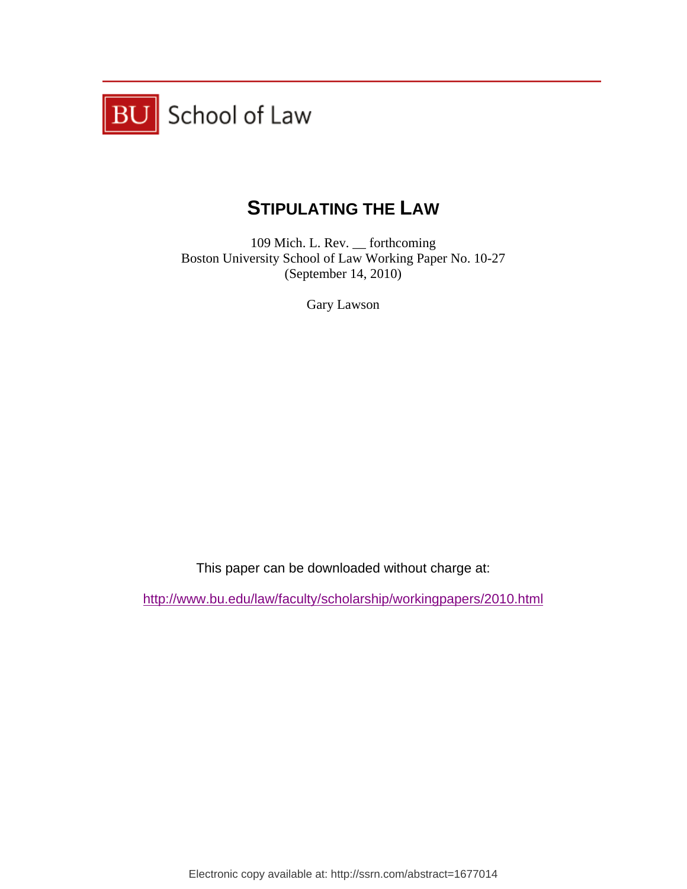BU School of Law

# STIPULATING THE LAW

109 Mich. L. Rev. __ forthcoming
Boston University School of Law Working Paper No. 10-27
(September 14, 2010)

Gary Lawson

This paper can be downloaded without charge at:

http://www.bu.edu/law/faculty/scholarship/workingpapers/2010.html

Electronic copy available at: http://ssrn.com/abstract=1677014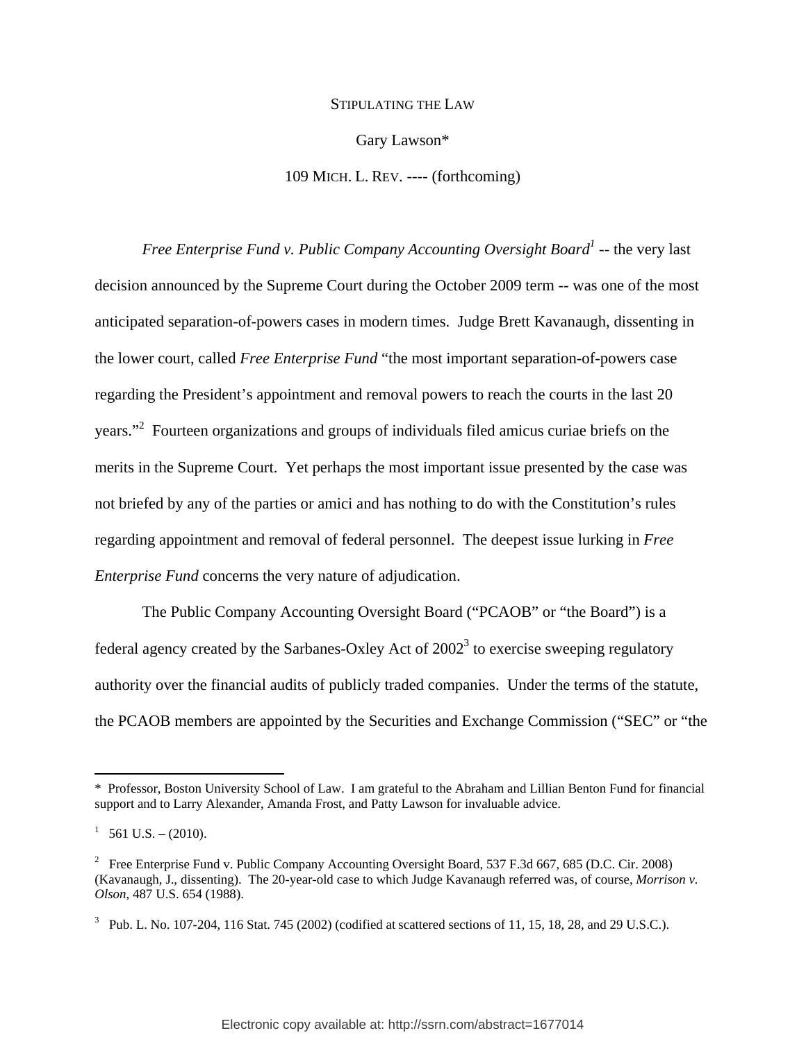STIPULATING THE LAW

Gary Lawson*

109 MICH. L. REV. ---- (forthcoming)

*Free Enterprise Fund v. Public Company Accounting Oversight Board*[1] -- the very last decision announced by the Supreme Court during the October 2009 term -- was one of the most anticipated separation-of-powers cases in modern times. Judge Brett Kavanaugh, dissenting in the lower court, called *Free Enterprise Fund* "the most important separation-of-powers case regarding the President's appointment and removal powers to reach the courts in the last 20 years."[2] Fourteen organizations and groups of individuals filed amicus curiae briefs on the merits in the Supreme Court. Yet perhaps the most important issue presented by the case was not briefed by any of the parties or amici and has nothing to do with the Constitution's rules regarding appointment and removal of federal personnel. The deepest issue lurking in *Free Enterprise Fund* concerns the very nature of adjudication.

The Public Company Accounting Oversight Board ("PCAOB" or "the Board") is a federal agency created by the Sarbanes-Oxley Act of 2002[3] to exercise sweeping regulatory authority over the financial audits of publicly traded companies. Under the terms of the statute, the PCAOB members are appointed by the Securities and Exchange Commission ("SEC" or "the

---

\* Professor, Boston University School of Law. I am grateful to the Abraham and Lillian Benton Fund for financial support and to Larry Alexander, Amanda Frost, and Patty Lawson for invaluable advice.

[1] 561 U.S. – (2010).

[2] Free Enterprise Fund v. Public Company Accounting Oversight Board, 537 F.3d 667, 685 (D.C. Cir. 2008) (Kavanaugh, J., dissenting). The 20-year-old case to which Judge Kavanaugh referred was, of course, *Morrison v. Olson*, 487 U.S. 654 (1988).

[3] Pub. L. No. 107-204, 116 Stat. 745 (2002) (codified at scattered sections of 11, 15, 18, 28, and 29 U.S.C.).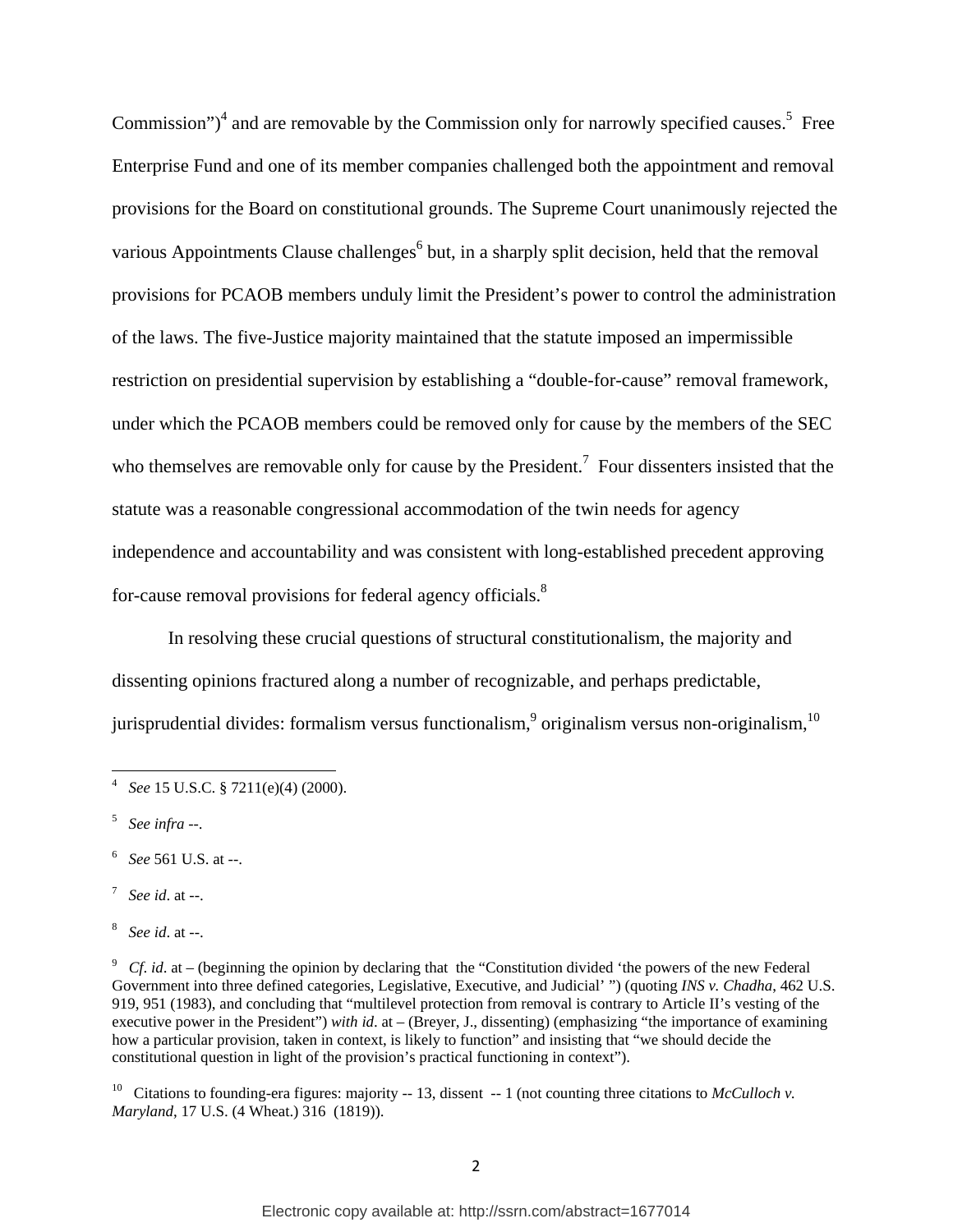Commission")[4] and are removable by the Commission only for narrowly specified causes.[5] Free Enterprise Fund and one of its member companies challenged both the appointment and removal provisions for the Board on constitutional grounds. The Supreme Court unanimously rejected the various Appointments Clause challenges[6] but, in a sharply split decision, held that the removal provisions for PCAOB members unduly limit the President's power to control the administration of the laws. The five-Justice majority maintained that the statute imposed an impermissible restriction on presidential supervision by establishing a "double-for-cause" removal framework, under which the PCAOB members could be removed only for cause by the members of the SEC who themselves are removable only for cause by the President.[7] Four dissenters insisted that the statute was a reasonable congressional accommodation of the twin needs for agency independence and accountability and was consistent with long-established precedent approving for-cause removal provisions for federal agency officials.[8]

In resolving these crucial questions of structural constitutionalism, the majority and dissenting opinions fractured along a number of recognizable, and perhaps predictable, jurisprudential divides: formalism versus functionalism,[9] originalism versus non-originalism,[10]

---

[4] *See* 15 U.S.C. § 7211(e)(4) (2000).

[5] *See infra* --.

[6] *See* 561 U.S. at --.

[7] *See id*. at --.

[8] *See id*. at --.

[9] *Cf. id*. at – (beginning the opinion by declaring that the "Constitution divided 'the powers of the new Federal Government into three defined categories, Legislative, Executive, and Judicial' ") (quoting *INS v. Chadha*, 462 U.S. 919, 951 (1983), and concluding that "multilevel protection from removal is contrary to Article II's vesting of the executive power in the President") *with id*. at – (Breyer, J., dissenting) (emphasizing "the importance of examining how a particular provision, taken in context, is likely to function" and insisting that "we should decide the constitutional question in light of the provision's practical functioning in context").

[10] Citations to founding-era figures: majority -- 13, dissent -- 1 (not counting three citations to *McCulloch v. Maryland*, 17 U.S. (4 Wheat.) 316 (1819)).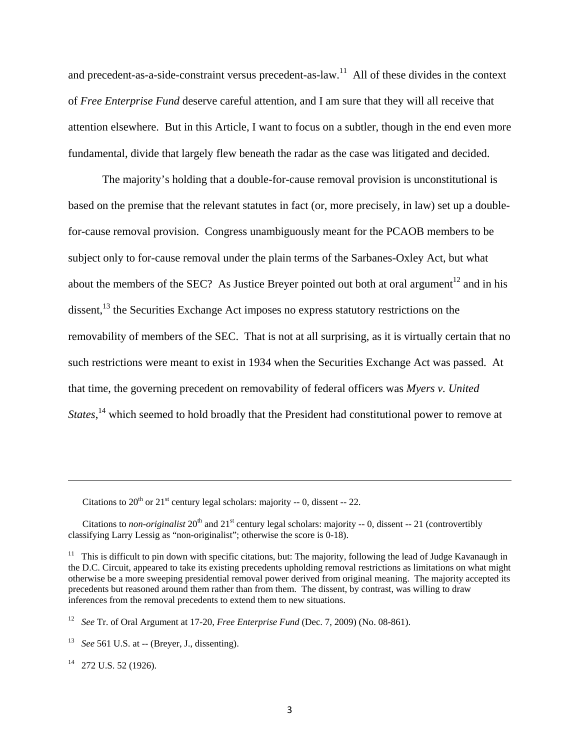and precedent-as-a-side-constraint versus precedent-as-law.[11] All of these divides in the context of *Free Enterprise Fund* deserve careful attention, and I am sure that they will all receive that attention elsewhere. But in this Article, I want to focus on a subtler, though in the end even more fundamental, divide that largely flew beneath the radar as the case was litigated and decided.

The majority's holding that a double-for-cause removal provision is unconstitutional is based on the premise that the relevant statutes in fact (or, more precisely, in law) set up a double-for-cause removal provision. Congress unambiguously meant for the PCAOB members to be subject only to for-cause removal under the plain terms of the Sarbanes-Oxley Act, but what about the members of the SEC? As Justice Breyer pointed out both at oral argument[12] and in his dissent,[13] the Securities Exchange Act imposes no express statutory restrictions on the removability of members of the SEC. That is not at all surprising, as it is virtually certain that no such restrictions were meant to exist in 1934 when the Securities Exchange Act was passed. At that time, the governing precedent on removability of federal officers was *Myers v. United States*,[14] which seemed to hold broadly that the President had constitutional power to remove at

---

Citations to 20th or 21st century legal scholars: majority -- 0, dissent -- 22.

Citations to *non-originalist* 20th and 21st century legal scholars: majority -- 0, dissent -- 21 (controvertibly classifying Larry Lessig as "non-originalist"; otherwise the score is 0-18).

[11] This is difficult to pin down with specific citations, but: The majority, following the lead of Judge Kavanaugh in the D.C. Circuit, appeared to take its existing precedents upholding removal restrictions as limitations on what might otherwise be a more sweeping presidential removal power derived from original meaning. The majority accepted its precedents but reasoned around them rather than from them. The dissent, by contrast, was willing to draw inferences from the removal precedents to extend them to new situations.

[12] *See* Tr. of Oral Argument at 17-20, *Free Enterprise Fund* (Dec. 7, 2009) (No. 08-861).

[13] *See* 561 U.S. at -- (Breyer, J., dissenting).

[14] 272 U.S. 52 (1926).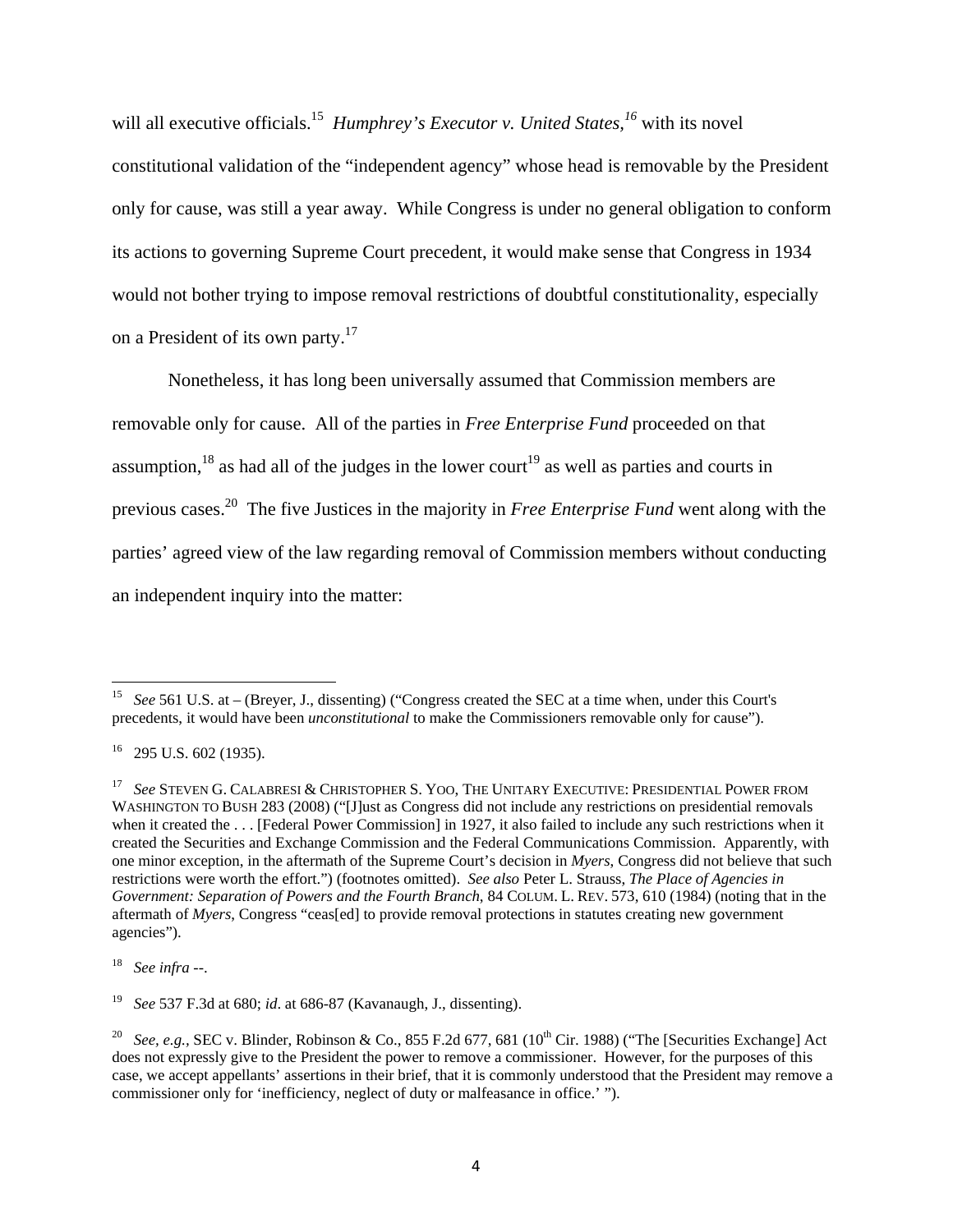will all executive officials.[15] *Humphrey's Executor v. United States*,[16] with its novel constitutional validation of the "independent agency" whose head is removable by the President only for cause, was still a year away. While Congress is under no general obligation to conform its actions to governing Supreme Court precedent, it would make sense that Congress in 1934 would not bother trying to impose removal restrictions of doubtful constitutionality, especially on a President of its own party.[17]

Nonetheless, it has long been universally assumed that Commission members are removable only for cause. All of the parties in *Free Enterprise Fund* proceeded on that assumption,[18] as had all of the judges in the lower court[19] as well as parties and courts in previous cases.[20] The five Justices in the majority in *Free Enterprise Fund* went along with the parties' agreed view of the law regarding removal of Commission members without conducting an independent inquiry into the matter:

---

[15] *See* 561 U.S. at – (Breyer, J., dissenting) ("Congress created the SEC at a time when, under this Court's precedents, it would have been *unconstitutional* to make the Commissioners removable only for cause").

[16] 295 U.S. 602 (1935).

[17] *See* STEVEN G. CALABRESI & CHRISTOPHER S. YOO, THE UNITARY EXECUTIVE: PRESIDENTIAL POWER FROM WASHINGTON TO BUSH 283 (2008) ("[J]ust as Congress did not include any restrictions on presidential removals when it created the . . . [Federal Power Commission] in 1927, it also failed to include any such restrictions when it created the Securities and Exchange Commission and the Federal Communications Commission. Apparently, with one minor exception, in the aftermath of the Supreme Court's decision in *Myers*, Congress did not believe that such restrictions were worth the effort.") (footnotes omitted). *See also* Peter L. Strauss, *The Place of Agencies in Government: Separation of Powers and the Fourth Branch*, 84 COLUM. L. REV. 573, 610 (1984) (noting that in the aftermath of *Myers*, Congress "ceas[ed] to provide removal protections in statutes creating new government agencies").

[18] *See infra* --.

[19] *See* 537 F.3d at 680; *id*. at 686-87 (Kavanaugh, J., dissenting).

[20] *See, e.g.*, SEC v. Blinder, Robinson & Co., 855 F.2d 677, 681 (10th Cir. 1988) ("The [Securities Exchange] Act does not expressly give to the President the power to remove a commissioner. However, for the purposes of this case, we accept appellants' assertions in their brief, that it is commonly understood that the President may remove a commissioner only for 'inefficiency, neglect of duty or malfeasance in office.' ").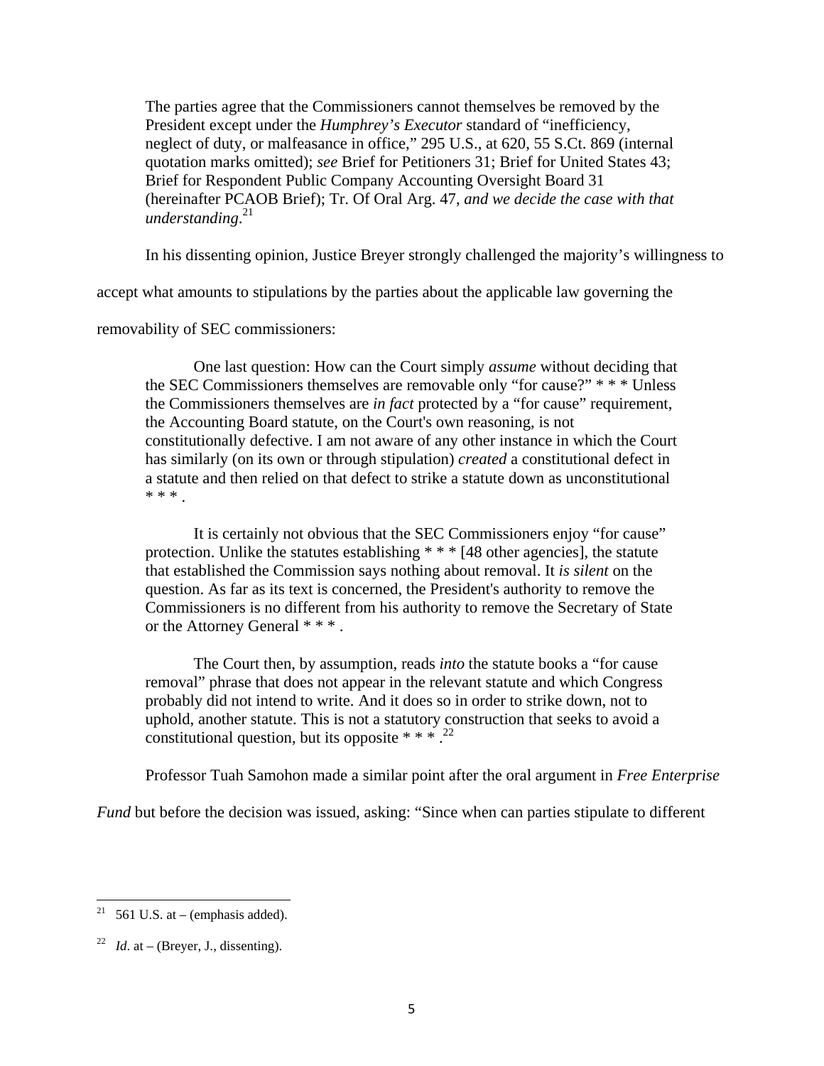> The parties agree that the Commissioners cannot themselves be removed by the President except under the *Humphrey's Executor* standard of "inefficiency, neglect of duty, or malfeasance in office," 295 U.S., at 620, 55 S.Ct. 869 (internal quotation marks omitted); *see* Brief for Petitioners 31; Brief for United States 43; Brief for Respondent Public Company Accounting Oversight Board 31 (hereinafter PCAOB Brief); Tr. Of Oral Arg. 47, *and we decide the case with that understanding*.[21]

In his dissenting opinion, Justice Breyer strongly challenged the majority's willingness to accept what amounts to stipulations by the parties about the applicable law governing the removability of SEC commissioners:

> One last question: How can the Court simply *assume* without deciding that the SEC Commissioners themselves are removable only "for cause?" * * * Unless the Commissioners themselves are *in fact* protected by a "for cause" requirement, the Accounting Board statute, on the Court's own reasoning, is not constitutionally defective. I am not aware of any other instance in which the Court has similarly (on its own or through stipulation) *created* a constitutional defect in a statute and then relied on that defect to strike a statute down as unconstitutional * * * .
>
> It is certainly not obvious that the SEC Commissioners enjoy "for cause" protection. Unlike the statutes establishing * * * [48 other agencies], the statute that established the Commission says nothing about removal. It *is silent* on the question. As far as its text is concerned, the President's authority to remove the Commissioners is no different from his authority to remove the Secretary of State or the Attorney General * * * .
>
> The Court then, by assumption, reads *into* the statute books a "for cause removal" phrase that does not appear in the relevant statute and which Congress probably did not intend to write. And it does so in order to strike down, not to uphold, another statute. This is not a statutory construction that seeks to avoid a constitutional question, but its opposite * * * .[22]

Professor Tuah Samohon made a similar point after the oral argument in *Free Enterprise Fund* but before the decision was issued, asking: "Since when can parties stipulate to different

---

[21] 561 U.S. at – (emphasis added).

[22] *Id*. at – (Breyer, J., dissenting).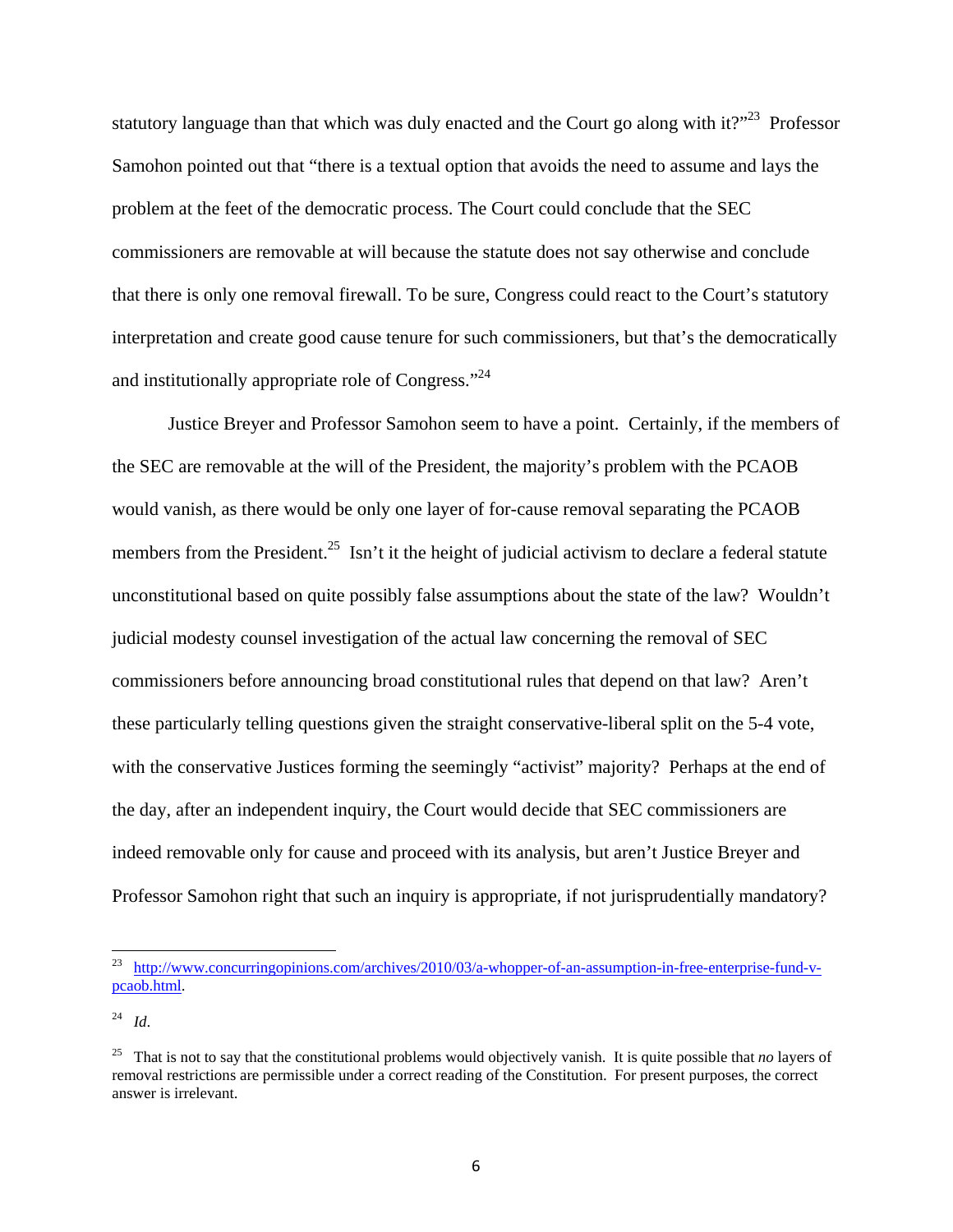statutory language than that which was duly enacted and the Court go along with it?"[23] Professor Samohon pointed out that "there is a textual option that avoids the need to assume and lays the problem at the feet of the democratic process. The Court could conclude that the SEC commissioners are removable at will because the statute does not say otherwise and conclude that there is only one removal firewall. To be sure, Congress could react to the Court's statutory interpretation and create good cause tenure for such commissioners, but that's the democratically and institutionally appropriate role of Congress."[24]

Justice Breyer and Professor Samohon seem to have a point. Certainly, if the members of the SEC are removable at the will of the President, the majority's problem with the PCAOB would vanish, as there would be only one layer of for-cause removal separating the PCAOB members from the President.[25] Isn't it the height of judicial activism to declare a federal statute unconstitutional based on quite possibly false assumptions about the state of the law? Wouldn't judicial modesty counsel investigation of the actual law concerning the removal of SEC commissioners before announcing broad constitutional rules that depend on that law? Aren't these particularly telling questions given the straight conservative-liberal split on the 5-4 vote, with the conservative Justices forming the seemingly "activist" majority? Perhaps at the end of the day, after an independent inquiry, the Court would decide that SEC commissioners are indeed removable only for cause and proceed with its analysis, but aren't Justice Breyer and Professor Samohon right that such an inquiry is appropriate, if not jurisprudentially mandatory?

---

[23] http://www.concurringopinions.com/archives/2010/03/a-whopper-of-an-assumption-in-free-enterprise-fund-v-pcaob.html.

[24] *Id*.

[25] That is not to say that the constitutional problems would objectively vanish. It is quite possible that *no* layers of removal restrictions are permissible under a correct reading of the Constitution. For present purposes, the correct answer is irrelevant.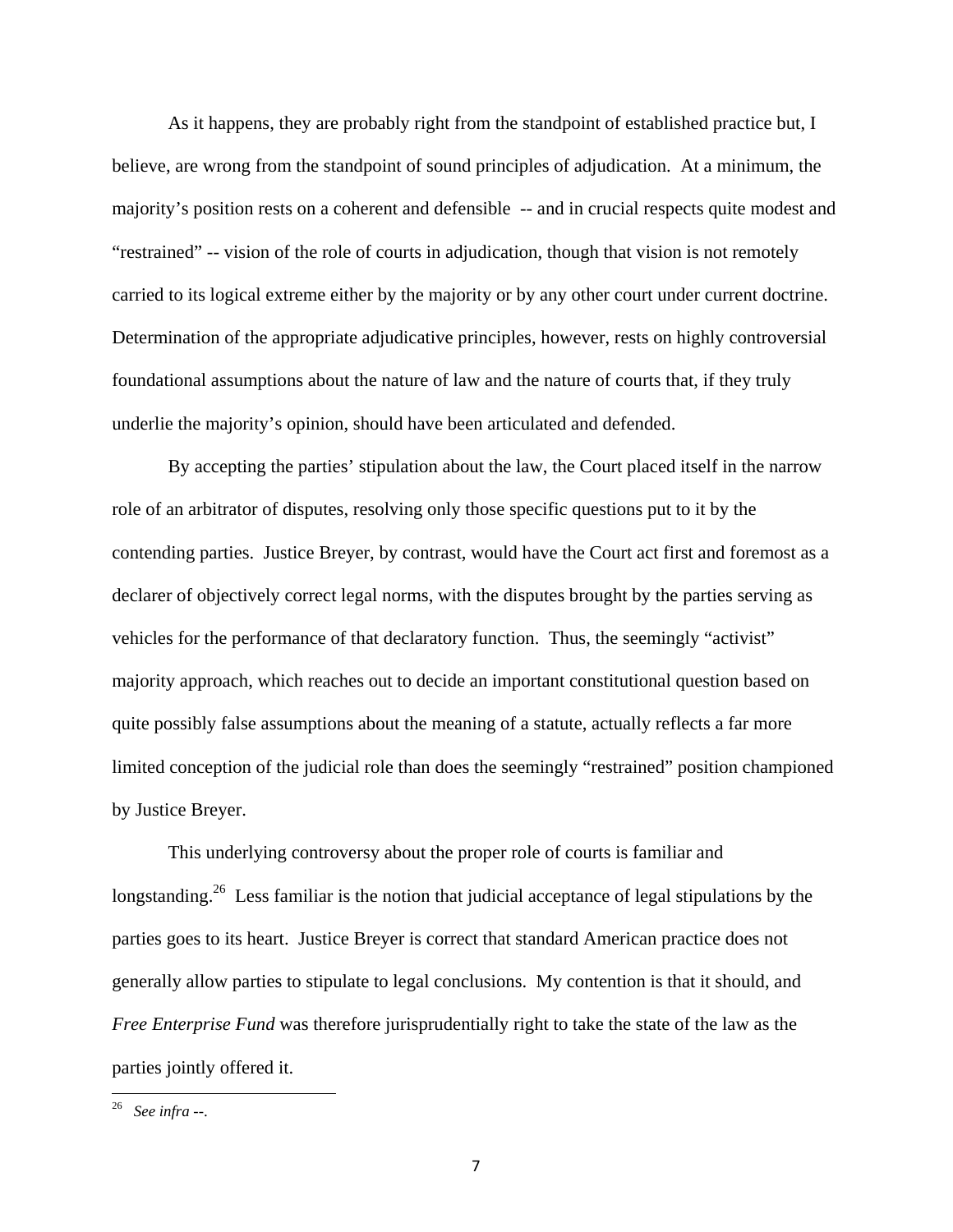As it happens, they are probably right from the standpoint of established practice but, I believe, are wrong from the standpoint of sound principles of adjudication. At a minimum, the majority's position rests on a coherent and defensible -- and in crucial respects quite modest and "restrained" -- vision of the role of courts in adjudication, though that vision is not remotely carried to its logical extreme either by the majority or by any other court under current doctrine. Determination of the appropriate adjudicative principles, however, rests on highly controversial foundational assumptions about the nature of law and the nature of courts that, if they truly underlie the majority's opinion, should have been articulated and defended.

By accepting the parties' stipulation about the law, the Court placed itself in the narrow role of an arbitrator of disputes, resolving only those specific questions put to it by the contending parties. Justice Breyer, by contrast, would have the Court act first and foremost as a declarer of objectively correct legal norms, with the disputes brought by the parties serving as vehicles for the performance of that declaratory function. Thus, the seemingly "activist" majority approach, which reaches out to decide an important constitutional question based on quite possibly false assumptions about the meaning of a statute, actually reflects a far more limited conception of the judicial role than does the seemingly "restrained" position championed by Justice Breyer.

This underlying controversy about the proper role of courts is familiar and longstanding.[26] Less familiar is the notion that judicial acceptance of legal stipulations by the parties goes to its heart. Justice Breyer is correct that standard American practice does not generally allow parties to stipulate to legal conclusions. My contention is that it should, and *Free Enterprise Fund* was therefore jurisprudentially right to take the state of the law as the parties jointly offered it.

---

[26] *See infra* --.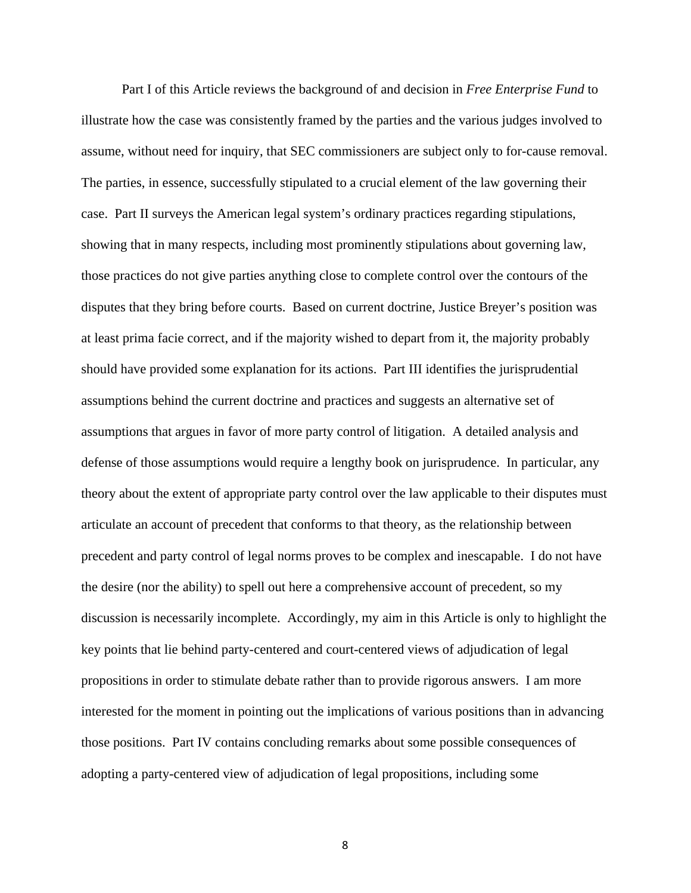Part I of this Article reviews the background of and decision in *Free Enterprise Fund* to illustrate how the case was consistently framed by the parties and the various judges involved to assume, without need for inquiry, that SEC commissioners are subject only to for-cause removal. The parties, in essence, successfully stipulated to a crucial element of the law governing their case. Part II surveys the American legal system's ordinary practices regarding stipulations, showing that in many respects, including most prominently stipulations about governing law, those practices do not give parties anything close to complete control over the contours of the disputes that they bring before courts. Based on current doctrine, Justice Breyer's position was at least prima facie correct, and if the majority wished to depart from it, the majority probably should have provided some explanation for its actions. Part III identifies the jurisprudential assumptions behind the current doctrine and practices and suggests an alternative set of assumptions that argues in favor of more party control of litigation. A detailed analysis and defense of those assumptions would require a lengthy book on jurisprudence. In particular, any theory about the extent of appropriate party control over the law applicable to their disputes must articulate an account of precedent that conforms to that theory, as the relationship between precedent and party control of legal norms proves to be complex and inescapable. I do not have the desire (nor the ability) to spell out here a comprehensive account of precedent, so my discussion is necessarily incomplete. Accordingly, my aim in this Article is only to highlight the key points that lie behind party-centered and court-centered views of adjudication of legal propositions in order to stimulate debate rather than to provide rigorous answers. I am more interested for the moment in pointing out the implications of various positions than in advancing those positions. Part IV contains concluding remarks about some possible consequences of adopting a party-centered view of adjudication of legal propositions, including some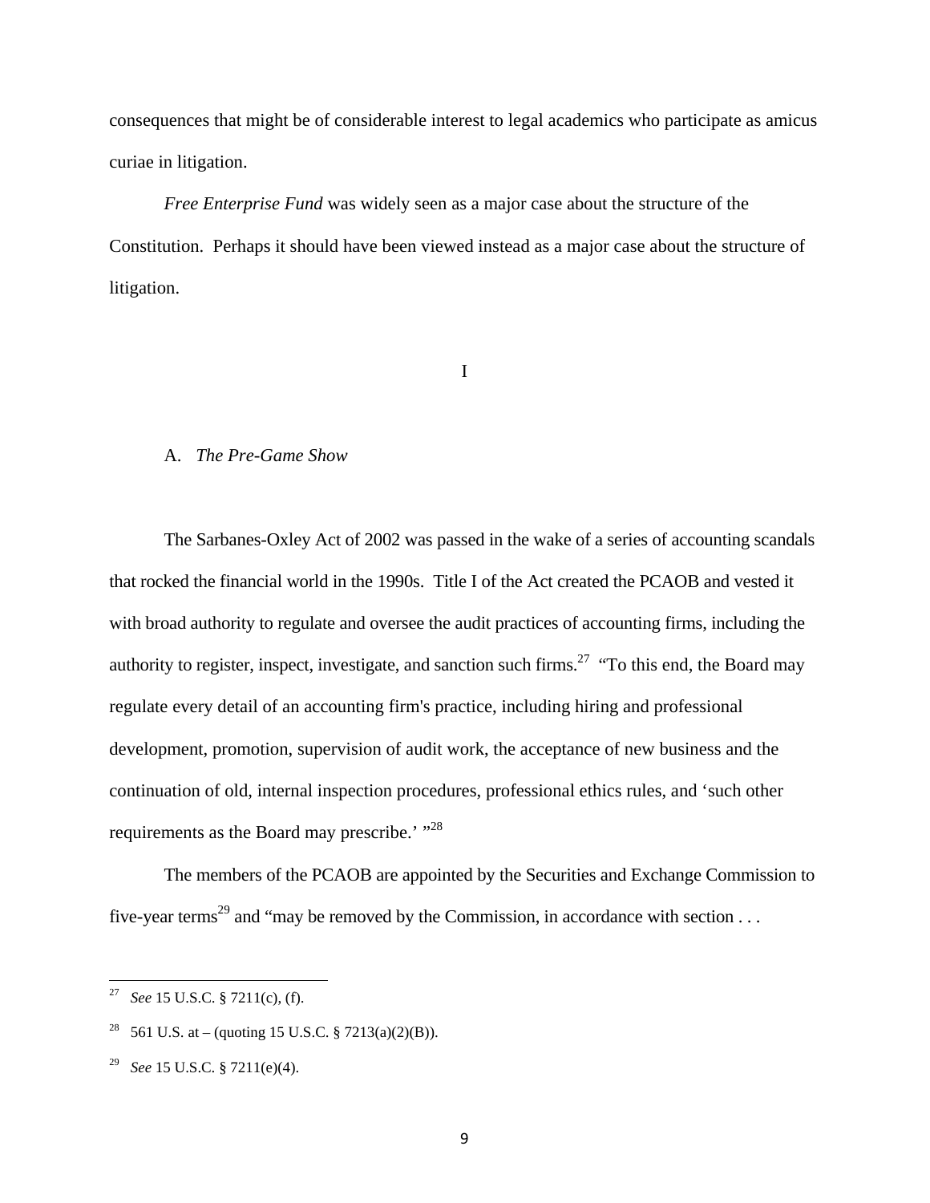consequences that might be of considerable interest to legal academics who participate as amicus curiae in litigation.

*Free Enterprise Fund* was widely seen as a major case about the structure of the Constitution. Perhaps it should have been viewed instead as a major case about the structure of litigation.

# I

## A. *The Pre-Game Show*

The Sarbanes-Oxley Act of 2002 was passed in the wake of a series of accounting scandals that rocked the financial world in the 1990s. Title I of the Act created the PCAOB and vested it with broad authority to regulate and oversee the audit practices of accounting firms, including the authority to register, inspect, investigate, and sanction such firms.[27] "To this end, the Board may regulate every detail of an accounting firm's practice, including hiring and professional development, promotion, supervision of audit work, the acceptance of new business and the continuation of old, internal inspection procedures, professional ethics rules, and 'such other requirements as the Board may prescribe.' "[28]

The members of the PCAOB are appointed by the Securities and Exchange Commission to five-year terms[29] and "may be removed by the Commission, in accordance with section . . .

---

[27] *See* 15 U.S.C. § 7211(c), (f).

[28] 561 U.S. at – (quoting 15 U.S.C. § 7213(a)(2)(B)).

[29] *See* 15 U.S.C. § 7211(e)(4).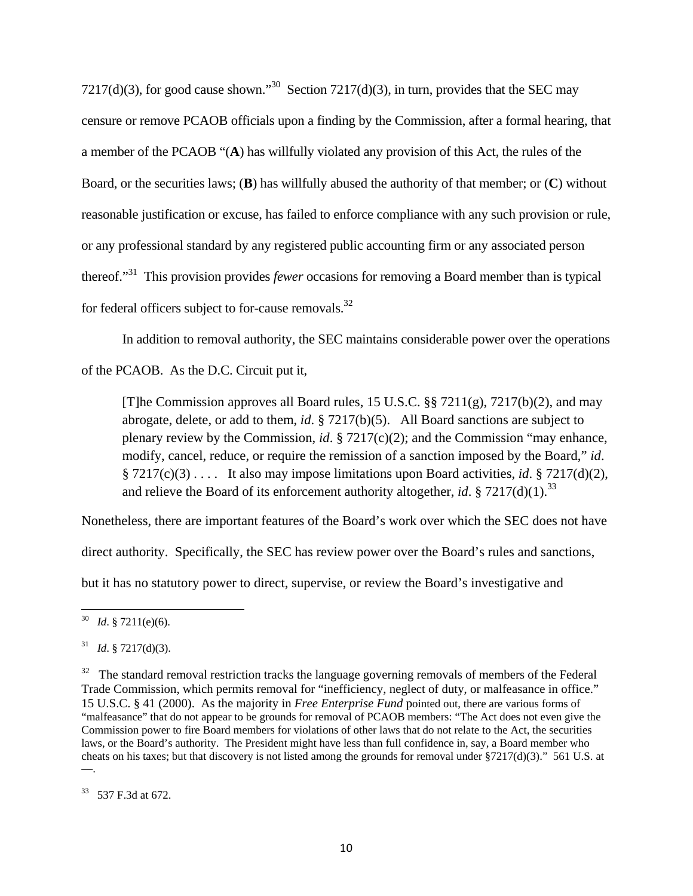7217(d)(3), for good cause shown."[30] Section 7217(d)(3), in turn, provides that the SEC may censure or remove PCAOB officials upon a finding by the Commission, after a formal hearing, that a member of the PCAOB "(**A**) has willfully violated any provision of this Act, the rules of the Board, or the securities laws; (**B**) has willfully abused the authority of that member; or (**C**) without reasonable justification or excuse, has failed to enforce compliance with any such provision or rule, or any professional standard by any registered public accounting firm or any associated person thereof."[31] This provision provides *fewer* occasions for removing a Board member than is typical for federal officers subject to for-cause removals.[32]

In addition to removal authority, the SEC maintains considerable power over the operations of the PCAOB. As the D.C. Circuit put it,

> [T]he Commission approves all Board rules, 15 U.S.C. §§ 7211(g), 7217(b)(2), and may abrogate, delete, or add to them, *id*. § 7217(b)(5). All Board sanctions are subject to plenary review by the Commission, *id*. § 7217(c)(2); and the Commission "may enhance, modify, cancel, reduce, or require the remission of a sanction imposed by the Board," *id*. § 7217(c)(3) . . . . It also may impose limitations upon Board activities, *id*. § 7217(d)(2), and relieve the Board of its enforcement authority altogether, *id*. § 7217(d)(1).[33]

Nonetheless, there are important features of the Board's work over which the SEC does not have direct authority. Specifically, the SEC has review power over the Board's rules and sanctions, but it has no statutory power to direct, supervise, or review the Board's investigative and

---

[30] *Id*. § 7211(e)(6).

[31] *Id*. § 7217(d)(3).

[32] The standard removal restriction tracks the language governing removals of members of the Federal Trade Commission, which permits removal for "inefficiency, neglect of duty, or malfeasance in office." 15 U.S.C. § 41 (2000). As the majority in *Free Enterprise Fund* pointed out, there are various forms of "malfeasance" that do not appear to be grounds for removal of PCAOB members: "The Act does not even give the Commission power to fire Board members for violations of other laws that do not relate to the Act, the securities laws, or the Board's authority. The President might have less than full confidence in, say, a Board member who cheats on his taxes; but that discovery is not listed among the grounds for removal under §7217(d)(3)." 561 U.S. at —.

[33] 537 F.3d at 672.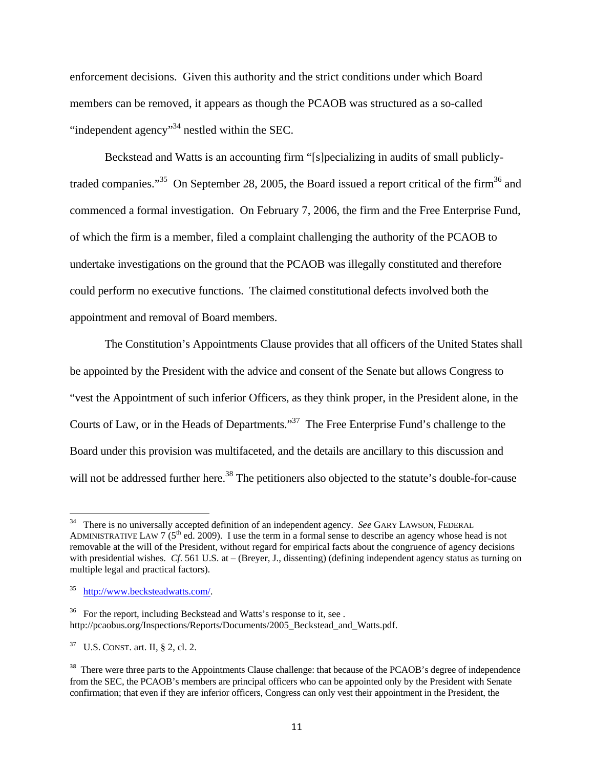enforcement decisions. Given this authority and the strict conditions under which Board members can be removed, it appears as though the PCAOB was structured as a so-called "independent agency"[34] nestled within the SEC.

Beckstead and Watts is an accounting firm "[s]pecializing in audits of small publicly-traded companies."[35] On September 28, 2005, the Board issued a report critical of the firm[36] and commenced a formal investigation. On February 7, 2006, the firm and the Free Enterprise Fund, of which the firm is a member, filed a complaint challenging the authority of the PCAOB to undertake investigations on the ground that the PCAOB was illegally constituted and therefore could perform no executive functions. The claimed constitutional defects involved both the appointment and removal of Board members.

The Constitution's Appointments Clause provides that all officers of the United States shall be appointed by the President with the advice and consent of the Senate but allows Congress to "vest the Appointment of such inferior Officers, as they think proper, in the President alone, in the Courts of Law, or in the Heads of Departments."[37] The Free Enterprise Fund's challenge to the Board under this provision was multifaceted, and the details are ancillary to this discussion and will not be addressed further here.[38] The petitioners also objected to the statute's double-for-cause

---

[34] There is no universally accepted definition of an independent agency. *See* GARY LAWSON, FEDERAL ADMINISTRATIVE LAW 7 (5th ed. 2009). I use the term in a formal sense to describe an agency whose head is not removable at the will of the President, without regard for empirical facts about the congruence of agency decisions with presidential wishes. *Cf.* 561 U.S. at – (Breyer, J., dissenting) (defining independent agency status as turning on multiple legal and practical factors).

[35] http://www.becksteadwatts.com/.

[36] For the report, including Beckstead and Watts's response to it, see . http://pcaobus.org/Inspections/Reports/Documents/2005_Beckstead_and_Watts.pdf.

[37] U.S. CONST. art. II, § 2, cl. 2.

[38] There were three parts to the Appointments Clause challenge: that because of the PCAOB's degree of independence from the SEC, the PCAOB's members are principal officers who can be appointed only by the President with Senate confirmation; that even if they are inferior officers, Congress can only vest their appointment in the President, the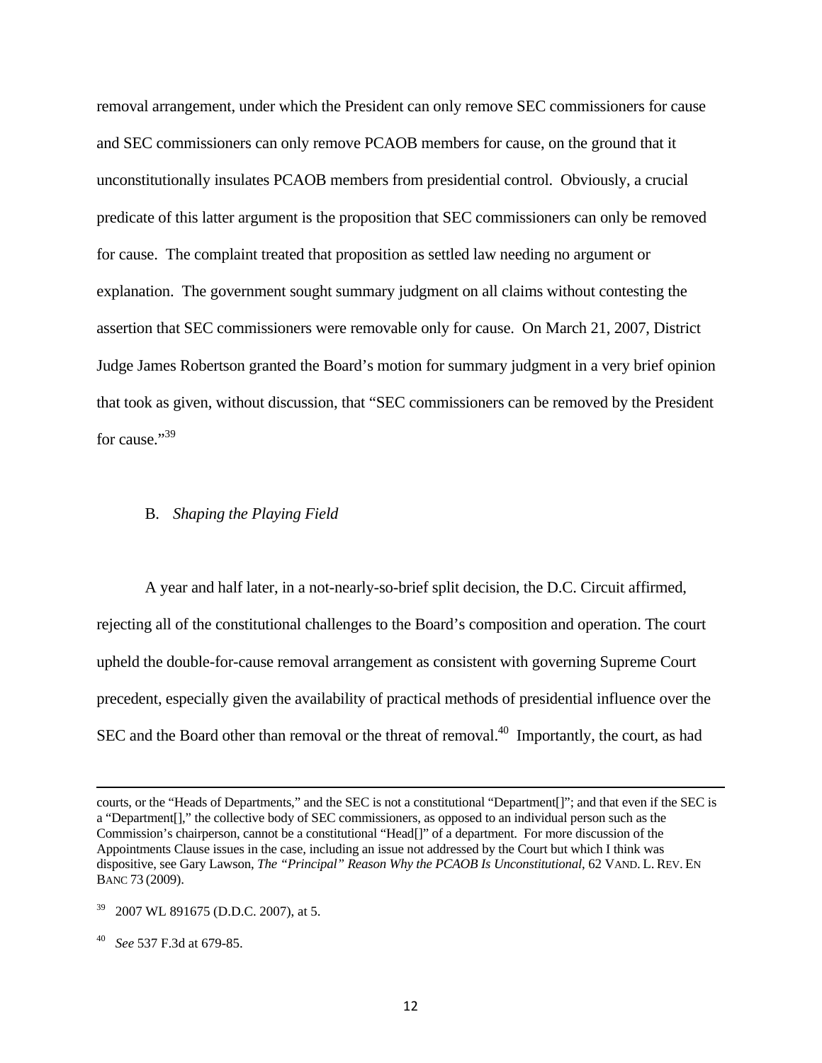removal arrangement, under which the President can only remove SEC commissioners for cause and SEC commissioners can only remove PCAOB members for cause, on the ground that it unconstitutionally insulates PCAOB members from presidential control. Obviously, a crucial predicate of this latter argument is the proposition that SEC commissioners can only be removed for cause. The complaint treated that proposition as settled law needing no argument or explanation. The government sought summary judgment on all claims without contesting the assertion that SEC commissioners were removable only for cause. On March 21, 2007, District Judge James Robertson granted the Board's motion for summary judgment in a very brief opinion that took as given, without discussion, that "SEC commissioners can be removed by the President for cause."[39]

### B. *Shaping the Playing Field*

A year and half later, in a not-nearly-so-brief split decision, the D.C. Circuit affirmed, rejecting all of the constitutional challenges to the Board's composition and operation. The court upheld the double-for-cause removal arrangement as consistent with governing Supreme Court precedent, especially given the availability of practical methods of presidential influence over the SEC and the Board other than removal or the threat of removal.[40] Importantly, the court, as had

---

courts, or the "Heads of Departments," and the SEC is not a constitutional "Department[]"; and that even if the SEC is a "Department[]," the collective body of SEC commissioners, as opposed to an individual person such as the Commission's chairperson, cannot be a constitutional "Head[]" of a department. For more discussion of the Appointments Clause issues in the case, including an issue not addressed by the Court but which I think was dispositive, see Gary Lawson, *The "Principal" Reason Why the PCAOB Is Unconstitutional*, 62 VAND. L. REV. EN BANC 73 (2009).

[39] 2007 WL 891675 (D.D.C. 2007), at 5.

[40] *See* 537 F.3d at 679-85.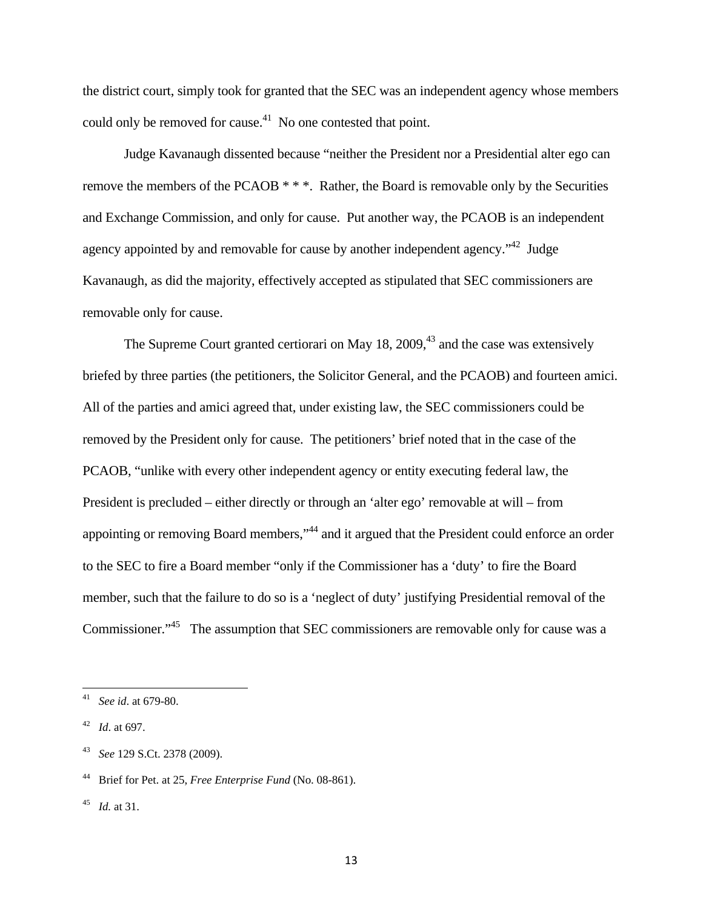the district court, simply took for granted that the SEC was an independent agency whose members could only be removed for cause.[41] No one contested that point.

Judge Kavanaugh dissented because "neither the President nor a Presidential alter ego can remove the members of the PCAOB * * *. Rather, the Board is removable only by the Securities and Exchange Commission, and only for cause. Put another way, the PCAOB is an independent agency appointed by and removable for cause by another independent agency."[42] Judge Kavanaugh, as did the majority, effectively accepted as stipulated that SEC commissioners are removable only for cause.

The Supreme Court granted certiorari on May 18, 2009,[43] and the case was extensively briefed by three parties (the petitioners, the Solicitor General, and the PCAOB) and fourteen amici. All of the parties and amici agreed that, under existing law, the SEC commissioners could be removed by the President only for cause. The petitioners' brief noted that in the case of the PCAOB, "unlike with every other independent agency or entity executing federal law, the President is precluded – either directly or through an 'alter ego' removable at will – from appointing or removing Board members,"[44] and it argued that the President could enforce an order to the SEC to fire a Board member "only if the Commissioner has a 'duty' to fire the Board member, such that the failure to do so is a 'neglect of duty' justifying Presidential removal of the Commissioner."[45] The assumption that SEC commissioners are removable only for cause was a

---

[41] *See id*. at 679-80.

[42] *Id*. at 697.

[43] *See* 129 S.Ct. 2378 (2009).

[44] Brief for Pet. at 25, *Free Enterprise Fund* (No. 08-861).

[45] *Id.* at 31.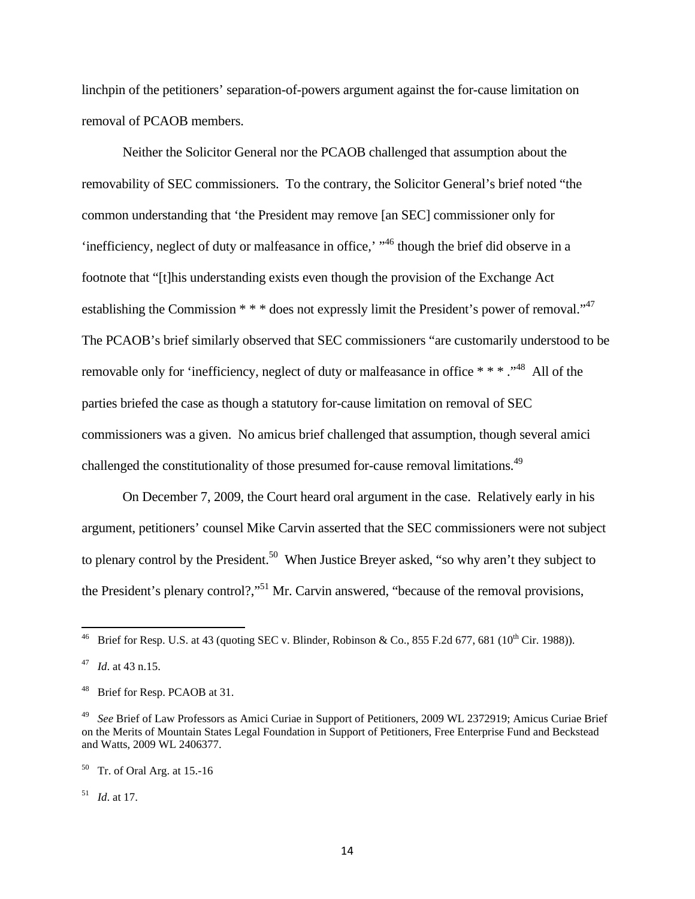linchpin of the petitioners' separation-of-powers argument against the for-cause limitation on removal of PCAOB members.

Neither the Solicitor General nor the PCAOB challenged that assumption about the removability of SEC commissioners. To the contrary, the Solicitor General's brief noted "the common understanding that 'the President may remove [an SEC] commissioner only for 'inefficiency, neglect of duty or malfeasance in office,' "[46] though the brief did observe in a footnote that "[t]his understanding exists even though the provision of the Exchange Act establishing the Commission * * * does not expressly limit the President's power of removal."[47] The PCAOB's brief similarly observed that SEC commissioners "are customarily understood to be removable only for 'inefficiency, neglect of duty or malfeasance in office * * * ."[48] All of the parties briefed the case as though a statutory for-cause limitation on removal of SEC commissioners was a given. No amicus brief challenged that assumption, though several amici challenged the constitutionality of those presumed for-cause removal limitations.[49]

On December 7, 2009, the Court heard oral argument in the case. Relatively early in his argument, petitioners' counsel Mike Carvin asserted that the SEC commissioners were not subject to plenary control by the President.[50] When Justice Breyer asked, "so why aren't they subject to the President's plenary control?,"[51] Mr. Carvin answered, "because of the removal provisions,

---

[46] Brief for Resp. U.S. at 43 (quoting SEC v. Blinder, Robinson & Co., 855 F.2d 677, 681 (10th Cir. 1988)).

[47] *Id*. at 43 n.15.

[48] Brief for Resp. PCAOB at 31.

[49] *See* Brief of Law Professors as Amici Curiae in Support of Petitioners, 2009 WL 2372919; Amicus Curiae Brief on the Merits of Mountain States Legal Foundation in Support of Petitioners, Free Enterprise Fund and Beckstead and Watts, 2009 WL 2406377.

[50] Tr. of Oral Arg. at 15.-16

[51] *Id*. at 17.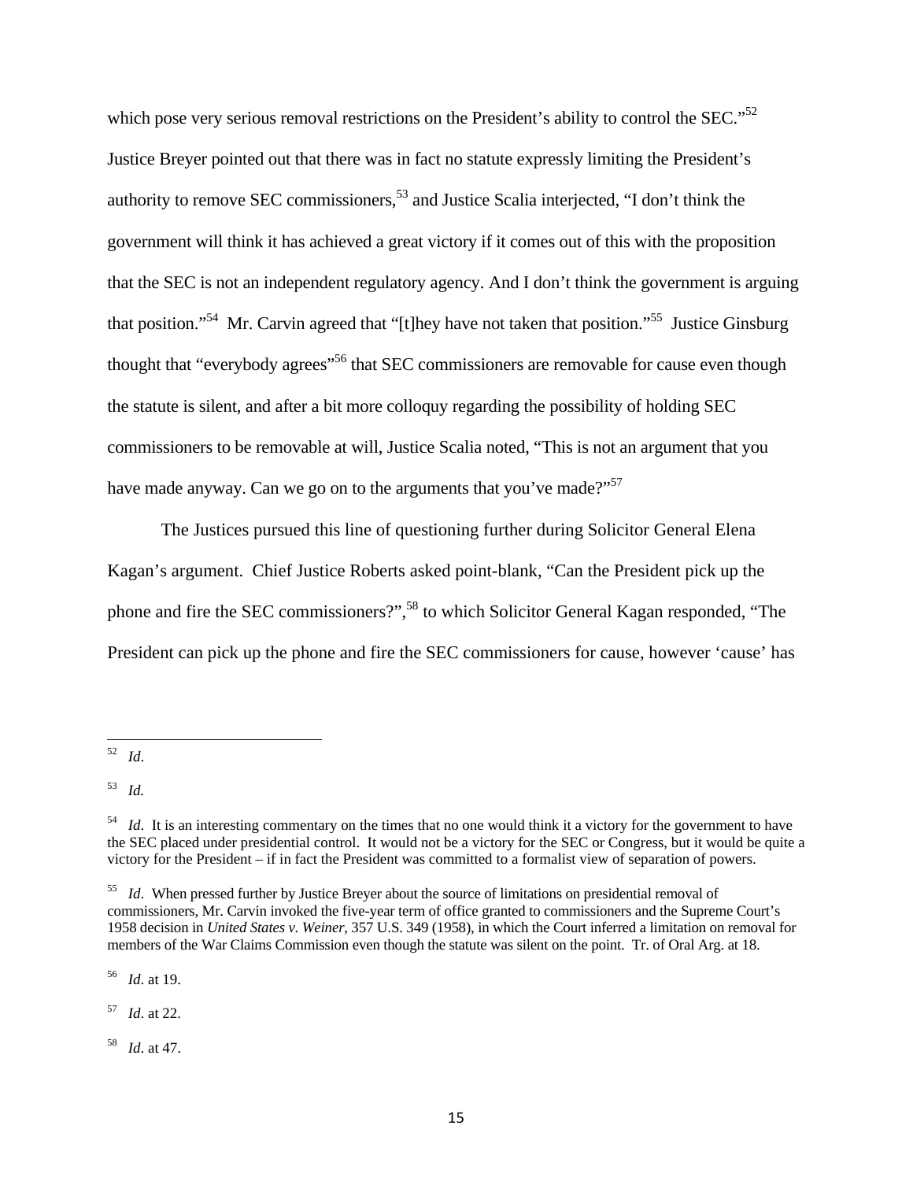which pose very serious removal restrictions on the President's ability to control the SEC."[52] Justice Breyer pointed out that there was in fact no statute expressly limiting the President's authority to remove SEC commissioners,[53] and Justice Scalia interjected, "I don't think the government will think it has achieved a great victory if it comes out of this with the proposition that the SEC is not an independent regulatory agency. And I don't think the government is arguing that position."[54] Mr. Carvin agreed that "[t]hey have not taken that position."[55] Justice Ginsburg thought that "everybody agrees"[56] that SEC commissioners are removable for cause even though the statute is silent, and after a bit more colloquy regarding the possibility of holding SEC commissioners to be removable at will, Justice Scalia noted, "This is not an argument that you have made anyway. Can we go on to the arguments that you've made?"[57]

The Justices pursued this line of questioning further during Solicitor General Elena Kagan's argument. Chief Justice Roberts asked point-blank, "Can the President pick up the phone and fire the SEC commissioners?",[58] to which Solicitor General Kagan responded, "The President can pick up the phone and fire the SEC commissioners for cause, however 'cause' has

---

[52] *Id*.

[53] *Id.*

[54] *Id*. It is an interesting commentary on the times that no one would think it a victory for the government to have the SEC placed under presidential control. It would not be a victory for the SEC or Congress, but it would be quite a victory for the President – if in fact the President was committed to a formalist view of separation of powers.

[55] *Id*. When pressed further by Justice Breyer about the source of limitations on presidential removal of commissioners, Mr. Carvin invoked the five-year term of office granted to commissioners and the Supreme Court's 1958 decision in *United States v. Weiner*, 357 U.S. 349 (1958), in which the Court inferred a limitation on removal for members of the War Claims Commission even though the statute was silent on the point. Tr. of Oral Arg. at 18.

[56] *Id*. at 19.

[57] *Id*. at 22.

[58] *Id*. at 47.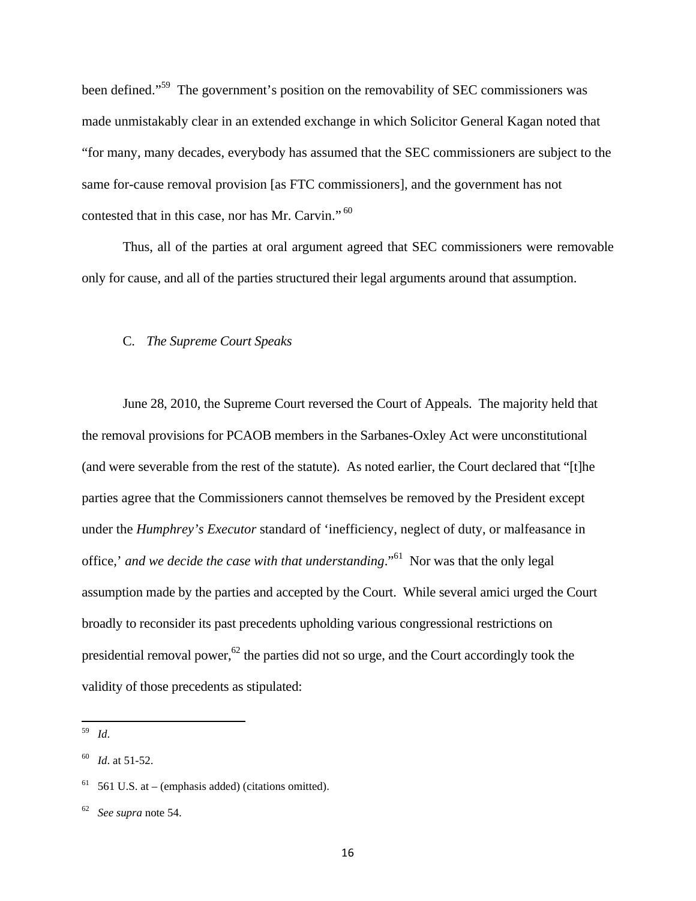been defined."[59] The government's position on the removability of SEC commissioners was made unmistakably clear in an extended exchange in which Solicitor General Kagan noted that "for many, many decades, everybody has assumed that the SEC commissioners are subject to the same for-cause removal provision [as FTC commissioners], and the government has not contested that in this case, nor has Mr. Carvin."[60]

Thus, all of the parties at oral argument agreed that SEC commissioners were removable only for cause, and all of the parties structured their legal arguments around that assumption.

### C. *The Supreme Court Speaks*

June 28, 2010, the Supreme Court reversed the Court of Appeals. The majority held that the removal provisions for PCAOB members in the Sarbanes-Oxley Act were unconstitutional (and were severable from the rest of the statute). As noted earlier, the Court declared that "[t]he parties agree that the Commissioners cannot themselves be removed by the President except under the *Humphrey's Executor* standard of 'inefficiency, neglect of duty, or malfeasance in office,' *and we decide the case with that understanding*."[61] Nor was that the only legal assumption made by the parties and accepted by the Court. While several amici urged the Court broadly to reconsider its past precedents upholding various congressional restrictions on presidential removal power,[62] the parties did not so urge, and the Court accordingly took the validity of those precedents as stipulated:

---

[59] *Id*.

[60] *Id*. at 51-52.

[61] 561 U.S. at – (emphasis added) (citations omitted).

[62] *See supra* note 54.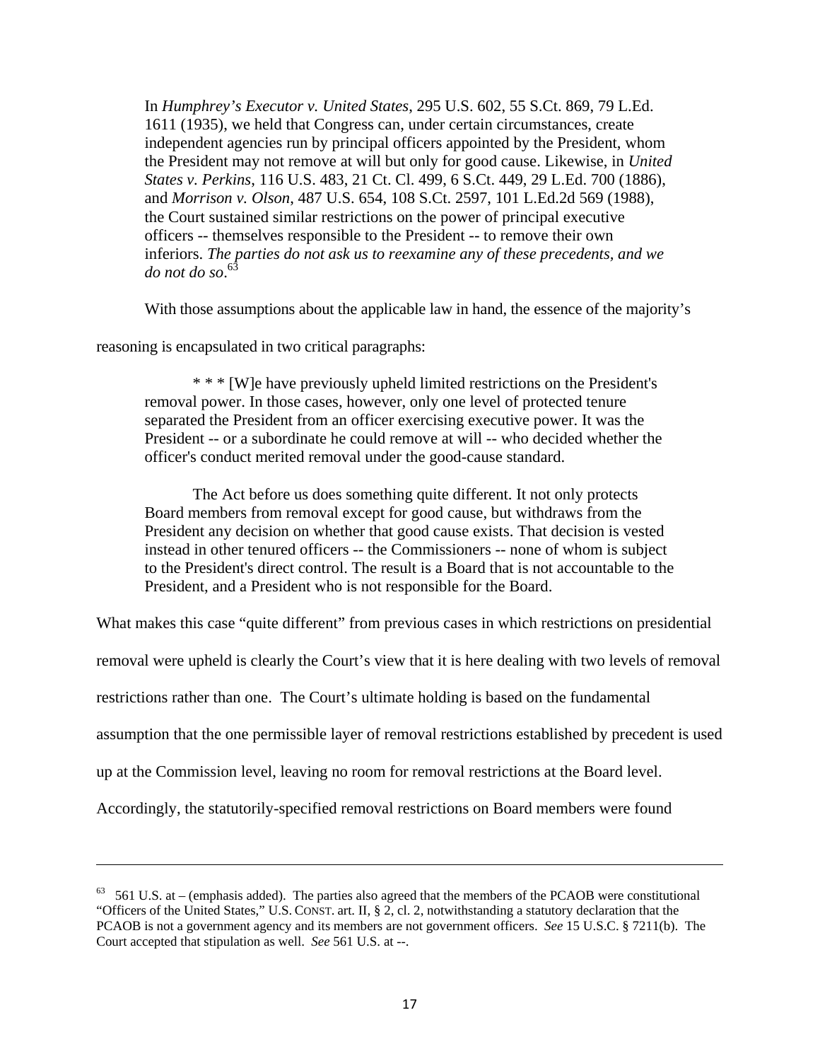> In *Humphrey's Executor v. United States*, 295 U.S. 602, 55 S.Ct. 869, 79 L.Ed. 1611 (1935), we held that Congress can, under certain circumstances, create independent agencies run by principal officers appointed by the President, whom the President may not remove at will but only for good cause. Likewise, in *United States v. Perkins*, 116 U.S. 483, 21 Ct. Cl. 499, 6 S.Ct. 449, 29 L.Ed. 700 (1886), and *Morrison v. Olson*, 487 U.S. 654, 108 S.Ct. 2597, 101 L.Ed.2d 569 (1988), the Court sustained similar restrictions on the power of principal executive officers -- themselves responsible to the President -- to remove their own inferiors. *The parties do not ask us to reexamine any of these precedents, and we do not do so*.[63]

With those assumptions about the applicable law in hand, the essence of the majority's reasoning is encapsulated in two critical paragraphs:

> * * * [W]e have previously upheld limited restrictions on the President's removal power. In those cases, however, only one level of protected tenure separated the President from an officer exercising executive power. It was the President -- or a subordinate he could remove at will -- who decided whether the officer's conduct merited removal under the good-cause standard.
>
> The Act before us does something quite different. It not only protects Board members from removal except for good cause, but withdraws from the President any decision on whether that good cause exists. That decision is vested instead in other tenured officers -- the Commissioners -- none of whom is subject to the President's direct control. The result is a Board that is not accountable to the President, and a President who is not responsible for the Board.

What makes this case "quite different" from previous cases in which restrictions on presidential removal were upheld is clearly the Court's view that it is here dealing with two levels of removal restrictions rather than one. The Court's ultimate holding is based on the fundamental assumption that the one permissible layer of removal restrictions established by precedent is used up at the Commission level, leaving no room for removal restrictions at the Board level. Accordingly, the statutorily-specified removal restrictions on Board members were found

---

[63] 561 U.S. at – (emphasis added). The parties also agreed that the members of the PCAOB were constitutional "Officers of the United States," U.S. CONST. art. II, § 2, cl. 2, notwithstanding a statutory declaration that the PCAOB is not a government agency and its members are not government officers. *See* 15 U.S.C. § 7211(b). The Court accepted that stipulation as well. *See* 561 U.S. at --.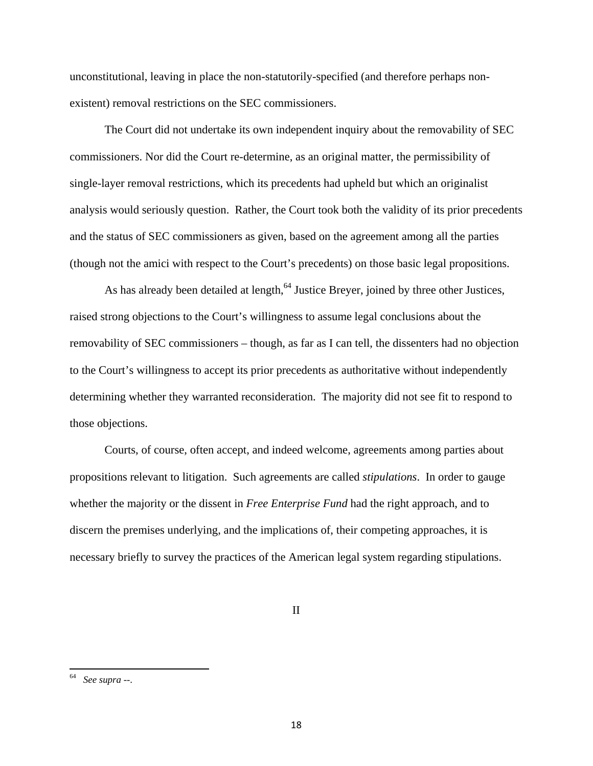unconstitutional, leaving in place the non-statutorily-specified (and therefore perhaps non-existent) removal restrictions on the SEC commissioners.

The Court did not undertake its own independent inquiry about the removability of SEC commissioners. Nor did the Court re-determine, as an original matter, the permissibility of single-layer removal restrictions, which its precedents had upheld but which an originalist analysis would seriously question. Rather, the Court took both the validity of its prior precedents and the status of SEC commissioners as given, based on the agreement among all the parties (though not the amici with respect to the Court's precedents) on those basic legal propositions.

As has already been detailed at length,[64] Justice Breyer, joined by three other Justices, raised strong objections to the Court's willingness to assume legal conclusions about the removability of SEC commissioners – though, as far as I can tell, the dissenters had no objection to the Court's willingness to accept its prior precedents as authoritative without independently determining whether they warranted reconsideration. The majority did not see fit to respond to those objections.

Courts, of course, often accept, and indeed welcome, agreements among parties about propositions relevant to litigation. Such agreements are called *stipulations*. In order to gauge whether the majority or the dissent in *Free Enterprise Fund* had the right approach, and to discern the premises underlying, and the implications of, their competing approaches, it is necessary briefly to survey the practices of the American legal system regarding stipulations.

## II

[64] *See supra* --.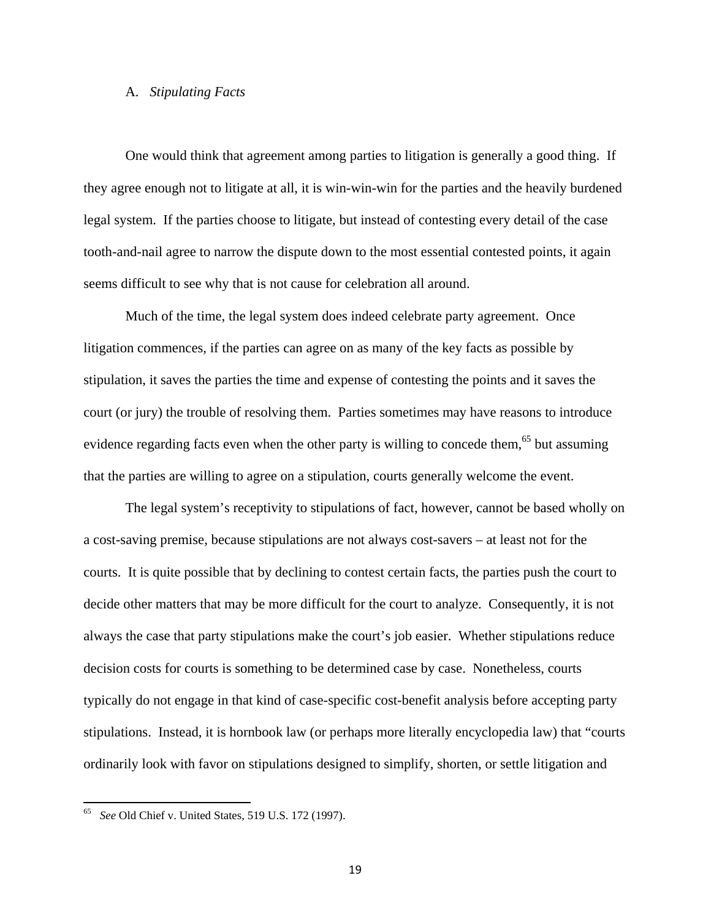### A. *Stipulating Facts*

One would think that agreement among parties to litigation is generally a good thing. If they agree enough not to litigate at all, it is win-win-win for the parties and the heavily burdened legal system. If the parties choose to litigate, but instead of contesting every detail of the case tooth-and-nail agree to narrow the dispute down to the most essential contested points, it again seems difficult to see why that is not cause for celebration all around.

Much of the time, the legal system does indeed celebrate party agreement. Once litigation commences, if the parties can agree on as many of the key facts as possible by stipulation, it saves the parties the time and expense of contesting the points and it saves the court (or jury) the trouble of resolving them. Parties sometimes may have reasons to introduce evidence regarding facts even when the other party is willing to concede them,[65] but assuming that the parties are willing to agree on a stipulation, courts generally welcome the event.

The legal system's receptivity to stipulations of fact, however, cannot be based wholly on a cost-saving premise, because stipulations are not always cost-savers – at least not for the courts. It is quite possible that by declining to contest certain facts, the parties push the court to decide other matters that may be more difficult for the court to analyze. Consequently, it is not always the case that party stipulations make the court's job easier. Whether stipulations reduce decision costs for courts is something to be determined case by case. Nonetheless, courts typically do not engage in that kind of case-specific cost-benefit analysis before accepting party stipulations. Instead, it is hornbook law (or perhaps more literally encyclopedia law) that "courts ordinarily look with favor on stipulations designed to simplify, shorten, or settle litigation and

---

[65] *See* Old Chief v. United States, 519 U.S. 172 (1997).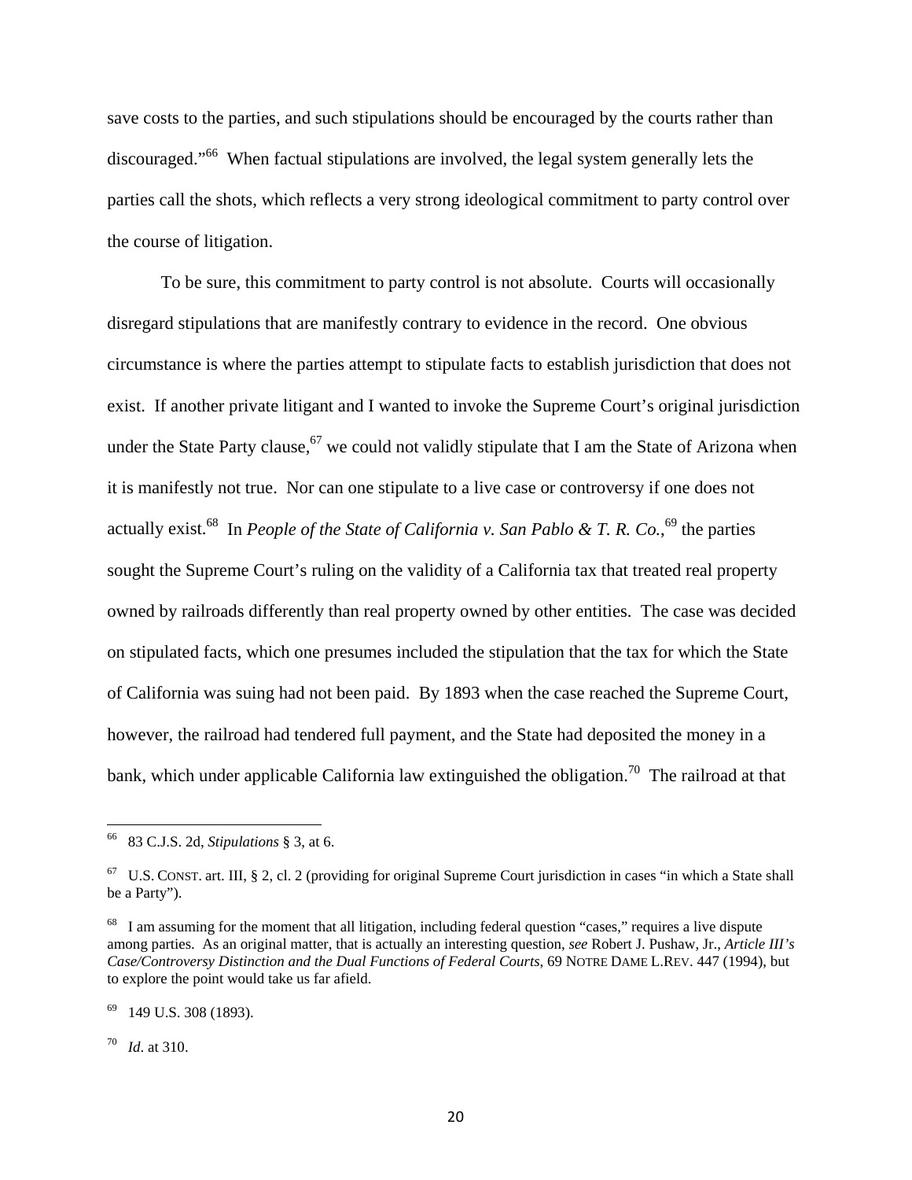save costs to the parties, and such stipulations should be encouraged by the courts rather than discouraged."[66] When factual stipulations are involved, the legal system generally lets the parties call the shots, which reflects a very strong ideological commitment to party control over the course of litigation.

To be sure, this commitment to party control is not absolute. Courts will occasionally disregard stipulations that are manifestly contrary to evidence in the record. One obvious circumstance is where the parties attempt to stipulate facts to establish jurisdiction that does not exist. If another private litigant and I wanted to invoke the Supreme Court's original jurisdiction under the State Party clause,[67] we could not validly stipulate that I am the State of Arizona when it is manifestly not true. Nor can one stipulate to a live case or controversy if one does not actually exist.[68] In *People of the State of California v. San Pablo & T. R. Co.*,[69] the parties sought the Supreme Court's ruling on the validity of a California tax that treated real property owned by railroads differently than real property owned by other entities. The case was decided on stipulated facts, which one presumes included the stipulation that the tax for which the State of California was suing had not been paid. By 1893 when the case reached the Supreme Court, however, the railroad had tendered full payment, and the State had deposited the money in a bank, which under applicable California law extinguished the obligation.[70] The railroad at that

---

[66] 83 C.J.S. 2d, *Stipulations* § 3, at 6.

[67] U.S. CONST. art. III, § 2, cl. 2 (providing for original Supreme Court jurisdiction in cases "in which a State shall be a Party").

[68] I am assuming for the moment that all litigation, including federal question "cases," requires a live dispute among parties. As an original matter, that is actually an interesting question, *see* Robert J. Pushaw, Jr., *Article III's Case/Controversy Distinction and the Dual Functions of Federal Courts*, 69 NOTRE DAME L.REV. 447 (1994), but to explore the point would take us far afield.

[69] 149 U.S. 308 (1893).

[70] *Id*. at 310.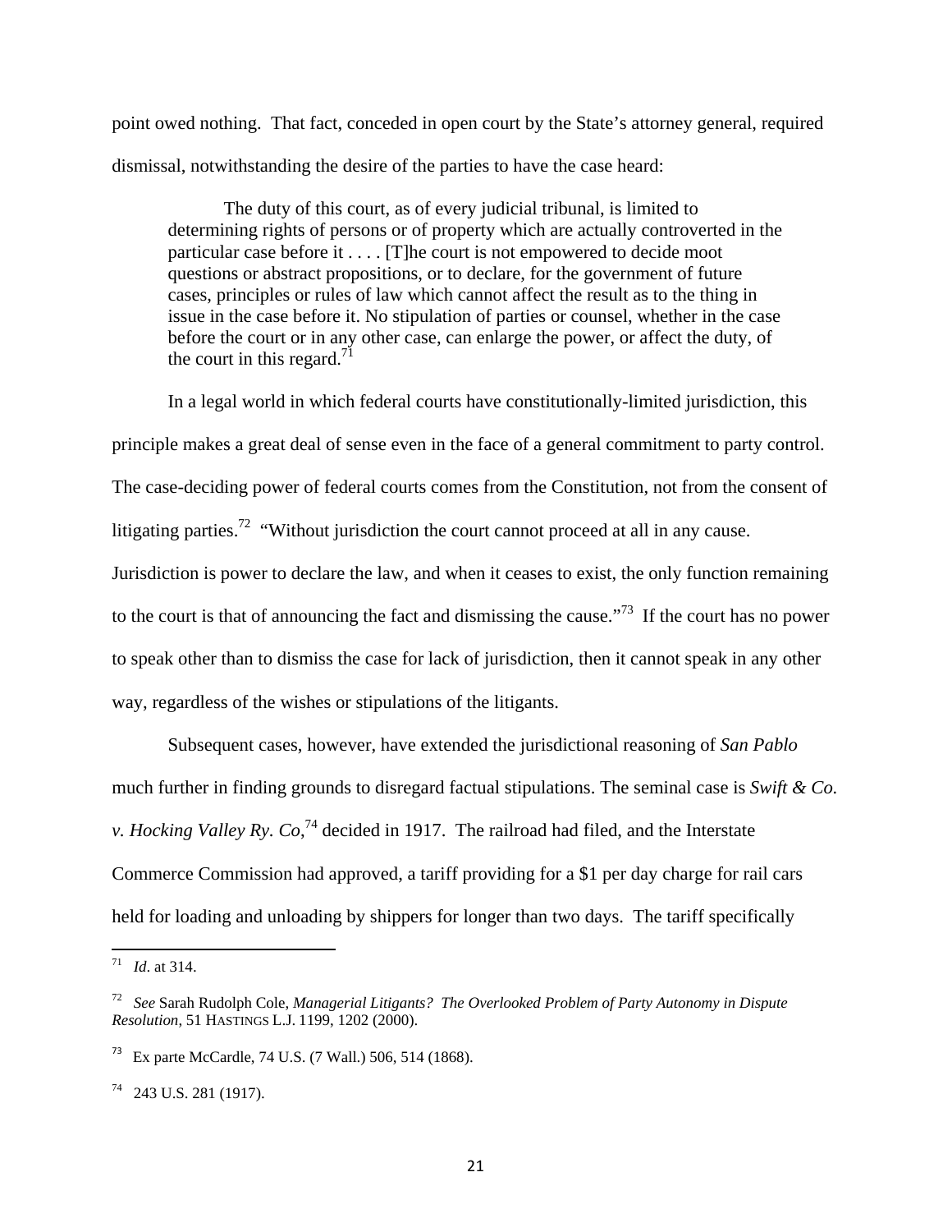point owed nothing. That fact, conceded in open court by the State's attorney general, required dismissal, notwithstanding the desire of the parties to have the case heard:

> The duty of this court, as of every judicial tribunal, is limited to determining rights of persons or of property which are actually controverted in the particular case before it . . . . [T]he court is not empowered to decide moot questions or abstract propositions, or to declare, for the government of future cases, principles or rules of law which cannot affect the result as to the thing in issue in the case before it. No stipulation of parties or counsel, whether in the case before the court or in any other case, can enlarge the power, or affect the duty, of the court in this regard.[71]

In a legal world in which federal courts have constitutionally-limited jurisdiction, this principle makes a great deal of sense even in the face of a general commitment to party control. The case-deciding power of federal courts comes from the Constitution, not from the consent of litigating parties.[72] "Without jurisdiction the court cannot proceed at all in any cause. Jurisdiction is power to declare the law, and when it ceases to exist, the only function remaining to the court is that of announcing the fact and dismissing the cause."[73] If the court has no power to speak other than to dismiss the case for lack of jurisdiction, then it cannot speak in any other way, regardless of the wishes or stipulations of the litigants.

Subsequent cases, however, have extended the jurisdictional reasoning of *San Pablo* much further in finding grounds to disregard factual stipulations. The seminal case is *Swift & Co. v. Hocking Valley Ry. Co*,[74] decided in 1917. The railroad had filed, and the Interstate Commerce Commission had approved, a tariff providing for a $1 per day charge for rail cars held for loading and unloading by shippers for longer than two days. The tariff specifically

---

[71] *Id.* at 314.

[72] *See* Sarah Rudolph Cole, *Managerial Litigants? The Overlooked Problem of Party Autonomy in Dispute Resolution*, 51 HASTINGS L.J. 1199, 1202 (2000).

[73] Ex parte McCardle, 74 U.S. (7 Wall.) 506, 514 (1868).

[74] 243 U.S. 281 (1917).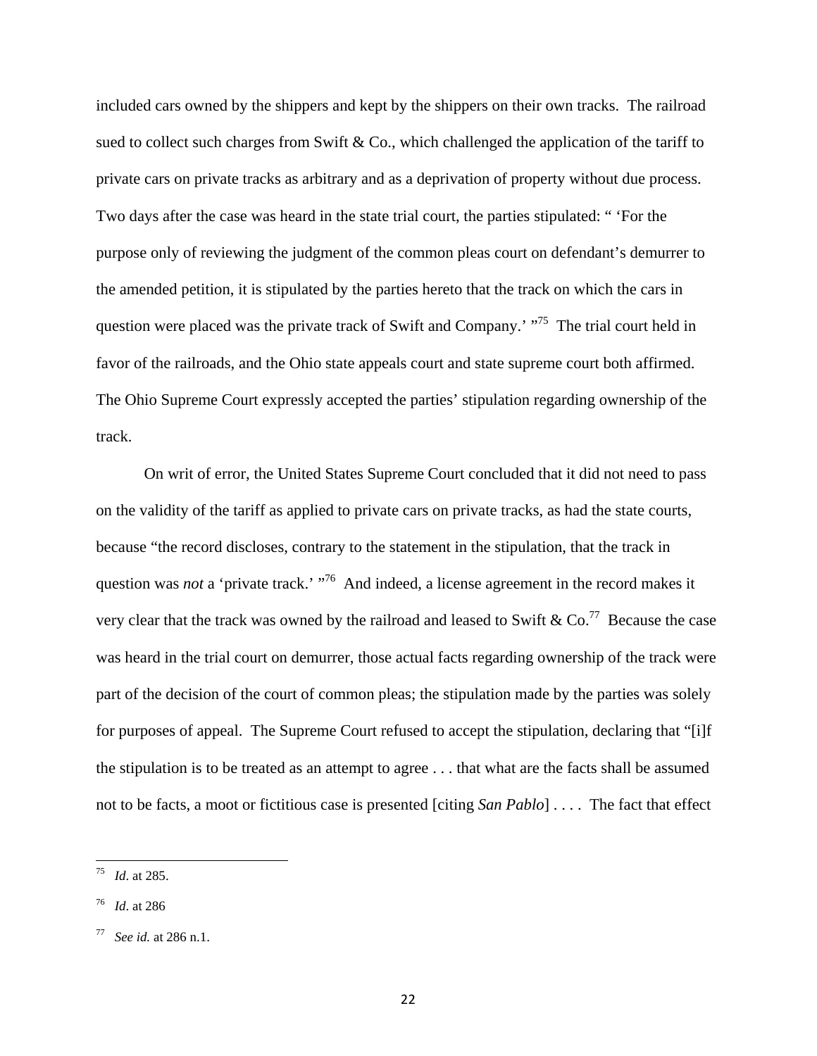included cars owned by the shippers and kept by the shippers on their own tracks. The railroad sued to collect such charges from Swift & Co., which challenged the application of the tariff to private cars on private tracks as arbitrary and as a deprivation of property without due process. Two days after the case was heard in the state trial court, the parties stipulated: " 'For the purpose only of reviewing the judgment of the common pleas court on defendant's demurrer to the amended petition, it is stipulated by the parties hereto that the track on which the cars in question were placed was the private track of Swift and Company.' "[75] The trial court held in favor of the railroads, and the Ohio state appeals court and state supreme court both affirmed. The Ohio Supreme Court expressly accepted the parties' stipulation regarding ownership of the track.

On writ of error, the United States Supreme Court concluded that it did not need to pass on the validity of the tariff as applied to private cars on private tracks, as had the state courts, because "the record discloses, contrary to the statement in the stipulation, that the track in question was *not* a 'private track.' "[76] And indeed, a license agreement in the record makes it very clear that the track was owned by the railroad and leased to Swift & Co.[77] Because the case was heard in the trial court on demurrer, those actual facts regarding ownership of the track were part of the decision of the court of common pleas; the stipulation made by the parties was solely for purposes of appeal. The Supreme Court refused to accept the stipulation, declaring that "[i]f the stipulation is to be treated as an attempt to agree . . . that what are the facts shall be assumed not to be facts, a moot or fictitious case is presented [citing *San Pablo*] . . . . The fact that effect

---

[75] *Id*. at 285.

[76] *Id*. at 286

[77] *See id.* at 286 n.1.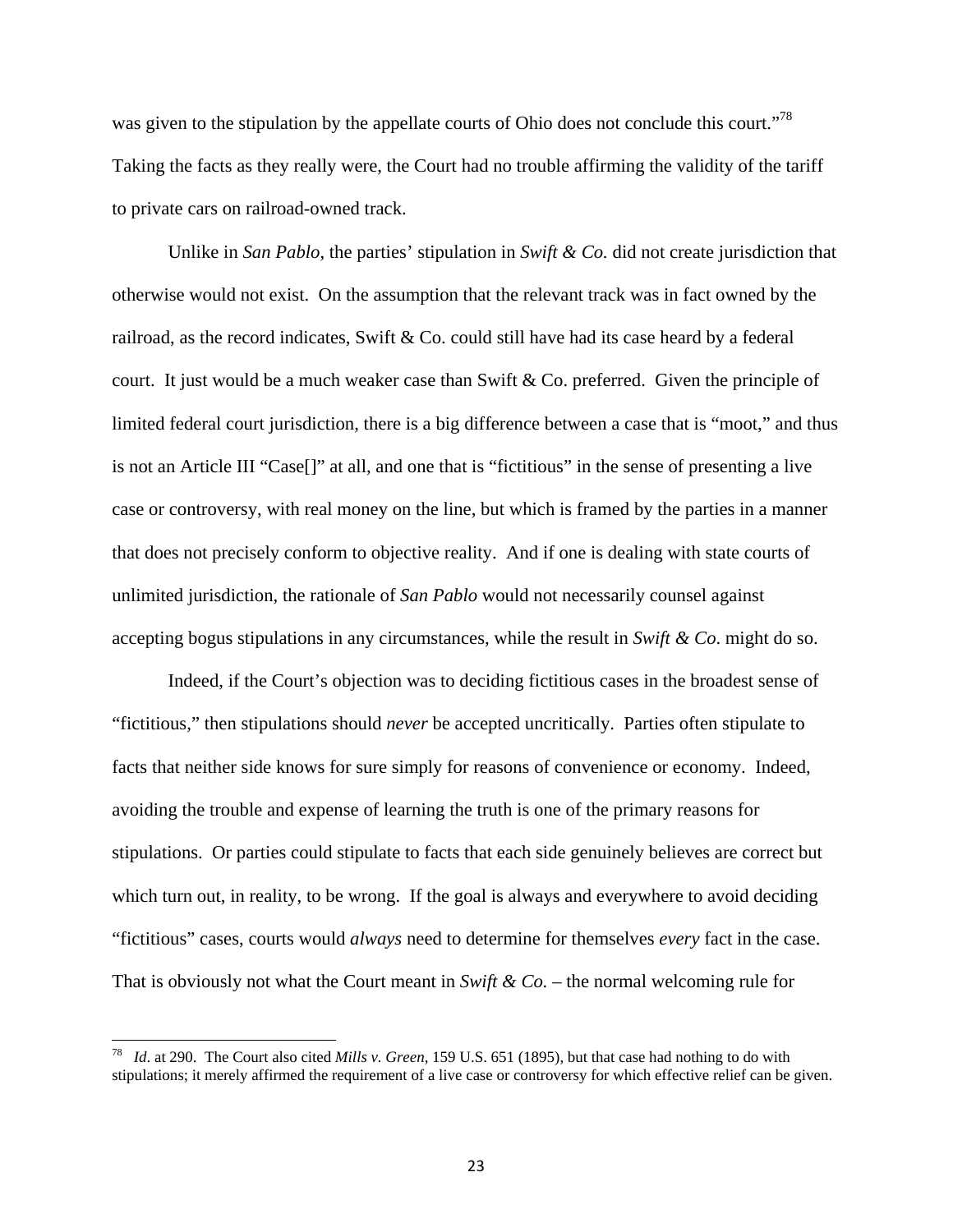was given to the stipulation by the appellate courts of Ohio does not conclude this court."[78] Taking the facts as they really were, the Court had no trouble affirming the validity of the tariff to private cars on railroad-owned track.

Unlike in *San Pablo*, the parties' stipulation in *Swift & Co.* did not create jurisdiction that otherwise would not exist. On the assumption that the relevant track was in fact owned by the railroad, as the record indicates, Swift & Co. could still have had its case heard by a federal court. It just would be a much weaker case than Swift & Co. preferred. Given the principle of limited federal court jurisdiction, there is a big difference between a case that is "moot," and thus is not an Article III "Case[]" at all, and one that is "fictitious" in the sense of presenting a live case or controversy, with real money on the line, but which is framed by the parties in a manner that does not precisely conform to objective reality. And if one is dealing with state courts of unlimited jurisdiction, the rationale of *San Pablo* would not necessarily counsel against accepting bogus stipulations in any circumstances, while the result in *Swift & Co.* might do so.

Indeed, if the Court's objection was to deciding fictitious cases in the broadest sense of "fictitious," then stipulations should *never* be accepted uncritically. Parties often stipulate to facts that neither side knows for sure simply for reasons of convenience or economy. Indeed, avoiding the trouble and expense of learning the truth is one of the primary reasons for stipulations. Or parties could stipulate to facts that each side genuinely believes are correct but which turn out, in reality, to be wrong. If the goal is always and everywhere to avoid deciding "fictitious" cases, courts would *always* need to determine for themselves *every* fact in the case. That is obviously not what the Court meant in *Swift & Co.* – the normal welcoming rule for

[78] *Id*. at 290. The Court also cited *Mills v. Green*, 159 U.S. 651 (1895), but that case had nothing to do with stipulations; it merely affirmed the requirement of a live case or controversy for which effective relief can be given.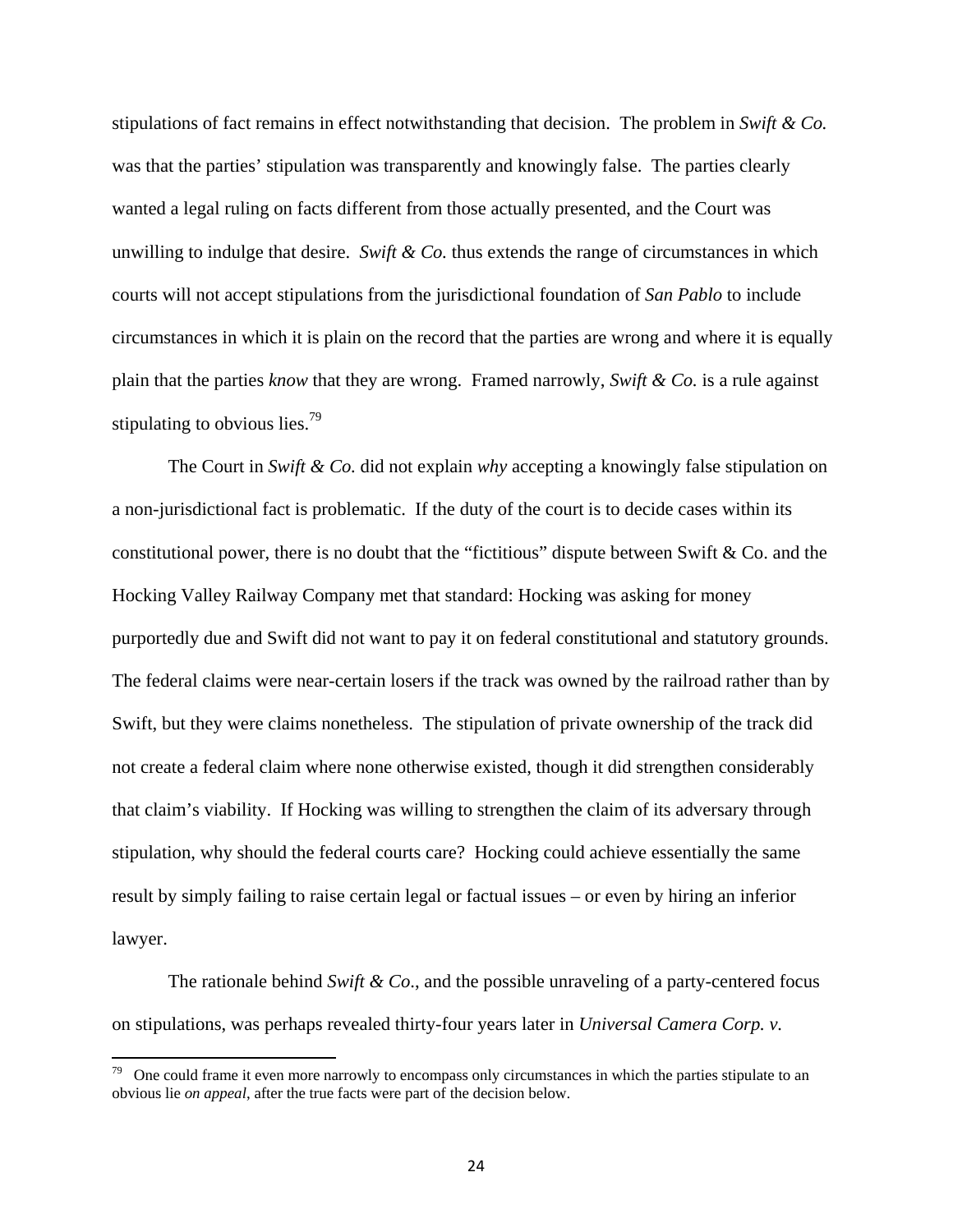stipulations of fact remains in effect notwithstanding that decision. The problem in *Swift & Co.* was that the parties' stipulation was transparently and knowingly false. The parties clearly wanted a legal ruling on facts different from those actually presented, and the Court was unwilling to indulge that desire. *Swift & Co.* thus extends the range of circumstances in which courts will not accept stipulations from the jurisdictional foundation of *San Pablo* to include circumstances in which it is plain on the record that the parties are wrong and where it is equally plain that the parties *know* that they are wrong. Framed narrowly, *Swift & Co.* is a rule against stipulating to obvious lies.[79]

The Court in *Swift & Co.* did not explain *why* accepting a knowingly false stipulation on a non-jurisdictional fact is problematic. If the duty of the court is to decide cases within its constitutional power, there is no doubt that the "fictitious" dispute between Swift & Co. and the Hocking Valley Railway Company met that standard: Hocking was asking for money purportedly due and Swift did not want to pay it on federal constitutional and statutory grounds. The federal claims were near-certain losers if the track was owned by the railroad rather than by Swift, but they were claims nonetheless. The stipulation of private ownership of the track did not create a federal claim where none otherwise existed, though it did strengthen considerably that claim's viability. If Hocking was willing to strengthen the claim of its adversary through stipulation, why should the federal courts care? Hocking could achieve essentially the same result by simply failing to raise certain legal or factual issues – or even by hiring an inferior lawyer.

The rationale behind *Swift & Co.*, and the possible unraveling of a party-centered focus on stipulations, was perhaps revealed thirty-four years later in *Universal Camera Corp. v.*

---

[79] One could frame it even more narrowly to encompass only circumstances in which the parties stipulate to an obvious lie *on appeal*, after the true facts were part of the decision below.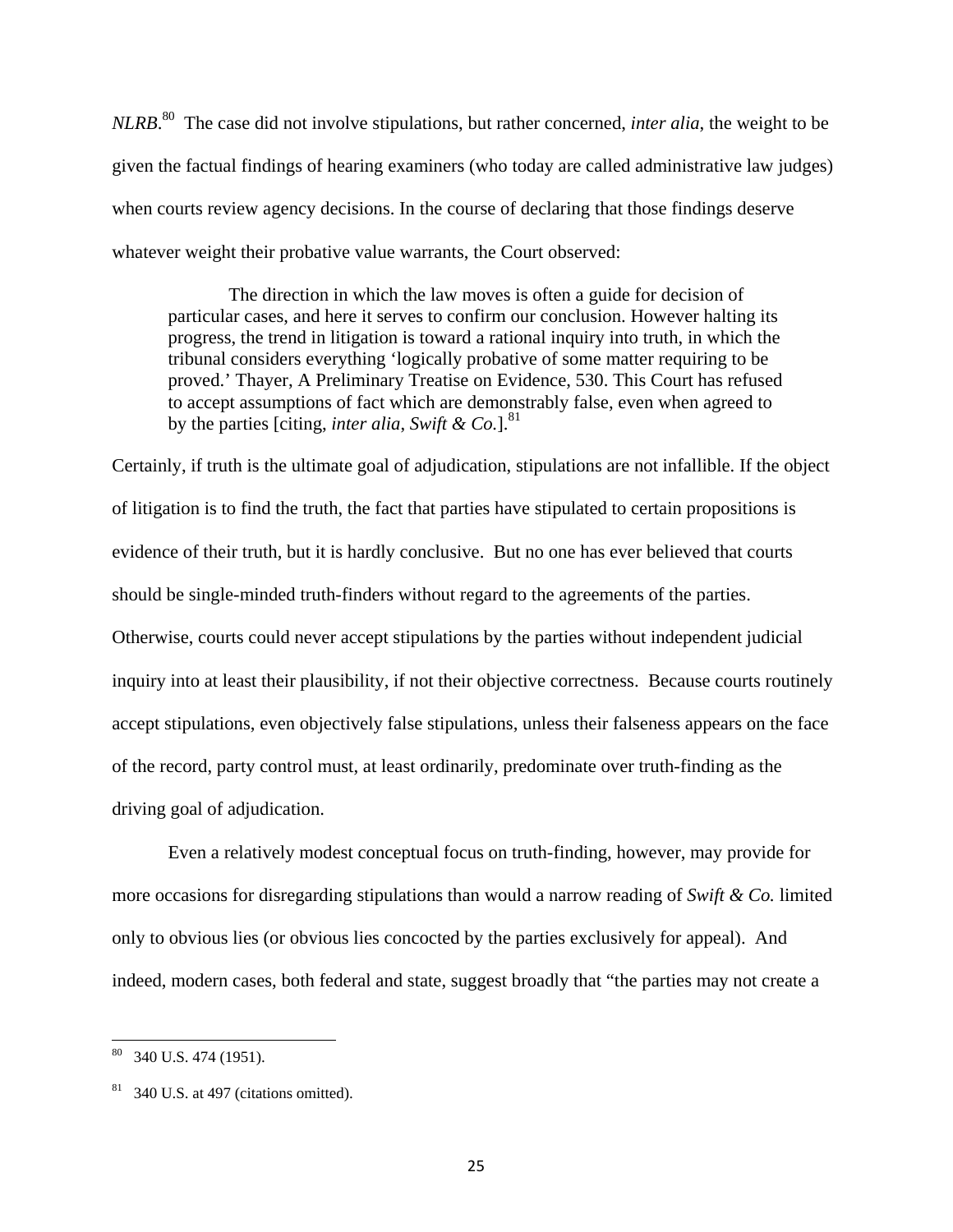*NLRB*.[80] The case did not involve stipulations, but rather concerned, *inter alia*, the weight to be given the factual findings of hearing examiners (who today are called administrative law judges) when courts review agency decisions. In the course of declaring that those findings deserve whatever weight their probative value warrants, the Court observed:

> The direction in which the law moves is often a guide for decision of particular cases, and here it serves to confirm our conclusion. However halting its progress, the trend in litigation is toward a rational inquiry into truth, in which the tribunal considers everything 'logically probative of some matter requiring to be proved.' Thayer, A Preliminary Treatise on Evidence, 530. This Court has refused to accept assumptions of fact which are demonstrably false, even when agreed to by the parties [citing, *inter alia*, *Swift & Co.*].[81]

Certainly, if truth is the ultimate goal of adjudication, stipulations are not infallible. If the object of litigation is to find the truth, the fact that parties have stipulated to certain propositions is evidence of their truth, but it is hardly conclusive. But no one has ever believed that courts should be single-minded truth-finders without regard to the agreements of the parties. Otherwise, courts could never accept stipulations by the parties without independent judicial inquiry into at least their plausibility, if not their objective correctness. Because courts routinely accept stipulations, even objectively false stipulations, unless their falseness appears on the face of the record, party control must, at least ordinarily, predominate over truth-finding as the driving goal of adjudication.

Even a relatively modest conceptual focus on truth-finding, however, may provide for more occasions for disregarding stipulations than would a narrow reading of *Swift & Co.* limited only to obvious lies (or obvious lies concocted by the parties exclusively for appeal). And indeed, modern cases, both federal and state, suggest broadly that "the parties may not create a

---

[80] 340 U.S. 474 (1951).

[81] 340 U.S. at 497 (citations omitted).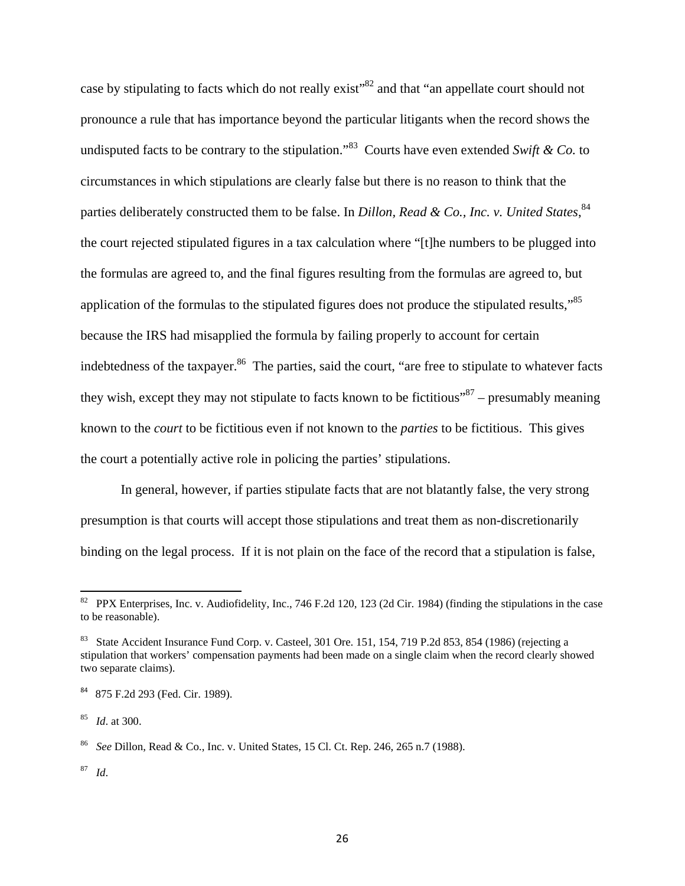case by stipulating to facts which do not really exist"[82] and that "an appellate court should not pronounce a rule that has importance beyond the particular litigants when the record shows the undisputed facts to be contrary to the stipulation."[83] Courts have even extended *Swift & Co.* to circumstances in which stipulations are clearly false but there is no reason to think that the parties deliberately constructed them to be false. In *Dillon, Read & Co., Inc. v. United States*,[84] the court rejected stipulated figures in a tax calculation where "[t]he numbers to be plugged into the formulas are agreed to, and the final figures resulting from the formulas are agreed to, but application of the formulas to the stipulated figures does not produce the stipulated results,"[85] because the IRS had misapplied the formula by failing properly to account for certain indebtedness of the taxpayer.[86] The parties, said the court, "are free to stipulate to whatever facts they wish, except they may not stipulate to facts known to be fictitious"[87] – presumably meaning known to the *court* to be fictitious even if not known to the *parties* to be fictitious. This gives the court a potentially active role in policing the parties' stipulations.

In general, however, if parties stipulate facts that are not blatantly false, the very strong presumption is that courts will accept those stipulations and treat them as non-discretionarily binding on the legal process. If it is not plain on the face of the record that a stipulation is false,

---

[82] PPX Enterprises, Inc. v. Audiofidelity, Inc., 746 F.2d 120, 123 (2d Cir. 1984) (finding the stipulations in the case to be reasonable).

[83] State Accident Insurance Fund Corp. v. Casteel, 301 Ore. 151, 154, 719 P.2d 853, 854 (1986) (rejecting a stipulation that workers' compensation payments had been made on a single claim when the record clearly showed two separate claims).

[84] 875 F.2d 293 (Fed. Cir. 1989).

[85] *Id*. at 300.

[86] *See* Dillon, Read & Co., Inc. v. United States, 15 Cl. Ct. Rep. 246, 265 n.7 (1988).

[87] *Id*.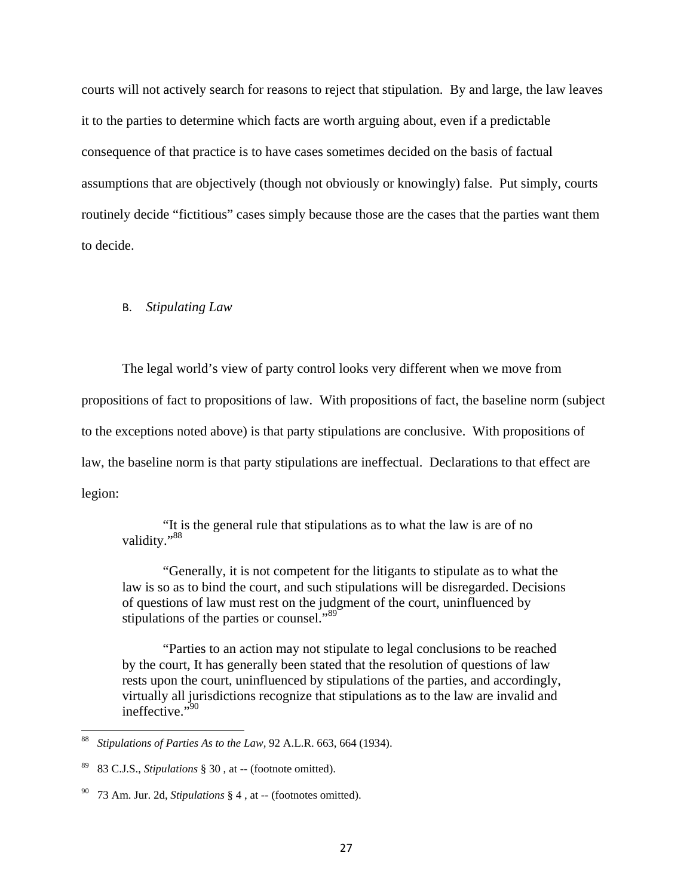courts will not actively search for reasons to reject that stipulation. By and large, the law leaves it to the parties to determine which facts are worth arguing about, even if a predictable consequence of that practice is to have cases sometimes decided on the basis of factual assumptions that are objectively (though not obviously or knowingly) false. Put simply, courts routinely decide "fictitious" cases simply because those are the cases that the parties want them to decide.

### B. *Stipulating Law*

The legal world's view of party control looks very different when we move from propositions of fact to propositions of law. With propositions of fact, the baseline norm (subject to the exceptions noted above) is that party stipulations are conclusive. With propositions of law, the baseline norm is that party stipulations are ineffectual. Declarations to that effect are legion:

> "It is the general rule that stipulations as to what the law is are of no validity."[88]

> "Generally, it is not competent for the litigants to stipulate as to what the law is so as to bind the court, and such stipulations will be disregarded. Decisions of questions of law must rest on the judgment of the court, uninfluenced by stipulations of the parties or counsel."[89]

> "Parties to an action may not stipulate to legal conclusions to be reached by the court, It has generally been stated that the resolution of questions of law rests upon the court, uninfluenced by stipulations of the parties, and accordingly, virtually all jurisdictions recognize that stipulations as to the law are invalid and ineffective."[90]

---

[88] *Stipulations of Parties As to the Law*, 92 A.L.R. 663, 664 (1934).

[89] 83 C.J.S., *Stipulations* § 30 , at -- (footnote omitted).

[90] 73 Am. Jur. 2d, *Stipulations* § 4 , at -- (footnotes omitted).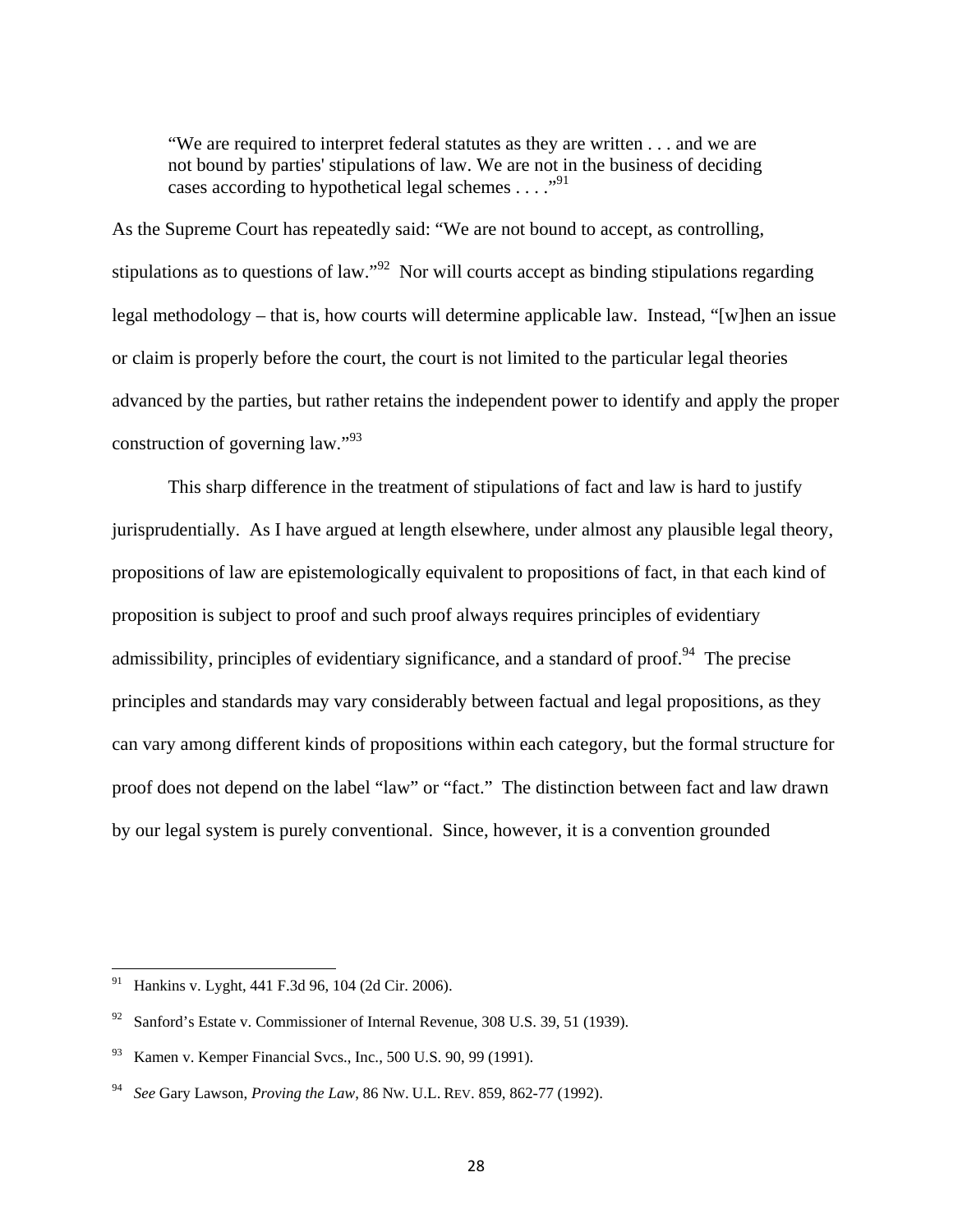> "We are required to interpret federal statutes as they are written . . . and we are not bound by parties' stipulations of law. We are not in the business of deciding cases according to hypothetical legal schemes . . . ."[91]

As the Supreme Court has repeatedly said: "We are not bound to accept, as controlling, stipulations as to questions of law."[92] Nor will courts accept as binding stipulations regarding legal methodology – that is, how courts will determine applicable law. Instead, "[w]hen an issue or claim is properly before the court, the court is not limited to the particular legal theories advanced by the parties, but rather retains the independent power to identify and apply the proper construction of governing law."[93]

This sharp difference in the treatment of stipulations of fact and law is hard to justify jurisprudentially. As I have argued at length elsewhere, under almost any plausible legal theory, propositions of law are epistemologically equivalent to propositions of fact, in that each kind of proposition is subject to proof and such proof always requires principles of evidentiary admissibility, principles of evidentiary significance, and a standard of proof.[94] The precise principles and standards may vary considerably between factual and legal propositions, as they can vary among different kinds of propositions within each category, but the formal structure for proof does not depend on the label "law" or "fact." The distinction between fact and law drawn by our legal system is purely conventional. Since, however, it is a convention grounded

---

[91] Hankins v. Lyght, 441 F.3d 96, 104 (2d Cir. 2006).

[92] Sanford's Estate v. Commissioner of Internal Revenue, 308 U.S. 39, 51 (1939).

[93] Kamen v. Kemper Financial Svcs., Inc., 500 U.S. 90, 99 (1991).

[94] *See* Gary Lawson, *Proving the Law*, 86 NW. U.L. REV. 859, 862-77 (1992).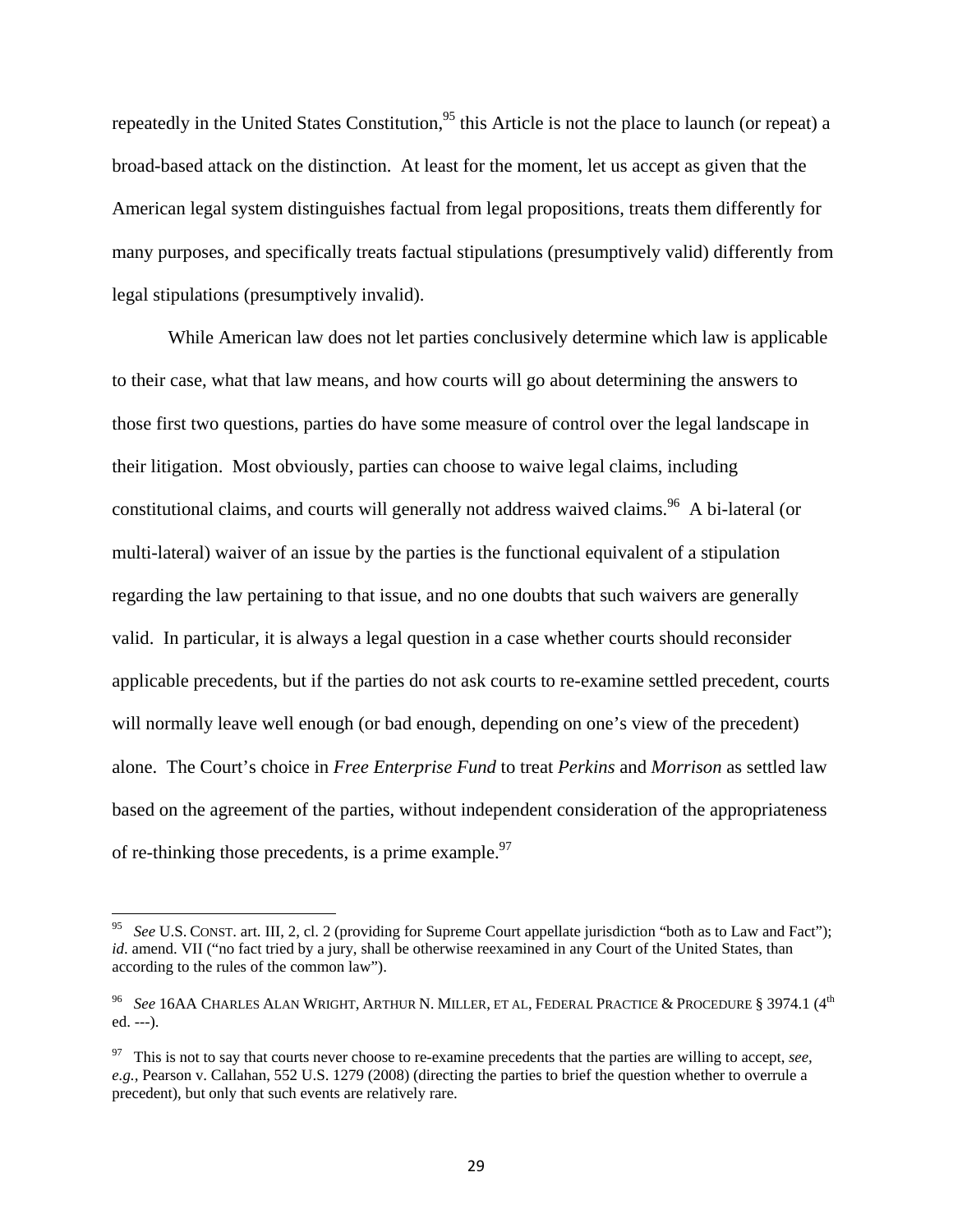repeatedly in the United States Constitution,[95] this Article is not the place to launch (or repeat) a broad-based attack on the distinction. At least for the moment, let us accept as given that the American legal system distinguishes factual from legal propositions, treats them differently for many purposes, and specifically treats factual stipulations (presumptively valid) differently from legal stipulations (presumptively invalid).

While American law does not let parties conclusively determine which law is applicable to their case, what that law means, and how courts will go about determining the answers to those first two questions, parties do have some measure of control over the legal landscape in their litigation. Most obviously, parties can choose to waive legal claims, including constitutional claims, and courts will generally not address waived claims.[96] A bi-lateral (or multi-lateral) waiver of an issue by the parties is the functional equivalent of a stipulation regarding the law pertaining to that issue, and no one doubts that such waivers are generally valid. In particular, it is always a legal question in a case whether courts should reconsider applicable precedents, but if the parties do not ask courts to re-examine settled precedent, courts will normally leave well enough (or bad enough, depending on one's view of the precedent) alone. The Court's choice in *Free Enterprise Fund* to treat *Perkins* and *Morrison* as settled law based on the agreement of the parties, without independent consideration of the appropriateness of re-thinking those precedents, is a prime example.[97]

---

[95] *See* U.S. CONST. art. III, 2, cl. 2 (providing for Supreme Court appellate jurisdiction "both as to Law and Fact"); *id*. amend. VII ("no fact tried by a jury, shall be otherwise reexamined in any Court of the United States, than according to the rules of the common law").

[96] *See* 16AA CHARLES ALAN WRIGHT, ARTHUR N. MILLER, ET AL, FEDERAL PRACTICE & PROCEDURE § 3974.1 (4th ed. ---).

[97] This is not to say that courts never choose to re-examine precedents that the parties are willing to accept, *see, e.g.*, Pearson v. Callahan, 552 U.S. 1279 (2008) (directing the parties to brief the question whether to overrule a precedent), but only that such events are relatively rare.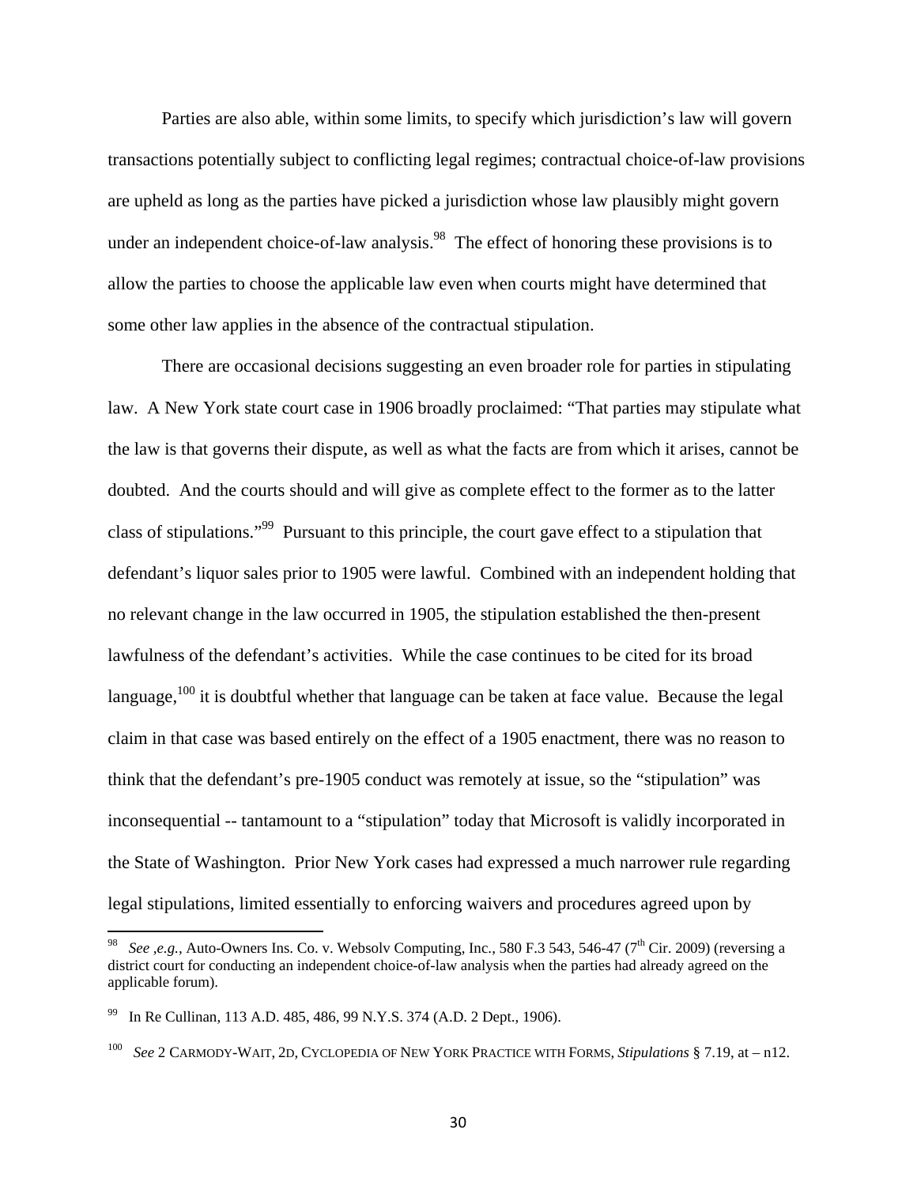Parties are also able, within some limits, to specify which jurisdiction's law will govern transactions potentially subject to conflicting legal regimes; contractual choice-of-law provisions are upheld as long as the parties have picked a jurisdiction whose law plausibly might govern under an independent choice-of-law analysis.[98] The effect of honoring these provisions is to allow the parties to choose the applicable law even when courts might have determined that some other law applies in the absence of the contractual stipulation.

There are occasional decisions suggesting an even broader role for parties in stipulating law. A New York state court case in 1906 broadly proclaimed: "That parties may stipulate what the law is that governs their dispute, as well as what the facts are from which it arises, cannot be doubted. And the courts should and will give as complete effect to the former as to the latter class of stipulations."[99] Pursuant to this principle, the court gave effect to a stipulation that defendant's liquor sales prior to 1905 were lawful. Combined with an independent holding that no relevant change in the law occurred in 1905, the stipulation established the then-present lawfulness of the defendant's activities. While the case continues to be cited for its broad language,[100] it is doubtful whether that language can be taken at face value. Because the legal claim in that case was based entirely on the effect of a 1905 enactment, there was no reason to think that the defendant's pre-1905 conduct was remotely at issue, so the "stipulation" was inconsequential -- tantamount to a "stipulation" today that Microsoft is validly incorporated in the State of Washington. Prior New York cases had expressed a much narrower rule regarding legal stipulations, limited essentially to enforcing waivers and procedures agreed upon by

---

[98] *See ,e.g.,* Auto-Owners Ins. Co. v. Websolv Computing, Inc., 580 F.3 543, 546-47 (7th Cir. 2009) (reversing a district court for conducting an independent choice-of-law analysis when the parties had already agreed on the applicable forum).

[99] In Re Cullinan, 113 A.D. 485, 486, 99 N.Y.S. 374 (A.D. 2 Dept., 1906).

[100] *See* 2 CARMODY-WAIT, 2D, CYCLOPEDIA OF NEW YORK PRACTICE WITH FORMS, *Stipulations* § 7.19, at – n12.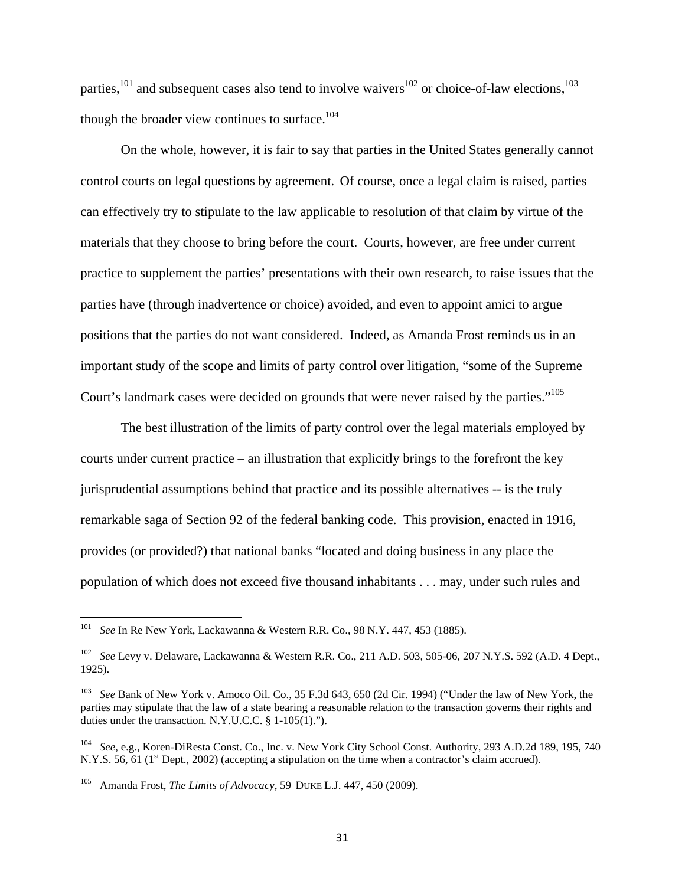parties,[101] and subsequent cases also tend to involve waivers[102] or choice-of-law elections,[103] though the broader view continues to surface.[104]

On the whole, however, it is fair to say that parties in the United States generally cannot control courts on legal questions by agreement. Of course, once a legal claim is raised, parties can effectively try to stipulate to the law applicable to resolution of that claim by virtue of the materials that they choose to bring before the court. Courts, however, are free under current practice to supplement the parties' presentations with their own research, to raise issues that the parties have (through inadvertence or choice) avoided, and even to appoint amici to argue positions that the parties do not want considered. Indeed, as Amanda Frost reminds us in an important study of the scope and limits of party control over litigation, "some of the Supreme Court's landmark cases were decided on grounds that were never raised by the parties."[105]

The best illustration of the limits of party control over the legal materials employed by courts under current practice – an illustration that explicitly brings to the forefront the key jurisprudential assumptions behind that practice and its possible alternatives -- is the truly remarkable saga of Section 92 of the federal banking code. This provision, enacted in 1916, provides (or provided?) that national banks "located and doing business in any place the population of which does not exceed five thousand inhabitants . . . may, under such rules and

---

[101] *See* In Re New York, Lackawanna & Western R.R. Co., 98 N.Y. 447, 453 (1885).

[102] *See* Levy v. Delaware, Lackawanna & Western R.R. Co., 211 A.D. 503, 505-06, 207 N.Y.S. 592 (A.D. 4 Dept., 1925).

[103] *See* Bank of New York v. Amoco Oil. Co., 35 F.3d 643, 650 (2d Cir. 1994) ("Under the law of New York, the parties may stipulate that the law of a state bearing a reasonable relation to the transaction governs their rights and duties under the transaction. N.Y.U.C.C. § 1-105(1).").

[104] *See*, e.g., Koren-DiResta Const. Co., Inc. v. New York City School Const. Authority, 293 A.D.2d 189, 195, 740 N.Y.S. 56, 61 (1st Dept., 2002) (accepting a stipulation on the time when a contractor's claim accrued).

[105] Amanda Frost, *The Limits of Advocacy*, 59 DUKE L.J. 447, 450 (2009).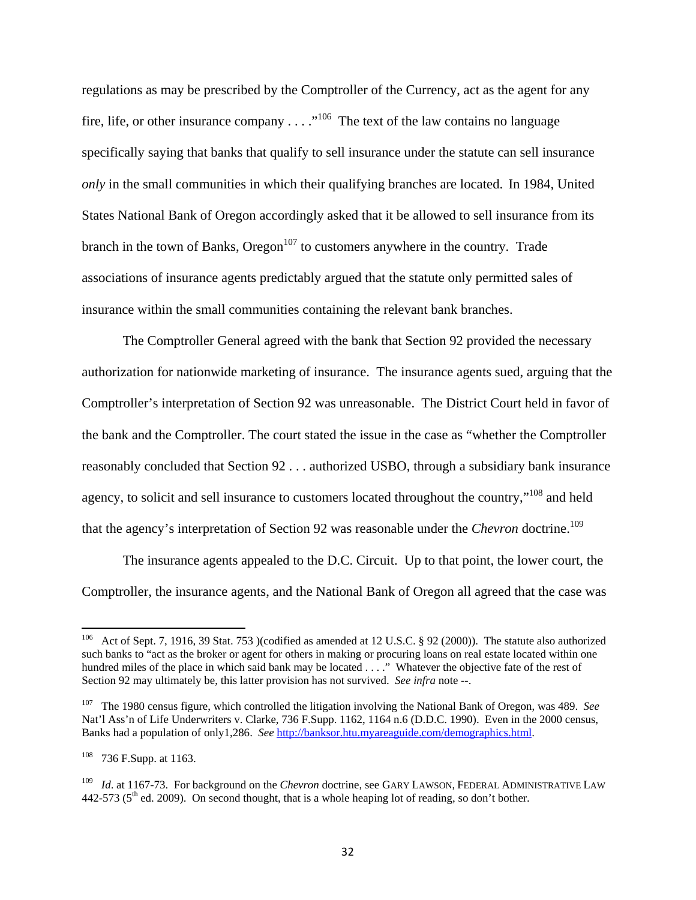regulations as may be prescribed by the Comptroller of the Currency, act as the agent for any fire, life, or other insurance company . . . ."[106] The text of the law contains no language specifically saying that banks that qualify to sell insurance under the statute can sell insurance *only* in the small communities in which their qualifying branches are located. In 1984, United States National Bank of Oregon accordingly asked that it be allowed to sell insurance from its branch in the town of Banks, Oregon[107] to customers anywhere in the country. Trade associations of insurance agents predictably argued that the statute only permitted sales of insurance within the small communities containing the relevant bank branches.

The Comptroller General agreed with the bank that Section 92 provided the necessary authorization for nationwide marketing of insurance. The insurance agents sued, arguing that the Comptroller's interpretation of Section 92 was unreasonable. The District Court held in favor of the bank and the Comptroller. The court stated the issue in the case as "whether the Comptroller reasonably concluded that Section 92 . . . authorized USBO, through a subsidiary bank insurance agency, to solicit and sell insurance to customers located throughout the country,"[108] and held that the agency's interpretation of Section 92 was reasonable under the *Chevron* doctrine.[109]

The insurance agents appealed to the D.C. Circuit. Up to that point, the lower court, the Comptroller, the insurance agents, and the National Bank of Oregon all agreed that the case was

---

[106] Act of Sept. 7, 1916, 39 Stat. 753 )(codified as amended at 12 U.S.C. § 92 (2000)). The statute also authorized such banks to "act as the broker or agent for others in making or procuring loans on real estate located within one hundred miles of the place in which said bank may be located . . . ." Whatever the objective fate of the rest of Section 92 may ultimately be, this latter provision has not survived. *See infra* note --.

[107] The 1980 census figure, which controlled the litigation involving the National Bank of Oregon, was 489. *See* Nat'l Ass'n of Life Underwriters v. Clarke, 736 F.Supp. 1162, 1164 n.6 (D.D.C. 1990). Even in the 2000 census, Banks had a population of only1,286. *See* http://banksor.htu.myareaguide.com/demographics.html.

[108] 736 F.Supp. at 1163.

[109] *Id*. at 1167-73. For background on the *Chevron* doctrine, see GARY LAWSON, FEDERAL ADMINISTRATIVE LAW 442-573 (5th ed. 2009). On second thought, that is a whole heaping lot of reading, so don't bother.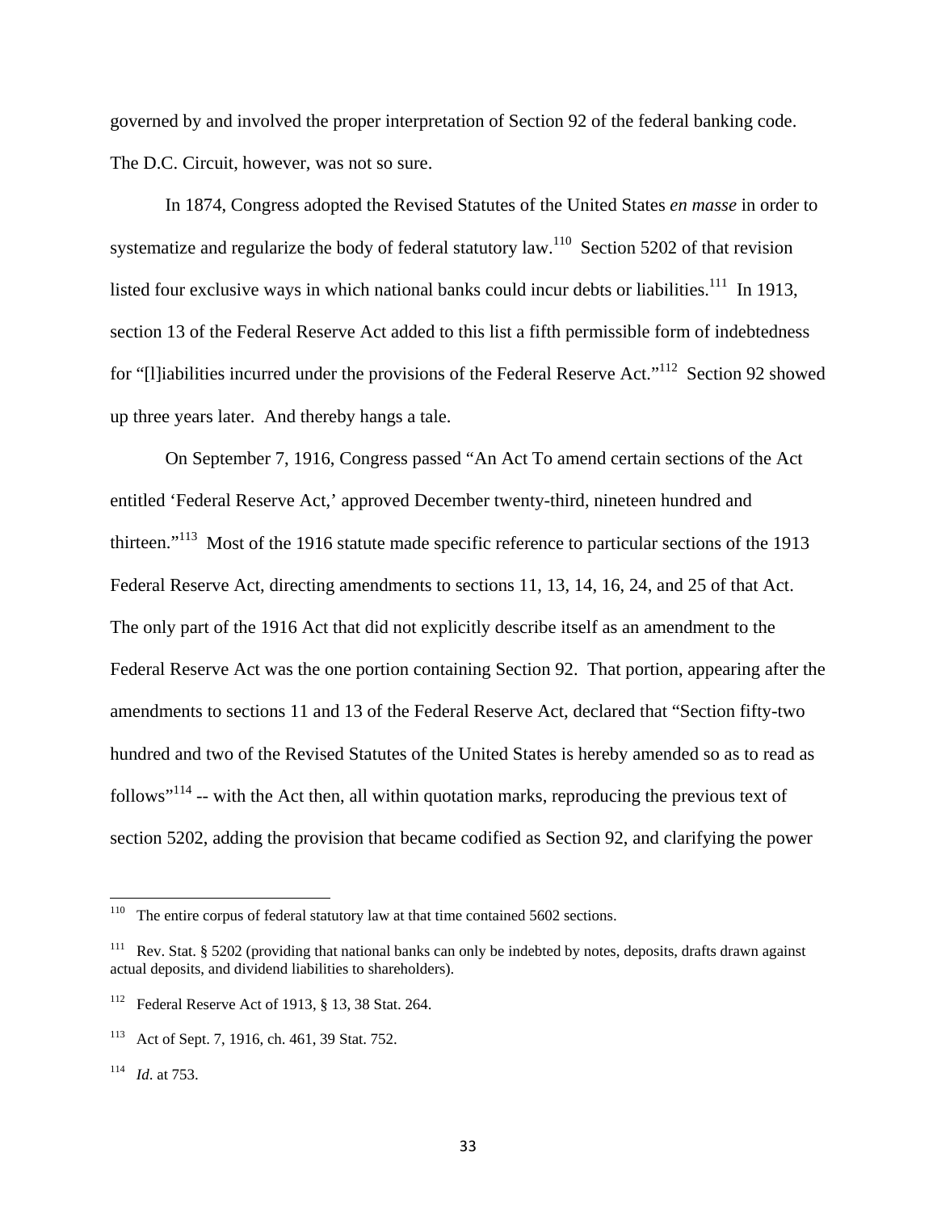governed by and involved the proper interpretation of Section 92 of the federal banking code. The D.C. Circuit, however, was not so sure.

In 1874, Congress adopted the Revised Statutes of the United States *en masse* in order to systematize and regularize the body of federal statutory law.[110] Section 5202 of that revision listed four exclusive ways in which national banks could incur debts or liabilities.[111] In 1913, section 13 of the Federal Reserve Act added to this list a fifth permissible form of indebtedness for "[l]iabilities incurred under the provisions of the Federal Reserve Act."[112] Section 92 showed up three years later. And thereby hangs a tale.

On September 7, 1916, Congress passed "An Act To amend certain sections of the Act entitled 'Federal Reserve Act,' approved December twenty-third, nineteen hundred and thirteen."[113] Most of the 1916 statute made specific reference to particular sections of the 1913 Federal Reserve Act, directing amendments to sections 11, 13, 14, 16, 24, and 25 of that Act. The only part of the 1916 Act that did not explicitly describe itself as an amendment to the Federal Reserve Act was the one portion containing Section 92. That portion, appearing after the amendments to sections 11 and 13 of the Federal Reserve Act, declared that "Section fifty-two hundred and two of the Revised Statutes of the United States is hereby amended so as to read as follows"[114] -- with the Act then, all within quotation marks, reproducing the previous text of section 5202, adding the provision that became codified as Section 92, and clarifying the power

---

[110] The entire corpus of federal statutory law at that time contained 5602 sections.

[111] Rev. Stat. § 5202 (providing that national banks can only be indebted by notes, deposits, drafts drawn against actual deposits, and dividend liabilities to shareholders).

[112] Federal Reserve Act of 1913, § 13, 38 Stat. 264.

[113] Act of Sept. 7, 1916, ch. 461, 39 Stat. 752.

[114] *Id.* at 753.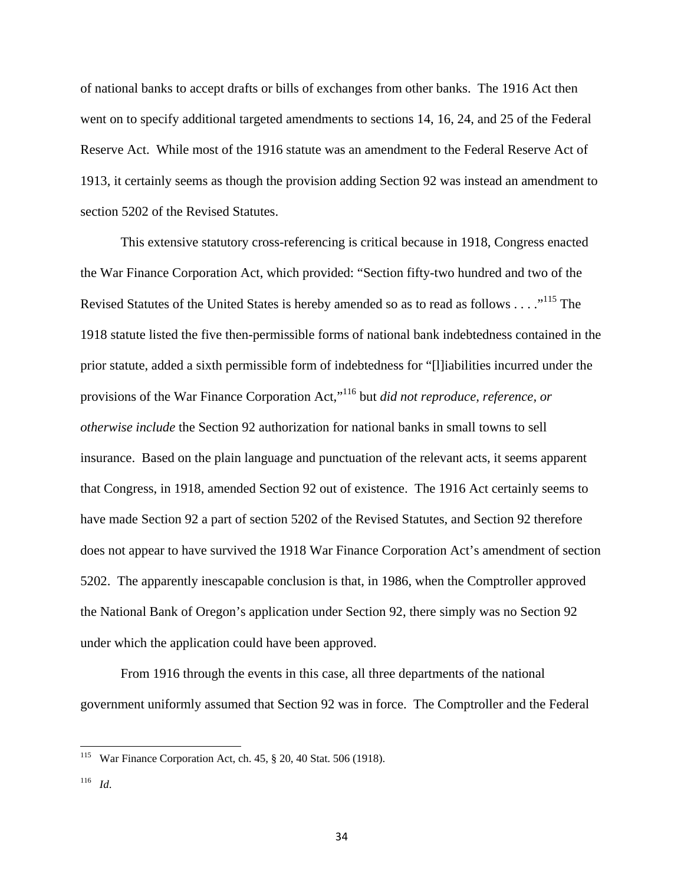of national banks to accept drafts or bills of exchanges from other banks. The 1916 Act then went on to specify additional targeted amendments to sections 14, 16, 24, and 25 of the Federal Reserve Act. While most of the 1916 statute was an amendment to the Federal Reserve Act of 1913, it certainly seems as though the provision adding Section 92 was instead an amendment to section 5202 of the Revised Statutes.

This extensive statutory cross-referencing is critical because in 1918, Congress enacted the War Finance Corporation Act, which provided: "Section fifty-two hundred and two of the Revised Statutes of the United States is hereby amended so as to read as follows . . . ."[115] The 1918 statute listed the five then-permissible forms of national bank indebtedness contained in the prior statute, added a sixth permissible form of indebtedness for "[l]iabilities incurred under the provisions of the War Finance Corporation Act,"[116] but *did not reproduce, reference, or otherwise include* the Section 92 authorization for national banks in small towns to sell insurance. Based on the plain language and punctuation of the relevant acts, it seems apparent that Congress, in 1918, amended Section 92 out of existence. The 1916 Act certainly seems to have made Section 92 a part of section 5202 of the Revised Statutes, and Section 92 therefore does not appear to have survived the 1918 War Finance Corporation Act's amendment of section 5202. The apparently inescapable conclusion is that, in 1986, when the Comptroller approved the National Bank of Oregon's application under Section 92, there simply was no Section 92 under which the application could have been approved.

From 1916 through the events in this case, all three departments of the national government uniformly assumed that Section 92 was in force. The Comptroller and the Federal

---

[115] War Finance Corporation Act, ch. 45, § 20, 40 Stat. 506 (1918).

[116] *Id.*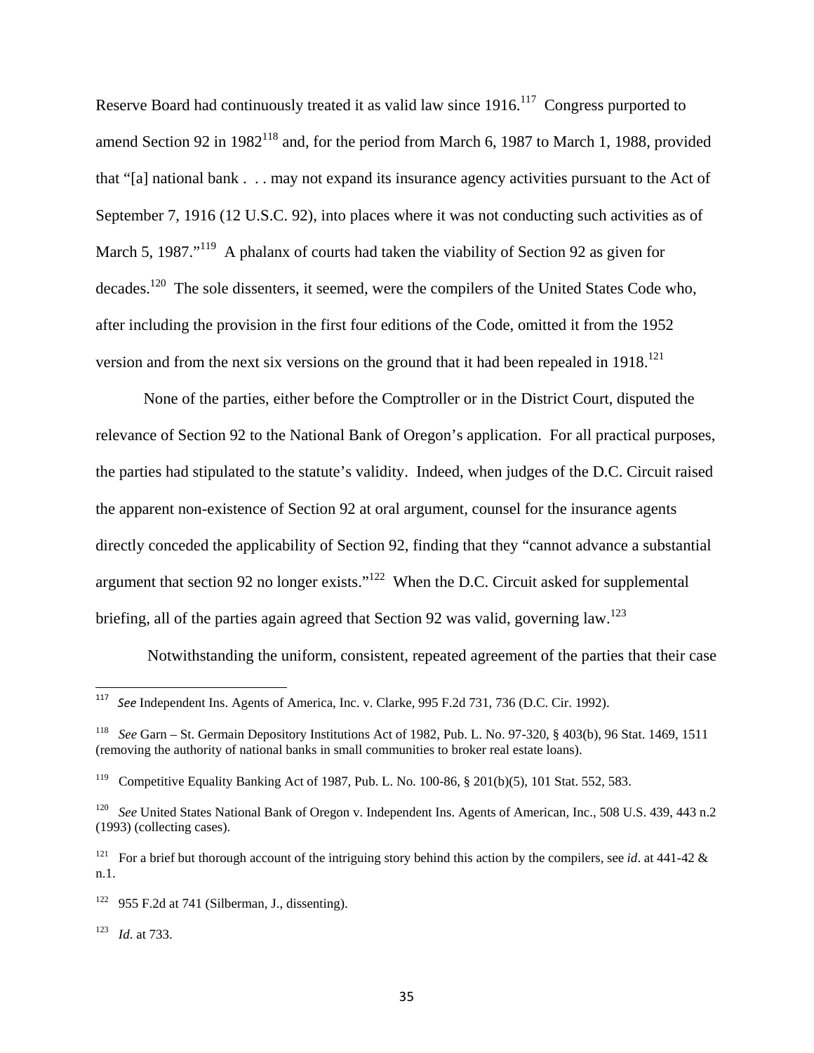Reserve Board had continuously treated it as valid law since 1916.[117] Congress purported to amend Section 92 in 1982[118] and, for the period from March 6, 1987 to March 1, 1988, provided that "[a] national bank . . . may not expand its insurance agency activities pursuant to the Act of September 7, 1916 (12 U.S.C. 92), into places where it was not conducting such activities as of March 5, 1987."[119] A phalanx of courts had taken the viability of Section 92 as given for decades.[120] The sole dissenters, it seemed, were the compilers of the United States Code who, after including the provision in the first four editions of the Code, omitted it from the 1952 version and from the next six versions on the ground that it had been repealed in 1918.[121]

None of the parties, either before the Comptroller or in the District Court, disputed the relevance of Section 92 to the National Bank of Oregon's application. For all practical purposes, the parties had stipulated to the statute's validity. Indeed, when judges of the D.C. Circuit raised the apparent non-existence of Section 92 at oral argument, counsel for the insurance agents directly conceded the applicability of Section 92, finding that they "cannot advance a substantial argument that section 92 no longer exists."[122] When the D.C. Circuit asked for supplemental briefing, all of the parties again agreed that Section 92 was valid, governing law.[123]

Notwithstanding the uniform, consistent, repeated agreement of the parties that their case

---

[117] *See* Independent Ins. Agents of America, Inc. v. Clarke, 995 F.2d 731, 736 (D.C. Cir. 1992).

[118] *See* Garn – St. Germain Depository Institutions Act of 1982, Pub. L. No. 97-320, § 403(b), 96 Stat. 1469, 1511 (removing the authority of national banks in small communities to broker real estate loans).

[119] Competitive Equality Banking Act of 1987, Pub. L. No. 100-86, § 201(b)(5), 101 Stat. 552, 583.

[120] *See* United States National Bank of Oregon v. Independent Ins. Agents of American, Inc., 508 U.S. 439, 443 n.2 (1993) (collecting cases).

[121] For a brief but thorough account of the intriguing story behind this action by the compilers, see *id*. at 441-42 & n.1.

[122] 955 F.2d at 741 (Silberman, J., dissenting).

[123] *Id*. at 733.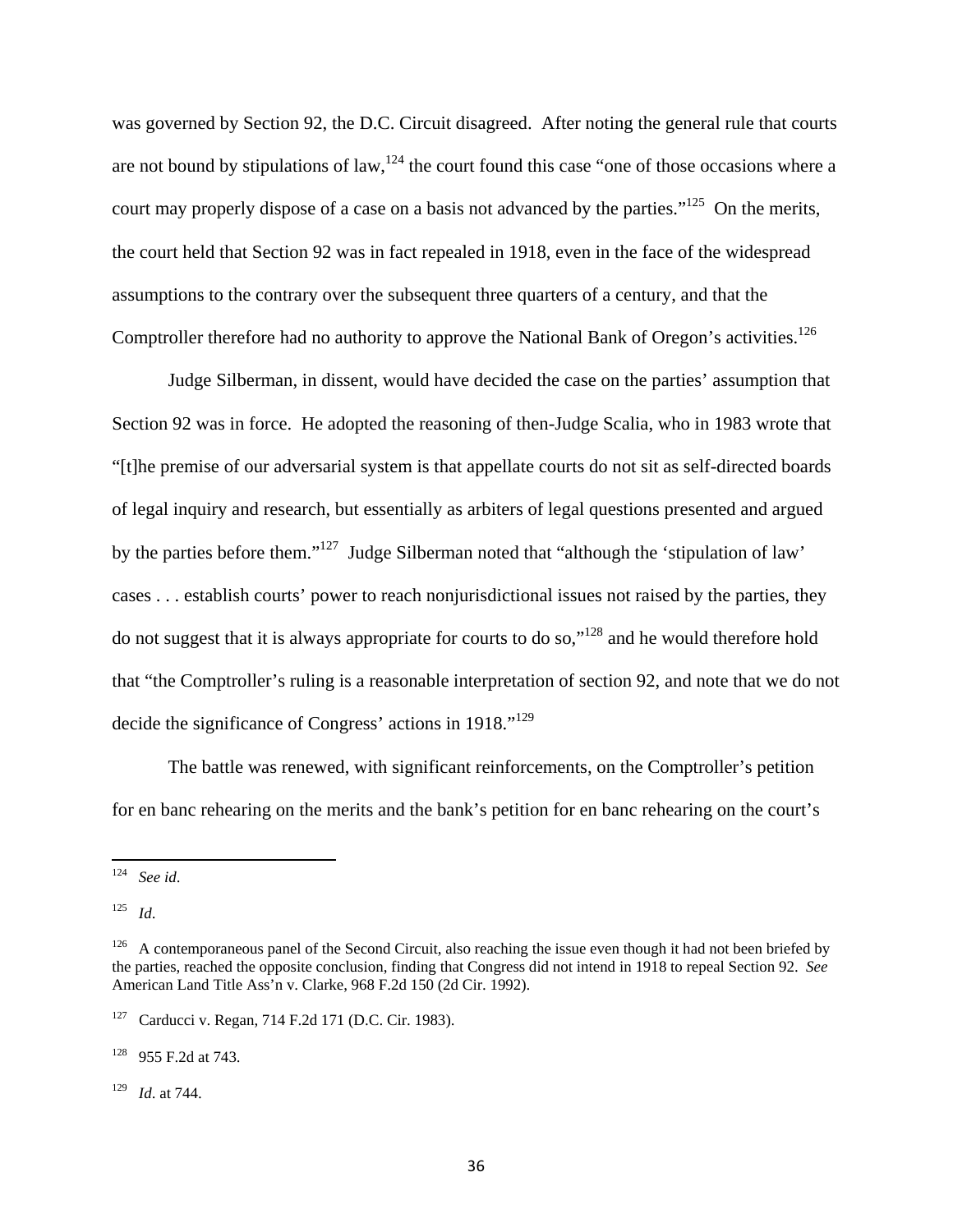was governed by Section 92, the D.C. Circuit disagreed. After noting the general rule that courts are not bound by stipulations of law,[124] the court found this case "one of those occasions where a court may properly dispose of a case on a basis not advanced by the parties."[125] On the merits, the court held that Section 92 was in fact repealed in 1918, even in the face of the widespread assumptions to the contrary over the subsequent three quarters of a century, and that the Comptroller therefore had no authority to approve the National Bank of Oregon's activities.[126]

Judge Silberman, in dissent, would have decided the case on the parties' assumption that Section 92 was in force. He adopted the reasoning of then-Judge Scalia, who in 1983 wrote that "[t]he premise of our adversarial system is that appellate courts do not sit as self-directed boards of legal inquiry and research, but essentially as arbiters of legal questions presented and argued by the parties before them."[127] Judge Silberman noted that "although the 'stipulation of law' cases . . . establish courts' power to reach nonjurisdictional issues not raised by the parties, they do not suggest that it is always appropriate for courts to do so,"[128] and he would therefore hold that "the Comptroller's ruling is a reasonable interpretation of section 92, and note that we do not decide the significance of Congress' actions in 1918."[129]

The battle was renewed, with significant reinforcements, on the Comptroller's petition for en banc rehearing on the merits and the bank's petition for en banc rehearing on the court's

---

[124] *See id*.

[125] *Id*.

[126] A contemporaneous panel of the Second Circuit, also reaching the issue even though it had not been briefed by the parties, reached the opposite conclusion, finding that Congress did not intend in 1918 to repeal Section 92. *See* American Land Title Ass'n v. Clarke, 968 F.2d 150 (2d Cir. 1992).

[127] Carducci v. Regan, 714 F.2d 171 (D.C. Cir. 1983).

[128] 955 F.2d at 743.

[129] *Id*. at 744.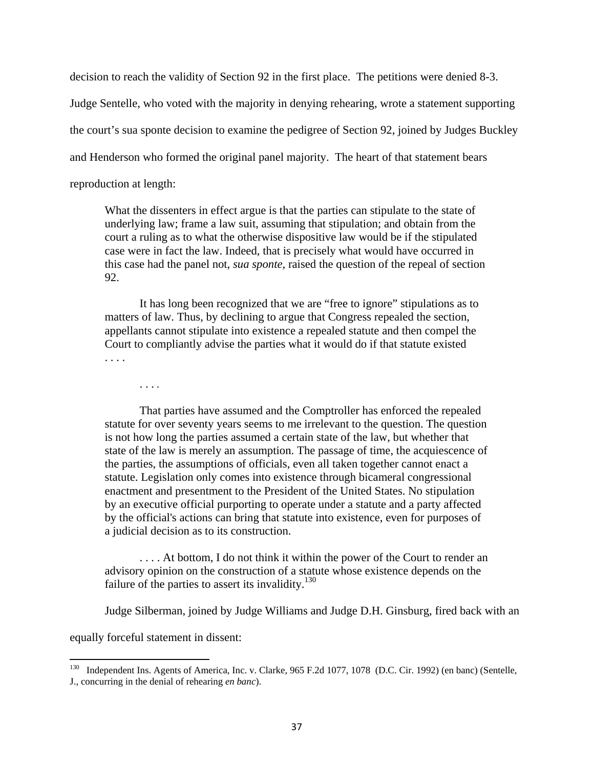decision to reach the validity of Section 92 in the first place. The petitions were denied 8-3. Judge Sentelle, who voted with the majority in denying rehearing, wrote a statement supporting the court's sua sponte decision to examine the pedigree of Section 92, joined by Judges Buckley and Henderson who formed the original panel majority. The heart of that statement bears reproduction at length:

> What the dissenters in effect argue is that the parties can stipulate to the state of underlying law; frame a law suit, assuming that stipulation; and obtain from the court a ruling as to what the otherwise dispositive law would be if the stipulated case were in fact the law. Indeed, that is precisely what would have occurred in this case had the panel not, *sua sponte,* raised the question of the repeal of section 92.
>
> It has long been recognized that we are "free to ignore" stipulations as to matters of law. Thus, by declining to argue that Congress repealed the section, appellants cannot stipulate into existence a repealed statute and then compel the Court to compliantly advise the parties what it would do if that statute existed . . . .
>
> . . . .
>
> That parties have assumed and the Comptroller has enforced the repealed statute for over seventy years seems to me irrelevant to the question. The question is not how long the parties assumed a certain state of the law, but whether that state of the law is merely an assumption. The passage of time, the acquiescence of the parties, the assumptions of officials, even all taken together cannot enact a statute. Legislation only comes into existence through bicameral congressional enactment and presentment to the President of the United States. No stipulation by an executive official purporting to operate under a statute and a party affected by the official's actions can bring that statute into existence, even for purposes of a judicial decision as to its construction.
>
> . . . . At bottom, I do not think it within the power of the Court to render an advisory opinion on the construction of a statute whose existence depends on the failure of the parties to assert its invalidity.[130]

Judge Silberman, joined by Judge Williams and Judge D.H. Ginsburg, fired back with an equally forceful statement in dissent:

[130] Independent Ins. Agents of America, Inc. v. Clarke, 965 F.2d 1077, 1078 (D.C. Cir. 1992) (en banc) (Sentelle, J., concurring in the denial of rehearing *en banc*).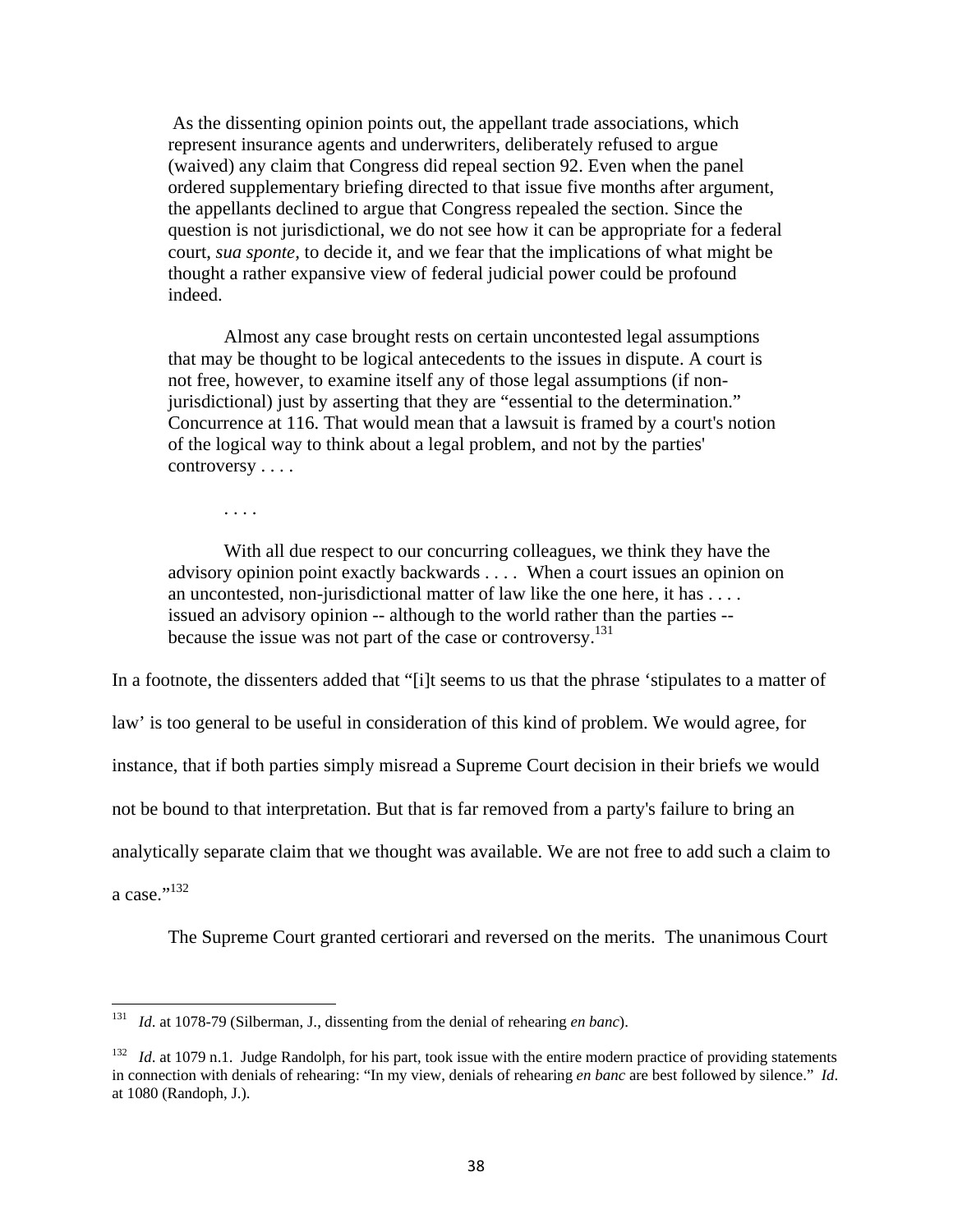> As the dissenting opinion points out, the appellant trade associations, which represent insurance agents and underwriters, deliberately refused to argue (waived) any claim that Congress did repeal section 92. Even when the panel ordered supplementary briefing directed to that issue five months after argument, the appellants declined to argue that Congress repealed the section. Since the question is not jurisdictional, we do not see how it can be appropriate for a federal court, *sua sponte,* to decide it, and we fear that the implications of what might be thought a rather expansive view of federal judicial power could be profound indeed.
>
> Almost any case brought rests on certain uncontested legal assumptions that may be thought to be logical antecedents to the issues in dispute. A court is not free, however, to examine itself any of those legal assumptions (if non-jurisdictional) just by asserting that they are "essential to the determination." Concurrence at 116. That would mean that a lawsuit is framed by a court's notion of the logical way to think about a legal problem, and not by the parties' controversy . . . .
>
> . . . .
>
> With all due respect to our concurring colleagues, we think they have the advisory opinion point exactly backwards . . . . When a court issues an opinion on an uncontested, non-jurisdictional matter of law like the one here, it has . . . . issued an advisory opinion -- although to the world rather than the parties -- because the issue was not part of the case or controversy.[131]

In a footnote, the dissenters added that "[i]t seems to us that the phrase 'stipulates to a matter of law' is too general to be useful in consideration of this kind of problem. We would agree, for instance, that if both parties simply misread a Supreme Court decision in their briefs we would not be bound to that interpretation. But that is far removed from a party's failure to bring an analytically separate claim that we thought was available. We are not free to add such a claim to a case."[132]

The Supreme Court granted certiorari and reversed on the merits. The unanimous Court

---

[131] *Id*. at 1078-79 (Silberman, J., dissenting from the denial of rehearing *en banc*).

[132] *Id*. at 1079 n.1. Judge Randolph, for his part, took issue with the entire modern practice of providing statements in connection with denials of rehearing: "In my view, denials of rehearing *en banc* are best followed by silence." *Id*. at 1080 (Randoph, J.).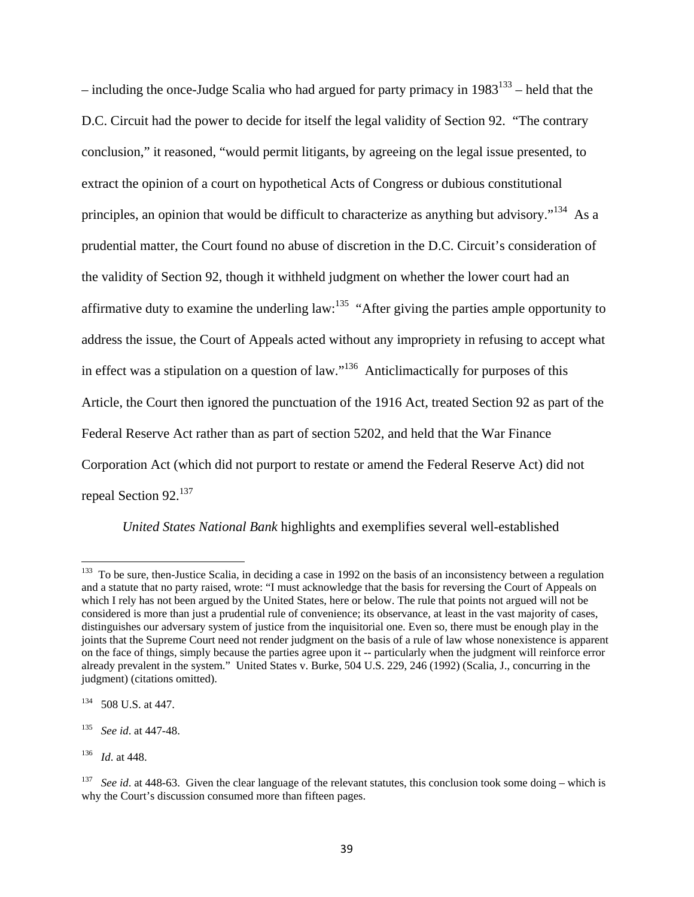– including the once-Judge Scalia who had argued for party primacy in 1983[133] – held that the D.C. Circuit had the power to decide for itself the legal validity of Section 92. "The contrary conclusion," it reasoned, "would permit litigants, by agreeing on the legal issue presented, to extract the opinion of a court on hypothetical Acts of Congress or dubious constitutional principles, an opinion that would be difficult to characterize as anything but advisory."[134] As a prudential matter, the Court found no abuse of discretion in the D.C. Circuit's consideration of the validity of Section 92, though it withheld judgment on whether the lower court had an affirmative duty to examine the underling law:[135] "After giving the parties ample opportunity to address the issue, the Court of Appeals acted without any impropriety in refusing to accept what in effect was a stipulation on a question of law."[136] Anticlimactically for purposes of this Article, the Court then ignored the punctuation of the 1916 Act, treated Section 92 as part of the Federal Reserve Act rather than as part of section 5202, and held that the War Finance Corporation Act (which did not purport to restate or amend the Federal Reserve Act) did not repeal Section 92.[137]

*United States National Bank* highlights and exemplifies several well-established

---

[133] To be sure, then-Justice Scalia, in deciding a case in 1992 on the basis of an inconsistency between a regulation and a statute that no party raised, wrote: "I must acknowledge that the basis for reversing the Court of Appeals on which I rely has not been argued by the United States, here or below. The rule that points not argued will not be considered is more than just a prudential rule of convenience; its observance, at least in the vast majority of cases, distinguishes our adversary system of justice from the inquisitorial one. Even so, there must be enough play in the joints that the Supreme Court need not render judgment on the basis of a rule of law whose nonexistence is apparent on the face of things, simply because the parties agree upon it -- particularly when the judgment will reinforce error already prevalent in the system." United States v. Burke, 504 U.S. 229, 246 (1992) (Scalia, J., concurring in the judgment) (citations omitted).

[134] 508 U.S. at 447.

[135] *See id*. at 447-48.

[136] *Id*. at 448.

[137] *See id*. at 448-63. Given the clear language of the relevant statutes, this conclusion took some doing – which is why the Court's discussion consumed more than fifteen pages.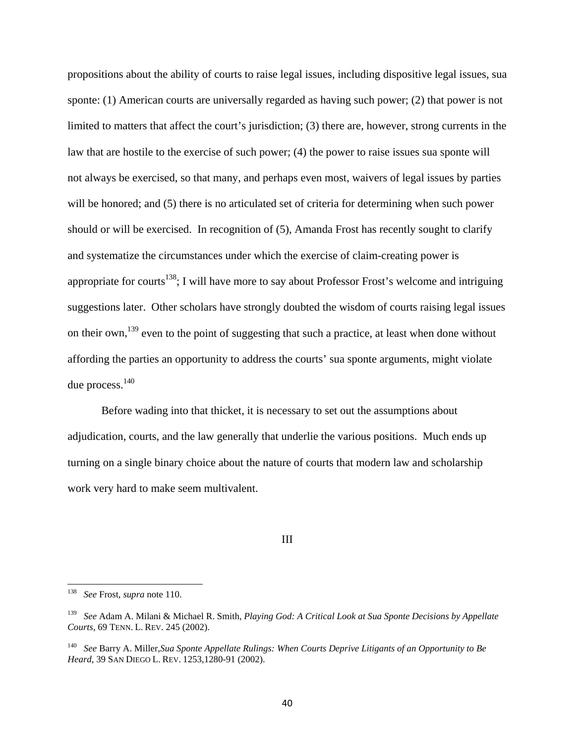propositions about the ability of courts to raise legal issues, including dispositive legal issues, sua sponte: (1) American courts are universally regarded as having such power; (2) that power is not limited to matters that affect the court's jurisdiction; (3) there are, however, strong currents in the law that are hostile to the exercise of such power; (4) the power to raise issues sua sponte will not always be exercised, so that many, and perhaps even most, waivers of legal issues by parties will be honored; and (5) there is no articulated set of criteria for determining when such power should or will be exercised. In recognition of (5), Amanda Frost has recently sought to clarify and systematize the circumstances under which the exercise of claim-creating power is appropriate for courts[138]; I will have more to say about Professor Frost's welcome and intriguing suggestions later. Other scholars have strongly doubted the wisdom of courts raising legal issues on their own,[139] even to the point of suggesting that such a practice, at least when done without affording the parties an opportunity to address the courts' sua sponte arguments, might violate due process.[140]

Before wading into that thicket, it is necessary to set out the assumptions about adjudication, courts, and the law generally that underlie the various positions. Much ends up turning on a single binary choice about the nature of courts that modern law and scholarship work very hard to make seem multivalent.

## III

---

[138] *See* Frost, *supra* note 110.

[139] *See* Adam A. Milani & Michael R. Smith, *Playing God: A Critical Look at Sua Sponte Decisions by Appellate Courts*, 69 TENN. L. REV. 245 (2002).

[140] *See* Barry A. Miller,*Sua Sponte Appellate Rulings: When Courts Deprive Litigants of an Opportunity to Be Heard*, 39 SAN DIEGO L. REV. 1253,1280-91 (2002).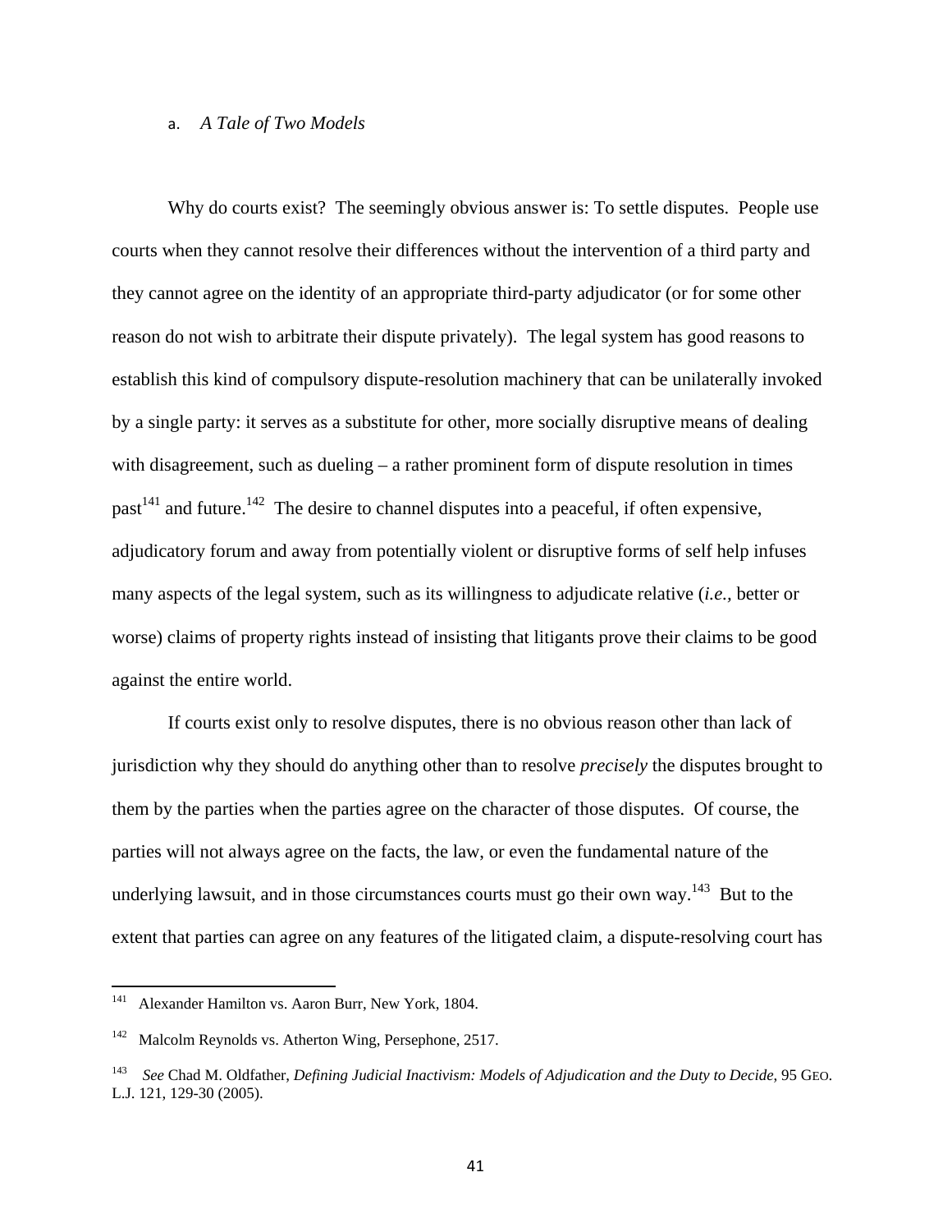### a. *A Tale of Two Models*

Why do courts exist? The seemingly obvious answer is: To settle disputes. People use courts when they cannot resolve their differences without the intervention of a third party and they cannot agree on the identity of an appropriate third-party adjudicator (or for some other reason do not wish to arbitrate their dispute privately). The legal system has good reasons to establish this kind of compulsory dispute-resolution machinery that can be unilaterally invoked by a single party: it serves as a substitute for other, more socially disruptive means of dealing with disagreement, such as dueling – a rather prominent form of dispute resolution in times past[141] and future.[142] The desire to channel disputes into a peaceful, if often expensive, adjudicatory forum and away from potentially violent or disruptive forms of self help infuses many aspects of the legal system, such as its willingness to adjudicate relative (*i.e.*, better or worse) claims of property rights instead of insisting that litigants prove their claims to be good against the entire world.

If courts exist only to resolve disputes, there is no obvious reason other than lack of jurisdiction why they should do anything other than to resolve *precisely* the disputes brought to them by the parties when the parties agree on the character of those disputes. Of course, the parties will not always agree on the facts, the law, or even the fundamental nature of the underlying lawsuit, and in those circumstances courts must go their own way.[143] But to the extent that parties can agree on any features of the litigated claim, a dispute-resolving court has

---

[141] Alexander Hamilton vs. Aaron Burr, New York, 1804.

[142] Malcolm Reynolds vs. Atherton Wing, Persephone, 2517.

[143] *See* Chad M. Oldfather, *Defining Judicial Inactivism: Models of Adjudication and the Duty to Decide*, 95 GEO. L.J. 121, 129-30 (2005).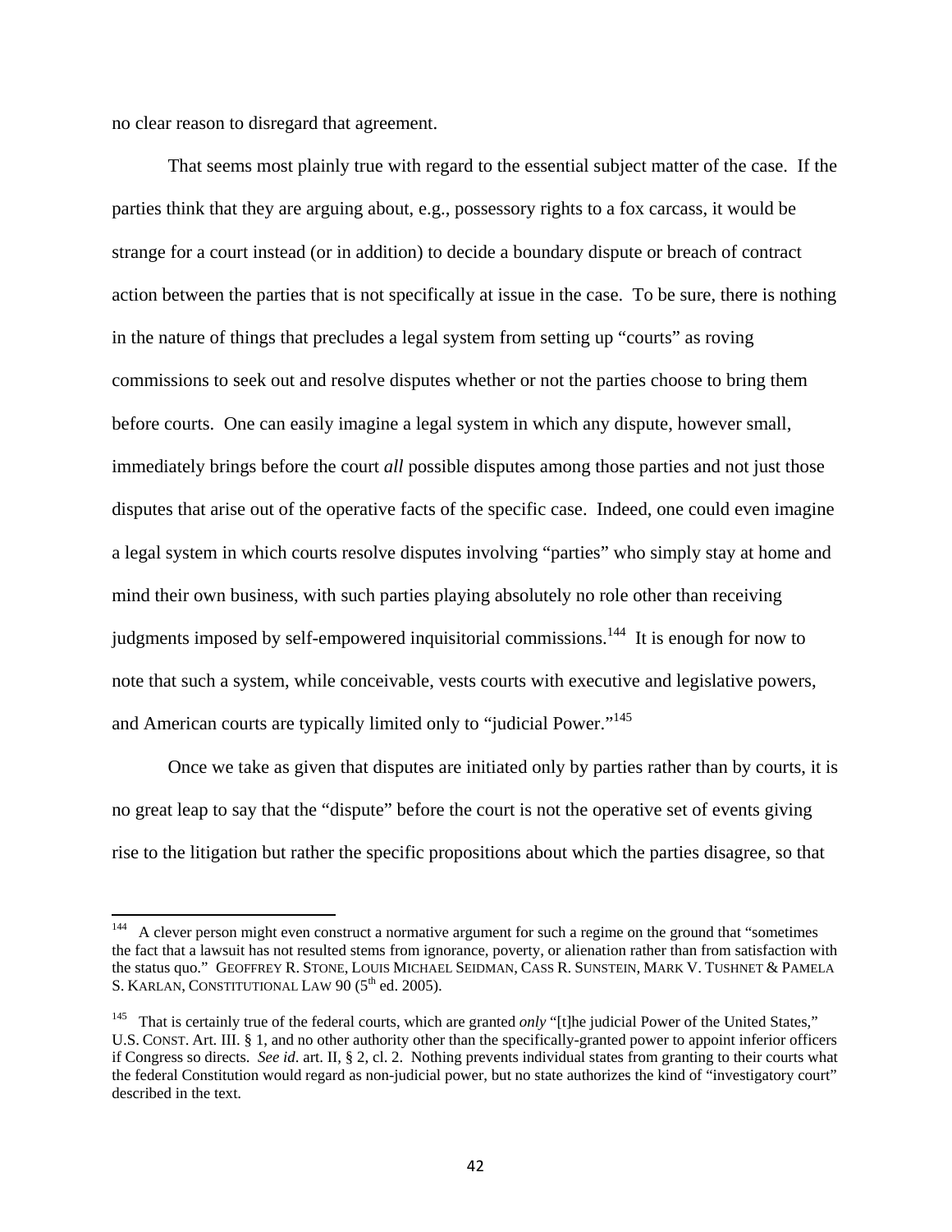no clear reason to disregard that agreement.

That seems most plainly true with regard to the essential subject matter of the case. If the parties think that they are arguing about, e.g., possessory rights to a fox carcass, it would be strange for a court instead (or in addition) to decide a boundary dispute or breach of contract action between the parties that is not specifically at issue in the case. To be sure, there is nothing in the nature of things that precludes a legal system from setting up "courts" as roving commissions to seek out and resolve disputes whether or not the parties choose to bring them before courts. One can easily imagine a legal system in which any dispute, however small, immediately brings before the court *all* possible disputes among those parties and not just those disputes that arise out of the operative facts of the specific case. Indeed, one could even imagine a legal system in which courts resolve disputes involving "parties" who simply stay at home and mind their own business, with such parties playing absolutely no role other than receiving judgments imposed by self-empowered inquisitorial commissions.[144] It is enough for now to note that such a system, while conceivable, vests courts with executive and legislative powers, and American courts are typically limited only to "judicial Power."[145]

Once we take as given that disputes are initiated only by parties rather than by courts, it is no great leap to say that the "dispute" before the court is not the operative set of events giving rise to the litigation but rather the specific propositions about which the parties disagree, so that

---

[144] A clever person might even construct a normative argument for such a regime on the ground that "sometimes the fact that a lawsuit has not resulted stems from ignorance, poverty, or alienation rather than from satisfaction with the status quo." GEOFFREY R. STONE, LOUIS MICHAEL SEIDMAN, CASS R. SUNSTEIN, MARK V. TUSHNET & PAMELA S. KARLAN, CONSTITUTIONAL LAW 90 (5th ed. 2005).

[145] That is certainly true of the federal courts, which are granted *only* "[t]he judicial Power of the United States," U.S. CONST. Art. III. § 1, and no other authority other than the specifically-granted power to appoint inferior officers if Congress so directs. *See id*. art. II, § 2, cl. 2. Nothing prevents individual states from granting to their courts what the federal Constitution would regard as non-judicial power, but no state authorizes the kind of "investigatory court" described in the text.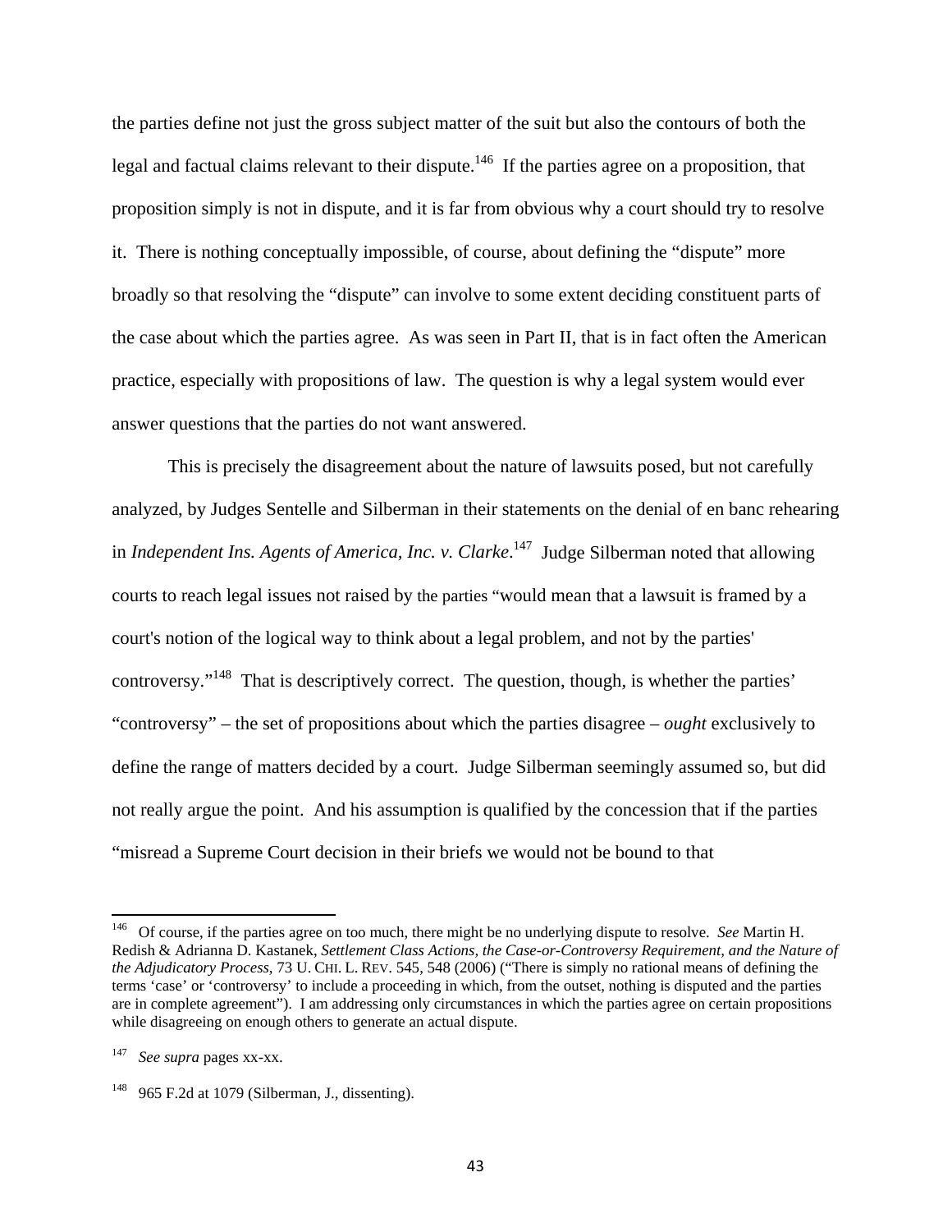the parties define not just the gross subject matter of the suit but also the contours of both the legal and factual claims relevant to their dispute.[146] If the parties agree on a proposition, that proposition simply is not in dispute, and it is far from obvious why a court should try to resolve it. There is nothing conceptually impossible, of course, about defining the "dispute" more broadly so that resolving the "dispute" can involve to some extent deciding constituent parts of the case about which the parties agree. As was seen in Part II, that is in fact often the American practice, especially with propositions of law. The question is why a legal system would ever answer questions that the parties do not want answered.

This is precisely the disagreement about the nature of lawsuits posed, but not carefully analyzed, by Judges Sentelle and Silberman in their statements on the denial of en banc rehearing in *Independent Ins. Agents of America, Inc. v. Clarke*.[147] Judge Silberman noted that allowing courts to reach legal issues not raised by the parties "would mean that a lawsuit is framed by a court's notion of the logical way to think about a legal problem, and not by the parties' controversy."[148] That is descriptively correct. The question, though, is whether the parties' "controversy" – the set of propositions about which the parties disagree – *ought* exclusively to define the range of matters decided by a court. Judge Silberman seemingly assumed so, but did not really argue the point. And his assumption is qualified by the concession that if the parties "misread a Supreme Court decision in their briefs we would not be bound to that

---

[146] Of course, if the parties agree on too much, there might be no underlying dispute to resolve. *See* Martin H. Redish & Adrianna D. Kastanek, *Settlement Class Actions, the Case-or-Controversy Requirement, and the Nature of the Adjudicatory Process*, 73 U. CHI. L. REV. 545, 548 (2006) ("There is simply no rational means of defining the terms 'case' or 'controversy' to include a proceeding in which, from the outset, nothing is disputed and the parties are in complete agreement"). I am addressing only circumstances in which the parties agree on certain propositions while disagreeing on enough others to generate an actual dispute.

[147] *See supra* pages xx-xx.

[148] 965 F.2d at 1079 (Silberman, J., dissenting).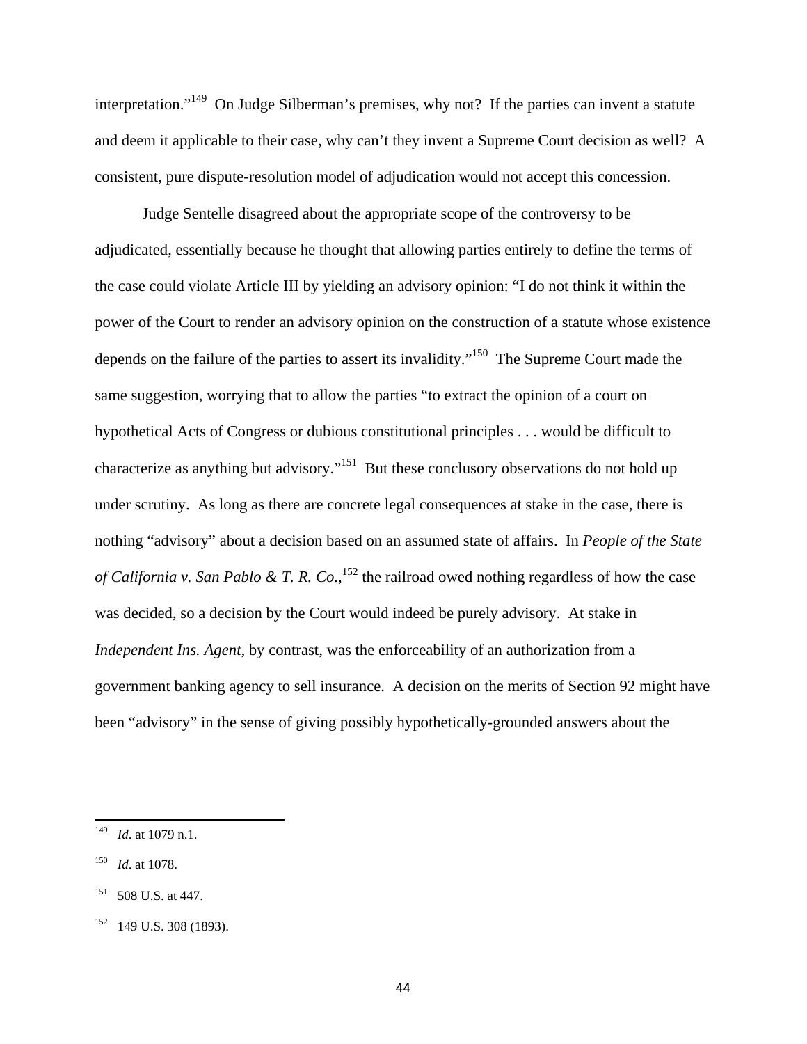interpretation."[149] On Judge Silberman's premises, why not? If the parties can invent a statute and deem it applicable to their case, why can't they invent a Supreme Court decision as well? A consistent, pure dispute-resolution model of adjudication would not accept this concession.

Judge Sentelle disagreed about the appropriate scope of the controversy to be adjudicated, essentially because he thought that allowing parties entirely to define the terms of the case could violate Article III by yielding an advisory opinion: "I do not think it within the power of the Court to render an advisory opinion on the construction of a statute whose existence depends on the failure of the parties to assert its invalidity."[150] The Supreme Court made the same suggestion, worrying that to allow the parties "to extract the opinion of a court on hypothetical Acts of Congress or dubious constitutional principles . . . would be difficult to characterize as anything but advisory."[151] But these conclusory observations do not hold up under scrutiny. As long as there are concrete legal consequences at stake in the case, there is nothing "advisory" about a decision based on an assumed state of affairs. In *People of the State of California v. San Pablo & T. R. Co.*,[152] the railroad owed nothing regardless of how the case was decided, so a decision by the Court would indeed be purely advisory. At stake in *Independent Ins. Agent*, by contrast, was the enforceability of an authorization from a government banking agency to sell insurance. A decision on the merits of Section 92 might have been "advisory" in the sense of giving possibly hypothetically-grounded answers about the

---

[149] *Id.* at 1079 n.1.

[150] *Id.* at 1078.

[151] 508 U.S. at 447.

[152] 149 U.S. 308 (1893).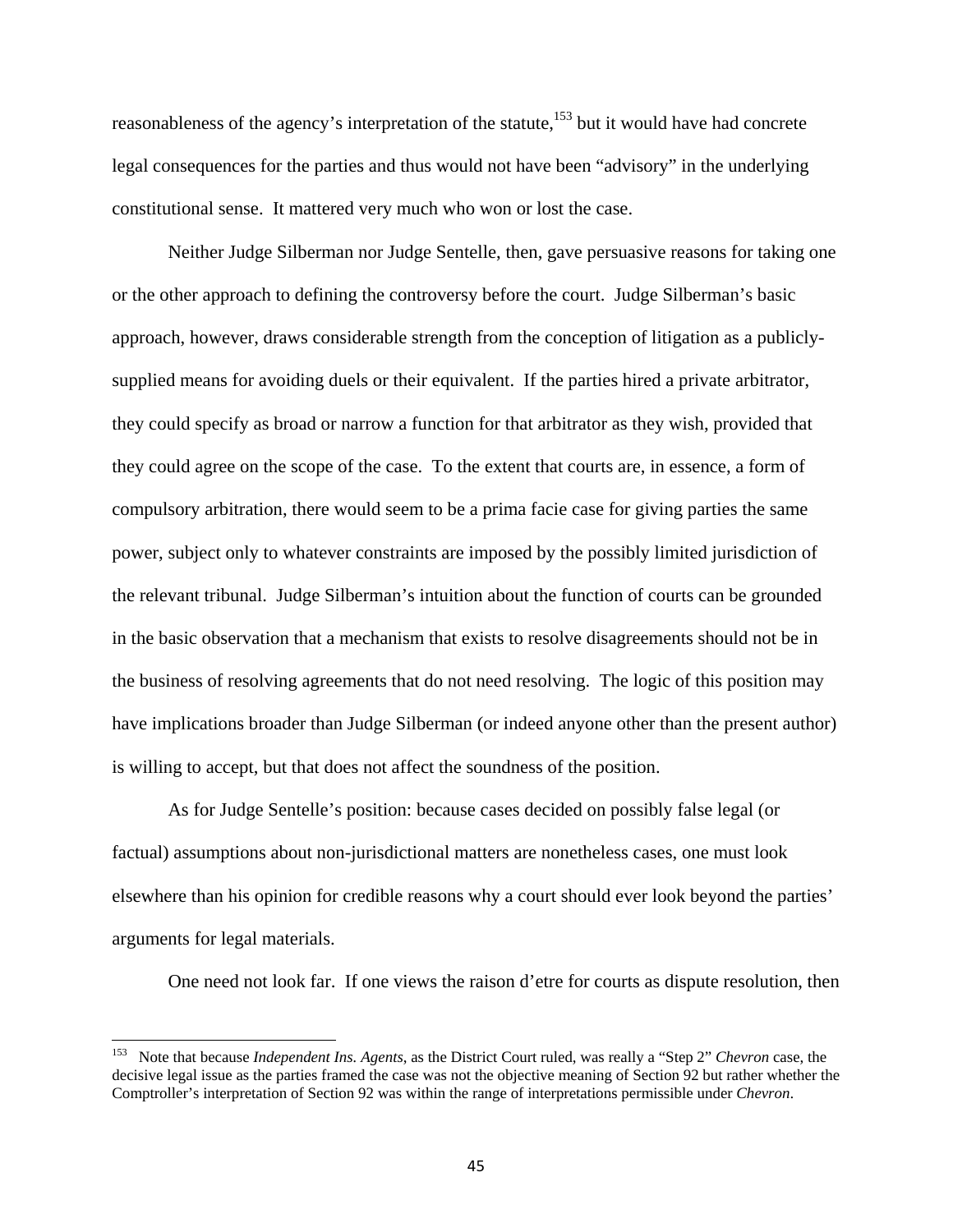reasonableness of the agency's interpretation of the statute,[153] but it would have had concrete legal consequences for the parties and thus would not have been "advisory" in the underlying constitutional sense. It mattered very much who won or lost the case.

Neither Judge Silberman nor Judge Sentelle, then, gave persuasive reasons for taking one or the other approach to defining the controversy before the court. Judge Silberman's basic approach, however, draws considerable strength from the conception of litigation as a publicly-supplied means for avoiding duels or their equivalent. If the parties hired a private arbitrator, they could specify as broad or narrow a function for that arbitrator as they wish, provided that they could agree on the scope of the case. To the extent that courts are, in essence, a form of compulsory arbitration, there would seem to be a prima facie case for giving parties the same power, subject only to whatever constraints are imposed by the possibly limited jurisdiction of the relevant tribunal. Judge Silberman's intuition about the function of courts can be grounded in the basic observation that a mechanism that exists to resolve disagreements should not be in the business of resolving agreements that do not need resolving. The logic of this position may have implications broader than Judge Silberman (or indeed anyone other than the present author) is willing to accept, but that does not affect the soundness of the position.

As for Judge Sentelle's position: because cases decided on possibly false legal (or factual) assumptions about non-jurisdictional matters are nonetheless cases, one must look elsewhere than his opinion for credible reasons why a court should ever look beyond the parties' arguments for legal materials.

One need not look far. If one views the raison d'etre for courts as dispute resolution, then

---

[153] Note that because *Independent Ins. Agents*, as the District Court ruled, was really a "Step 2" *Chevron* case, the decisive legal issue as the parties framed the case was not the objective meaning of Section 92 but rather whether the Comptroller's interpretation of Section 92 was within the range of interpretations permissible under *Chevron*.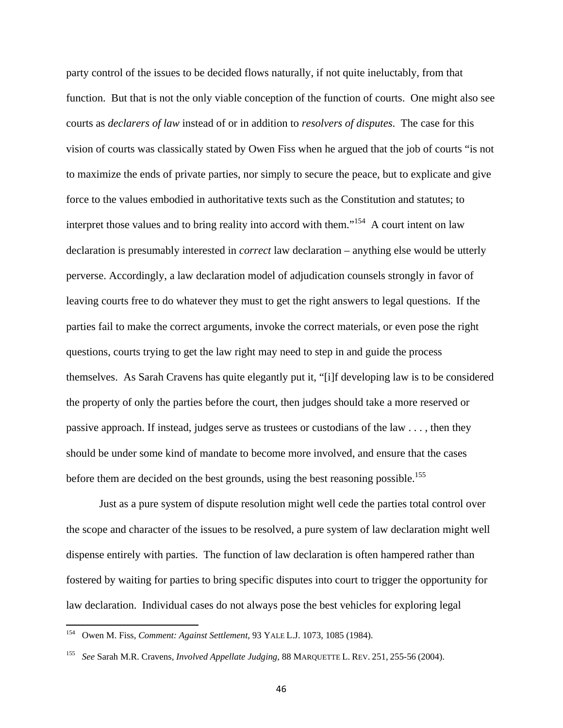party control of the issues to be decided flows naturally, if not quite ineluctably, from that function. But that is not the only viable conception of the function of courts. One might also see courts as *declarers of law* instead of or in addition to *resolvers of disputes*. The case for this vision of courts was classically stated by Owen Fiss when he argued that the job of courts "is not to maximize the ends of private parties, nor simply to secure the peace, but to explicate and give force to the values embodied in authoritative texts such as the Constitution and statutes; to interpret those values and to bring reality into accord with them."[154] A court intent on law declaration is presumably interested in *correct* law declaration – anything else would be utterly perverse. Accordingly, a law declaration model of adjudication counsels strongly in favor of leaving courts free to do whatever they must to get the right answers to legal questions. If the parties fail to make the correct arguments, invoke the correct materials, or even pose the right questions, courts trying to get the law right may need to step in and guide the process themselves. As Sarah Cravens has quite elegantly put it, "[i]f developing law is to be considered the property of only the parties before the court, then judges should take a more reserved or passive approach. If instead, judges serve as trustees or custodians of the law . . . , then they should be under some kind of mandate to become more involved, and ensure that the cases before them are decided on the best grounds, using the best reasoning possible.[155]

Just as a pure system of dispute resolution might well cede the parties total control over the scope and character of the issues to be resolved, a pure system of law declaration might well dispense entirely with parties. The function of law declaration is often hampered rather than fostered by waiting for parties to bring specific disputes into court to trigger the opportunity for law declaration. Individual cases do not always pose the best vehicles for exploring legal

---

[154] Owen M. Fiss, *Comment: Against Settlement*, 93 YALE L.J. 1073, 1085 (1984).

[155] *See* Sarah M.R. Cravens, *Involved Appellate Judging*, 88 MARQUETTE L. REV. 251, 255-56 (2004).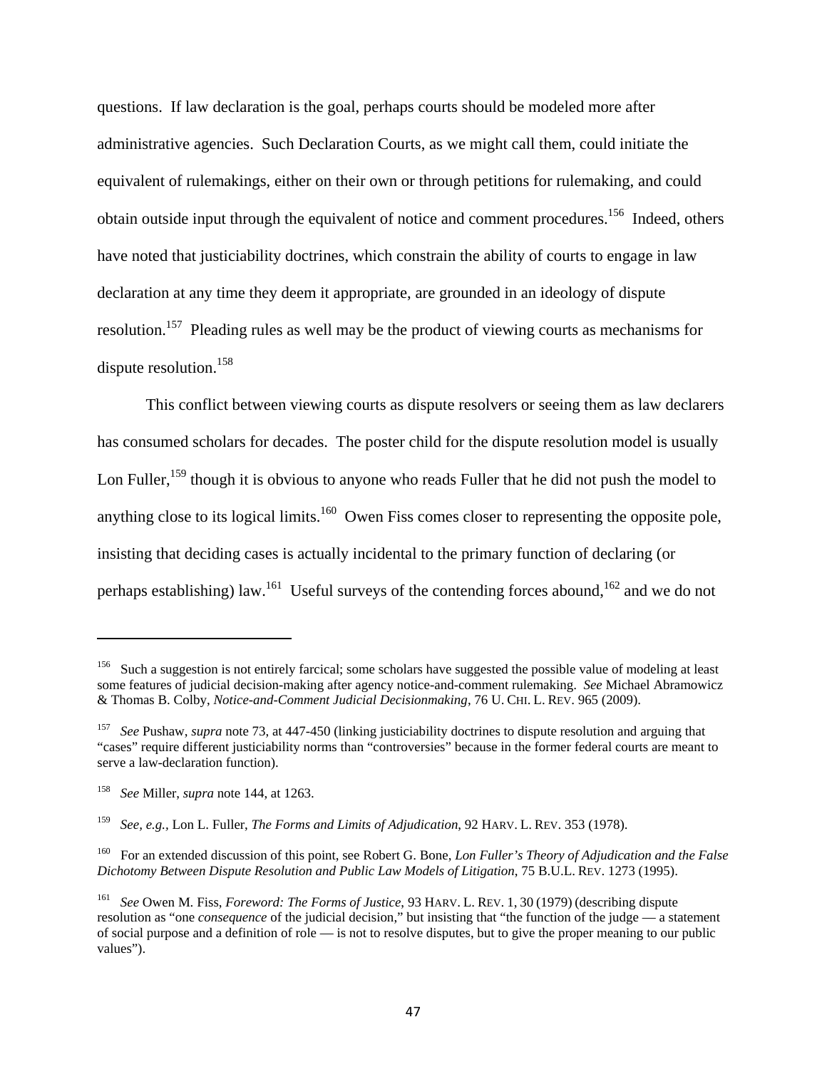questions. If law declaration is the goal, perhaps courts should be modeled more after administrative agencies. Such Declaration Courts, as we might call them, could initiate the equivalent of rulemakings, either on their own or through petitions for rulemaking, and could obtain outside input through the equivalent of notice and comment procedures.[156] Indeed, others have noted that justiciability doctrines, which constrain the ability of courts to engage in law declaration at any time they deem it appropriate, are grounded in an ideology of dispute resolution.[157] Pleading rules as well may be the product of viewing courts as mechanisms for dispute resolution.[158]

This conflict between viewing courts as dispute resolvers or seeing them as law declarers has consumed scholars for decades. The poster child for the dispute resolution model is usually Lon Fuller,[159] though it is obvious to anyone who reads Fuller that he did not push the model to anything close to its logical limits.[160] Owen Fiss comes closer to representing the opposite pole, insisting that deciding cases is actually incidental to the primary function of declaring (or perhaps establishing) law.[161] Useful surveys of the contending forces abound,[162] and we do not

---

[156] Such a suggestion is not entirely farcical; some scholars have suggested the possible value of modeling at least some features of judicial decision-making after agency notice-and-comment rulemaking. *See* Michael Abramowicz & Thomas B. Colby, *Notice-and-Comment Judicial Decisionmaking*, 76 U. CHI. L. REV. 965 (2009).

[157] *See* Pushaw, *supra* note 73, at 447-450 (linking justiciability doctrines to dispute resolution and arguing that "cases" require different justiciability norms than "controversies" because in the former federal courts are meant to serve a law-declaration function).

[158] *See* Miller, *supra* note 144, at 1263.

[159] *See, e.g.*, Lon L. Fuller, *The Forms and Limits of Adjudication*, 92 HARV. L. REV. 353 (1978).

[160] For an extended discussion of this point, see Robert G. Bone, *Lon Fuller's Theory of Adjudication and the False Dichotomy Between Dispute Resolution and Public Law Models of Litigation*, 75 B.U.L. REV. 1273 (1995).

[161] *See* Owen M. Fiss, *Foreword: The Forms of Justice*, 93 HARV. L. REV. 1, 30 (1979) (describing dispute resolution as "one *consequence* of the judicial decision," but insisting that "the function of the judge — a statement of social purpose and a definition of role — is not to resolve disputes, but to give the proper meaning to our public values").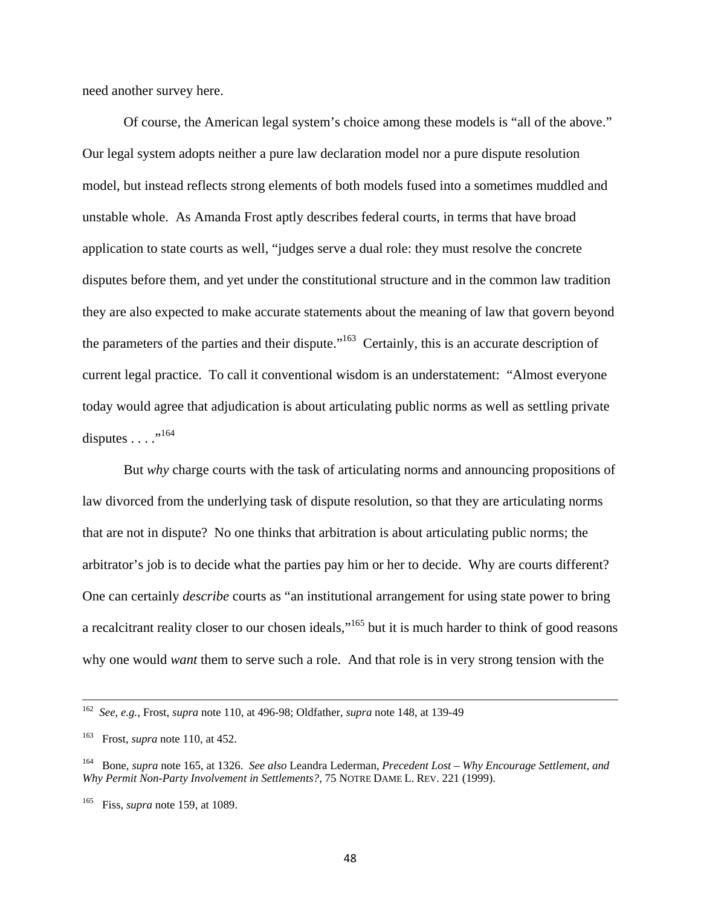need another survey here.

Of course, the American legal system's choice among these models is "all of the above." Our legal system adopts neither a pure law declaration model nor a pure dispute resolution model, but instead reflects strong elements of both models fused into a sometimes muddled and unstable whole. As Amanda Frost aptly describes federal courts, in terms that have broad application to state courts as well, "judges serve a dual role: they must resolve the concrete disputes before them, and yet under the constitutional structure and in the common law tradition they are also expected to make accurate statements about the meaning of law that govern beyond the parameters of the parties and their dispute."[163] Certainly, this is an accurate description of current legal practice. To call it conventional wisdom is an understatement: "Almost everyone today would agree that adjudication is about articulating public norms as well as settling private disputes . . . ."[164]

But *why* charge courts with the task of articulating norms and announcing propositions of law divorced from the underlying task of dispute resolution, so that they are articulating norms that are not in dispute? No one thinks that arbitration is about articulating public norms; the arbitrator's job is to decide what the parties pay him or her to decide. Why are courts different? One can certainly *describe* courts as "an institutional arrangement for using state power to bring a recalcitrant reality closer to our chosen ideals,"[165] but it is much harder to think of good reasons why one would *want* them to serve such a role. And that role is in very strong tension with the

---

[162] *See, e.g.*, Frost, *supra* note 110, at 496-98; Oldfather, *supra* note 148, at 139-49

[163] Frost, *supra* note 110, at 452.

[164] Bone, *supra* note 165, at 1326. *See also* Leandra Lederman, *Precedent Lost – Why Encourage Settlement, and Why Permit Non-Party Involvement in Settlements?*, 75 NOTRE DAME L. REV. 221 (1999).

[165] Fiss, *supra* note 159, at 1089.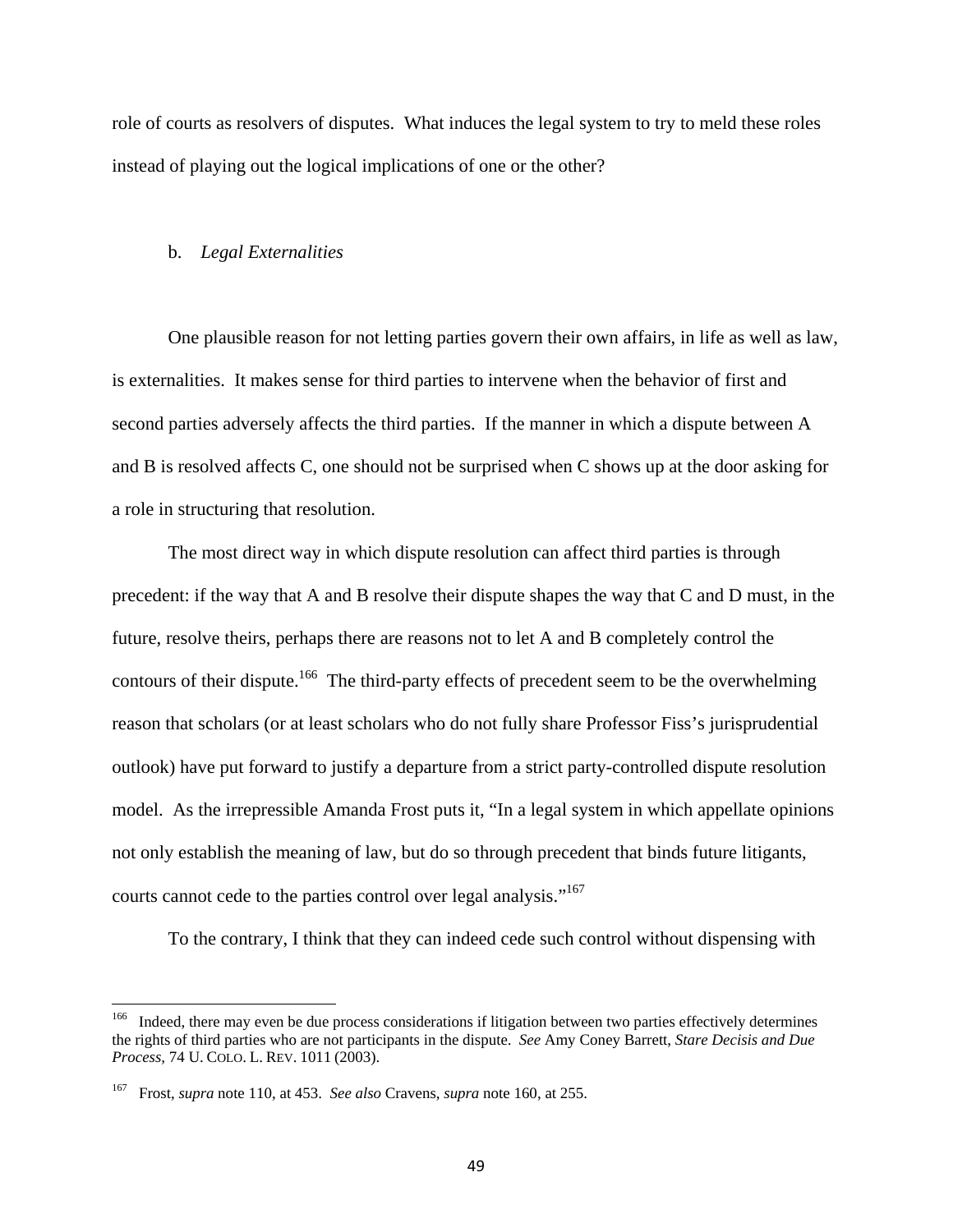role of courts as resolvers of disputes. What induces the legal system to try to meld these roles instead of playing out the logical implications of one or the other?

### b. *Legal Externalities*

One plausible reason for not letting parties govern their own affairs, in life as well as law, is externalities. It makes sense for third parties to intervene when the behavior of first and second parties adversely affects the third parties. If the manner in which a dispute between A and B is resolved affects C, one should not be surprised when C shows up at the door asking for a role in structuring that resolution.

The most direct way in which dispute resolution can affect third parties is through precedent: if the way that A and B resolve their dispute shapes the way that C and D must, in the future, resolve theirs, perhaps there are reasons not to let A and B completely control the contours of their dispute.[166] The third-party effects of precedent seem to be the overwhelming reason that scholars (or at least scholars who do not fully share Professor Fiss's jurisprudential outlook) have put forward to justify a departure from a strict party-controlled dispute resolution model. As the irrepressible Amanda Frost puts it, "In a legal system in which appellate opinions not only establish the meaning of law, but do so through precedent that binds future litigants, courts cannot cede to the parties control over legal analysis."[167]

To the contrary, I think that they can indeed cede such control without dispensing with

---

[166] Indeed, there may even be due process considerations if litigation between two parties effectively determines the rights of third parties who are not participants in the dispute. *See* Amy Coney Barrett, *Stare Decisis and Due Process*, 74 U. COLO. L. REV. 1011 (2003).

[167] Frost, *supra* note 110, at 453. *See also* Cravens, *supra* note 160, at 255.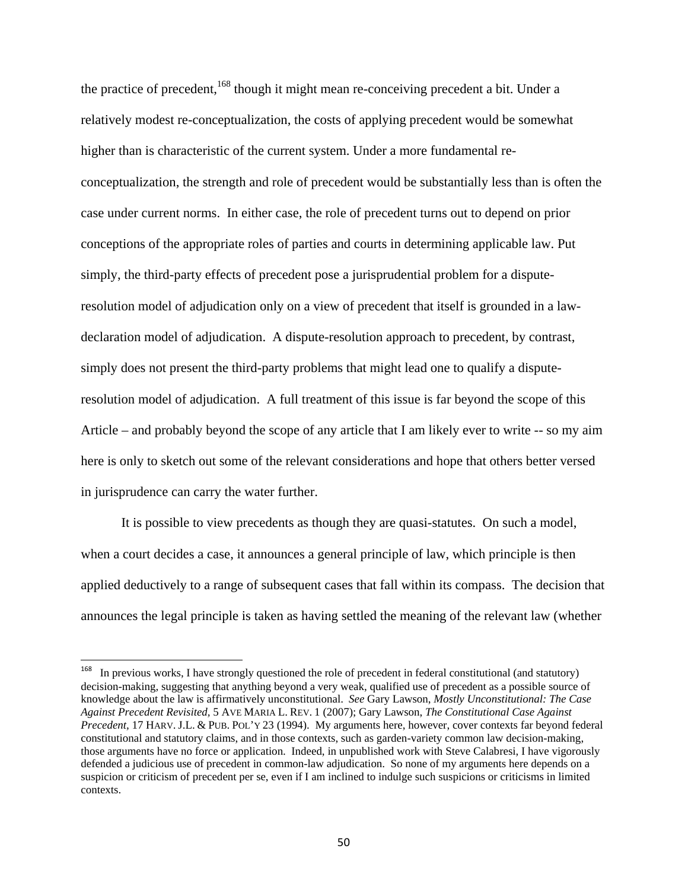the practice of precedent,[168] though it might mean re-conceiving precedent a bit. Under a relatively modest re-conceptualization, the costs of applying precedent would be somewhat higher than is characteristic of the current system. Under a more fundamental re-conceptualization, the strength and role of precedent would be substantially less than is often the case under current norms. In either case, the role of precedent turns out to depend on prior conceptions of the appropriate roles of parties and courts in determining applicable law. Put simply, the third-party effects of precedent pose a jurisprudential problem for a dispute-resolution model of adjudication only on a view of precedent that itself is grounded in a law-declaration model of adjudication. A dispute-resolution approach to precedent, by contrast, simply does not present the third-party problems that might lead one to qualify a dispute-resolution model of adjudication. A full treatment of this issue is far beyond the scope of this Article – and probably beyond the scope of any article that I am likely ever to write -- so my aim here is only to sketch out some of the relevant considerations and hope that others better versed in jurisprudence can carry the water further.

It is possible to view precedents as though they are quasi-statutes. On such a model, when a court decides a case, it announces a general principle of law, which principle is then applied deductively to a range of subsequent cases that fall within its compass. The decision that announces the legal principle is taken as having settled the meaning of the relevant law (whether

---

[168] In previous works, I have strongly questioned the role of precedent in federal constitutional (and statutory) decision-making, suggesting that anything beyond a very weak, qualified use of precedent as a possible source of knowledge about the law is affirmatively unconstitutional. *See* Gary Lawson, *Mostly Unconstitutional: The Case Against Precedent Revisited*, 5 AVE MARIA L. REV. 1 (2007); Gary Lawson, *The Constitutional Case Against Precedent*, 17 HARV. J.L. & PUB. POL'Y 23 (1994). My arguments here, however, cover contexts far beyond federal constitutional and statutory claims, and in those contexts, such as garden-variety common law decision-making, those arguments have no force or application. Indeed, in unpublished work with Steve Calabresi, I have vigorously defended a judicious use of precedent in common-law adjudication. So none of my arguments here depends on a suspicion or criticism of precedent per se, even if I am inclined to indulge such suspicions or criticisms in limited contexts.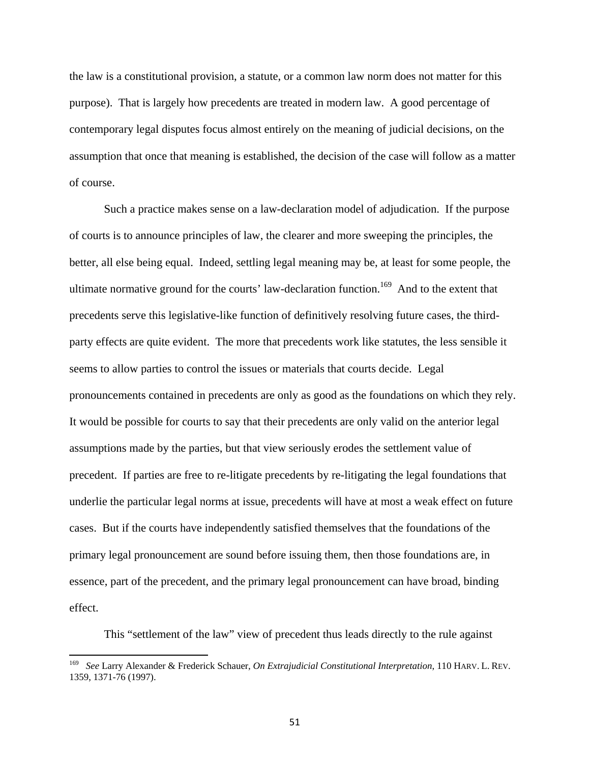the law is a constitutional provision, a statute, or a common law norm does not matter for this purpose). That is largely how precedents are treated in modern law. A good percentage of contemporary legal disputes focus almost entirely on the meaning of judicial decisions, on the assumption that once that meaning is established, the decision of the case will follow as a matter of course.

Such a practice makes sense on a law-declaration model of adjudication. If the purpose of courts is to announce principles of law, the clearer and more sweeping the principles, the better, all else being equal. Indeed, settling legal meaning may be, at least for some people, the ultimate normative ground for the courts' law-declaration function.[169] And to the extent that precedents serve this legislative-like function of definitively resolving future cases, the third-party effects are quite evident. The more that precedents work like statutes, the less sensible it seems to allow parties to control the issues or materials that courts decide. Legal pronouncements contained in precedents are only as good as the foundations on which they rely. It would be possible for courts to say that their precedents are only valid on the anterior legal assumptions made by the parties, but that view seriously erodes the settlement value of precedent. If parties are free to re-litigate precedents by re-litigating the legal foundations that underlie the particular legal norms at issue, precedents will have at most a weak effect on future cases. But if the courts have independently satisfied themselves that the foundations of the primary legal pronouncement are sound before issuing them, then those foundations are, in essence, part of the precedent, and the primary legal pronouncement can have broad, binding effect.

This "settlement of the law" view of precedent thus leads directly to the rule against

---

[169] *See* Larry Alexander & Frederick Schauer, *On Extrajudicial Constitutional Interpretation*, 110 HARV. L. REV. 1359, 1371-76 (1997).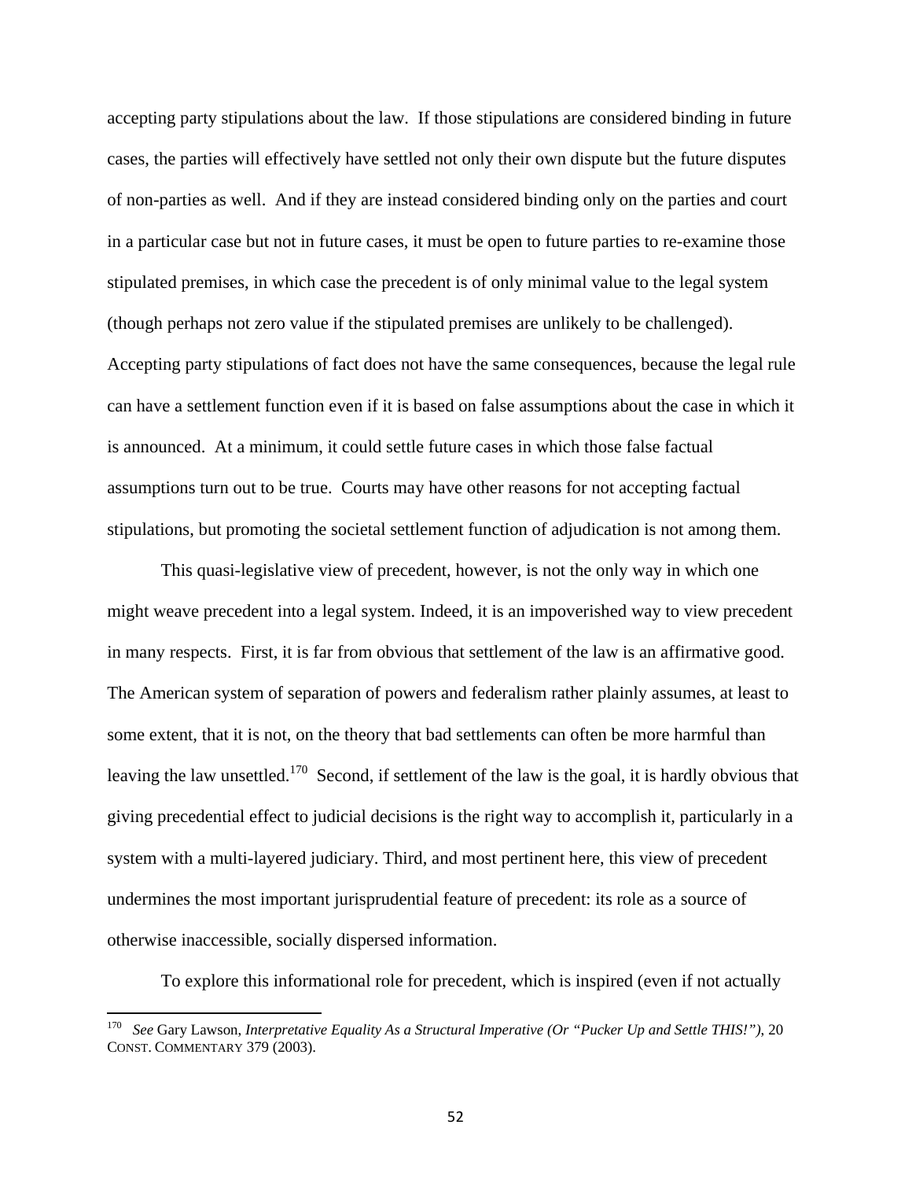accepting party stipulations about the law. If those stipulations are considered binding in future cases, the parties will effectively have settled not only their own dispute but the future disputes of non-parties as well. And if they are instead considered binding only on the parties and court in a particular case but not in future cases, it must be open to future parties to re-examine those stipulated premises, in which case the precedent is of only minimal value to the legal system (though perhaps not zero value if the stipulated premises are unlikely to be challenged). Accepting party stipulations of fact does not have the same consequences, because the legal rule can have a settlement function even if it is based on false assumptions about the case in which it is announced. At a minimum, it could settle future cases in which those false factual assumptions turn out to be true. Courts may have other reasons for not accepting factual stipulations, but promoting the societal settlement function of adjudication is not among them.

This quasi-legislative view of precedent, however, is not the only way in which one might weave precedent into a legal system. Indeed, it is an impoverished way to view precedent in many respects. First, it is far from obvious that settlement of the law is an affirmative good. The American system of separation of powers and federalism rather plainly assumes, at least to some extent, that it is not, on the theory that bad settlements can often be more harmful than leaving the law unsettled.[170] Second, if settlement of the law is the goal, it is hardly obvious that giving precedential effect to judicial decisions is the right way to accomplish it, particularly in a system with a multi-layered judiciary. Third, and most pertinent here, this view of precedent undermines the most important jurisprudential feature of precedent: its role as a source of otherwise inaccessible, socially dispersed information.

To explore this informational role for precedent, which is inspired (even if not actually

---

[170] *See* Gary Lawson, *Interpretative Equality As a Structural Imperative (Or "Pucker Up and Settle THIS!")*, 20 CONST. COMMENTARY 379 (2003).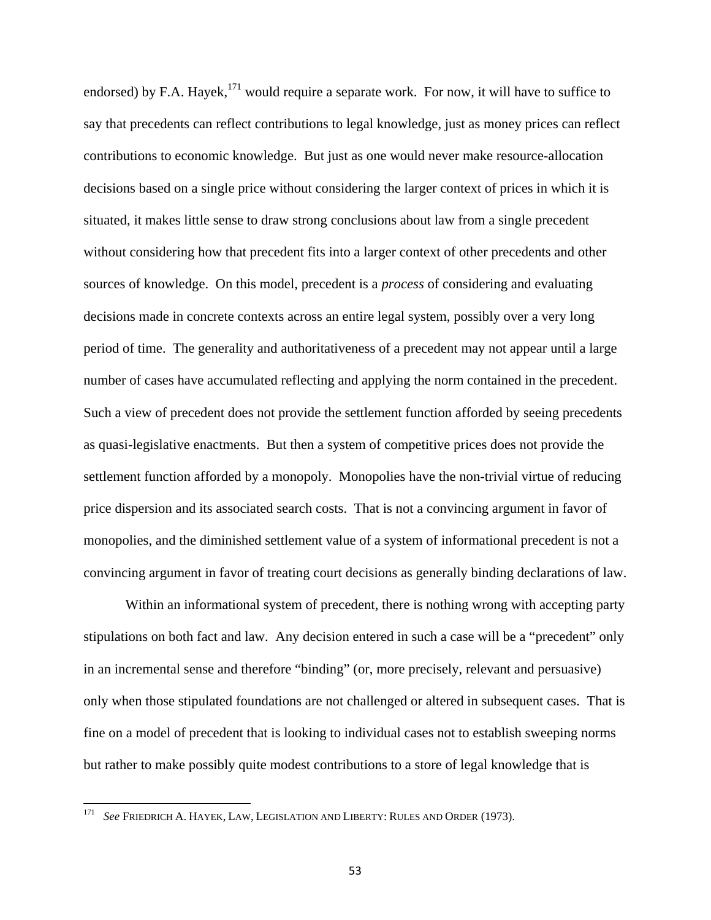endorsed) by F.A. Hayek,[171] would require a separate work. For now, it will have to suffice to say that precedents can reflect contributions to legal knowledge, just as money prices can reflect contributions to economic knowledge. But just as one would never make resource-allocation decisions based on a single price without considering the larger context of prices in which it is situated, it makes little sense to draw strong conclusions about law from a single precedent without considering how that precedent fits into a larger context of other precedents and other sources of knowledge. On this model, precedent is a *process* of considering and evaluating decisions made in concrete contexts across an entire legal system, possibly over a very long period of time. The generality and authoritativeness of a precedent may not appear until a large number of cases have accumulated reflecting and applying the norm contained in the precedent. Such a view of precedent does not provide the settlement function afforded by seeing precedents as quasi-legislative enactments. But then a system of competitive prices does not provide the settlement function afforded by a monopoly. Monopolies have the non-trivial virtue of reducing price dispersion and its associated search costs. That is not a convincing argument in favor of monopolies, and the diminished settlement value of a system of informational precedent is not a convincing argument in favor of treating court decisions as generally binding declarations of law.

Within an informational system of precedent, there is nothing wrong with accepting party stipulations on both fact and law. Any decision entered in such a case will be a "precedent" only in an incremental sense and therefore "binding" (or, more precisely, relevant and persuasive) only when those stipulated foundations are not challenged or altered in subsequent cases. That is fine on a model of precedent that is looking to individual cases not to establish sweeping norms but rather to make possibly quite modest contributions to a store of legal knowledge that is

---

[171] *See* FRIEDRICH A. HAYEK, LAW, LEGISLATION AND LIBERTY: RULES AND ORDER (1973).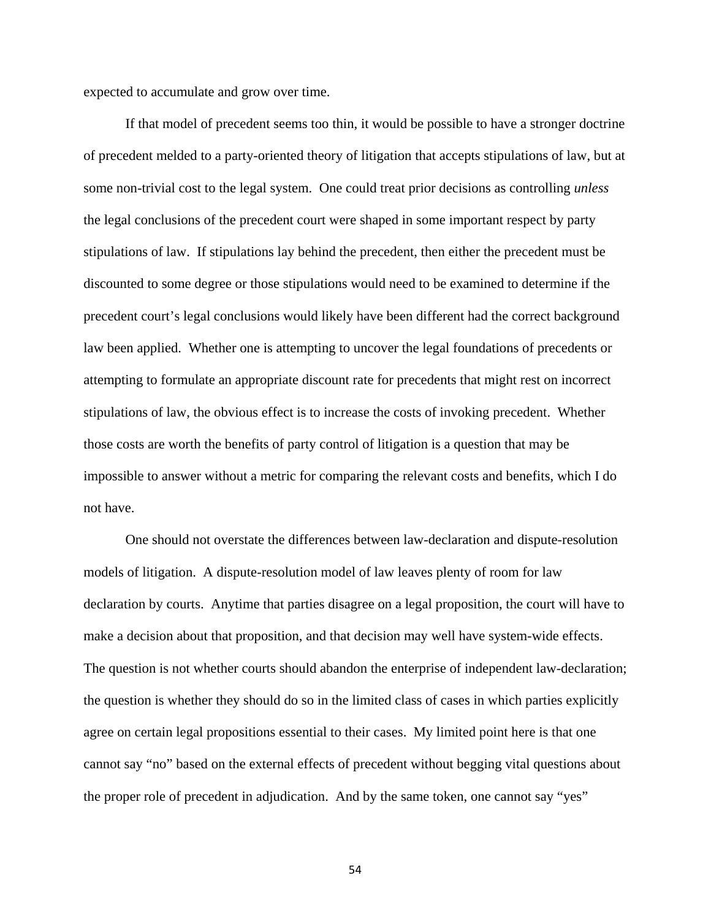expected to accumulate and grow over time.

If that model of precedent seems too thin, it would be possible to have a stronger doctrine of precedent melded to a party-oriented theory of litigation that accepts stipulations of law, but at some non-trivial cost to the legal system. One could treat prior decisions as controlling *unless* the legal conclusions of the precedent court were shaped in some important respect by party stipulations of law. If stipulations lay behind the precedent, then either the precedent must be discounted to some degree or those stipulations would need to be examined to determine if the precedent court's legal conclusions would likely have been different had the correct background law been applied. Whether one is attempting to uncover the legal foundations of precedents or attempting to formulate an appropriate discount rate for precedents that might rest on incorrect stipulations of law, the obvious effect is to increase the costs of invoking precedent. Whether those costs are worth the benefits of party control of litigation is a question that may be impossible to answer without a metric for comparing the relevant costs and benefits, which I do not have.

One should not overstate the differences between law-declaration and dispute-resolution models of litigation. A dispute-resolution model of law leaves plenty of room for law declaration by courts. Anytime that parties disagree on a legal proposition, the court will have to make a decision about that proposition, and that decision may well have system-wide effects. The question is not whether courts should abandon the enterprise of independent law-declaration; the question is whether they should do so in the limited class of cases in which parties explicitly agree on certain legal propositions essential to their cases. My limited point here is that one cannot say "no" based on the external effects of precedent without begging vital questions about the proper role of precedent in adjudication. And by the same token, one cannot say "yes"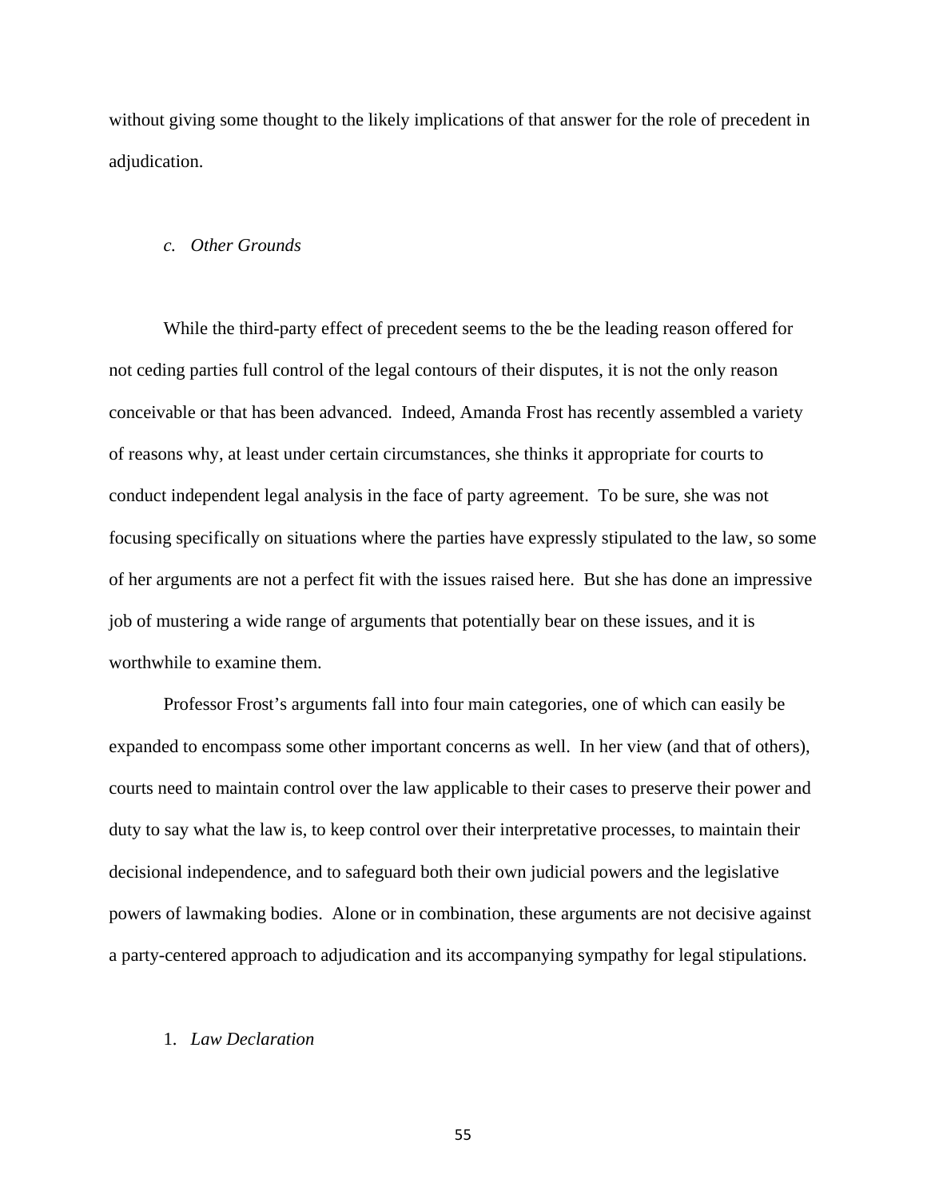without giving some thought to the likely implications of that answer for the role of precedent in adjudication.

### *c. Other Grounds*

While the third-party effect of precedent seems to the be the leading reason offered for not ceding parties full control of the legal contours of their disputes, it is not the only reason conceivable or that has been advanced. Indeed, Amanda Frost has recently assembled a variety of reasons why, at least under certain circumstances, she thinks it appropriate for courts to conduct independent legal analysis in the face of party agreement. To be sure, she was not focusing specifically on situations where the parties have expressly stipulated to the law, so some of her arguments are not a perfect fit with the issues raised here. But she has done an impressive job of mustering a wide range of arguments that potentially bear on these issues, and it is worthwhile to examine them.

Professor Frost's arguments fall into four main categories, one of which can easily be expanded to encompass some other important concerns as well. In her view (and that of others), courts need to maintain control over the law applicable to their cases to preserve their power and duty to say what the law is, to keep control over their interpretative processes, to maintain their decisional independence, and to safeguard both their own judicial powers and the legislative powers of lawmaking bodies. Alone or in combination, these arguments are not decisive against a party-centered approach to adjudication and its accompanying sympathy for legal stipulations.

#### 1. *Law Declaration*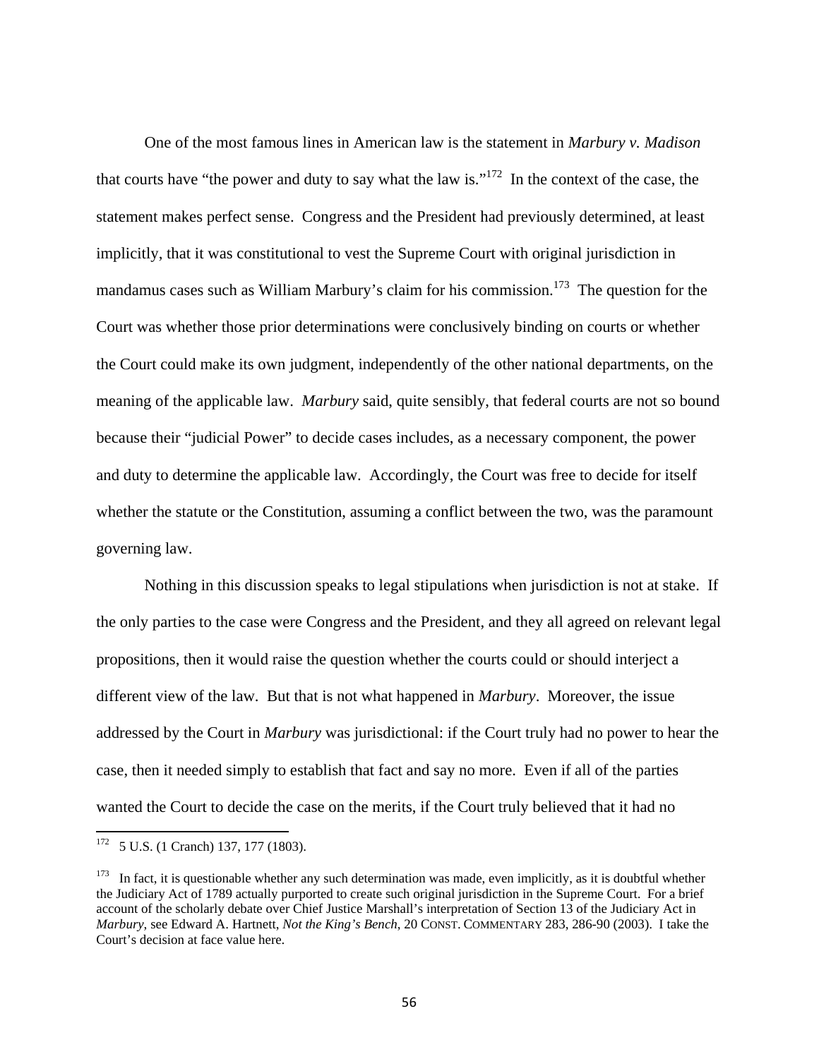One of the most famous lines in American law is the statement in *Marbury v. Madison* that courts have "the power and duty to say what the law is."[172] In the context of the case, the statement makes perfect sense. Congress and the President had previously determined, at least implicitly, that it was constitutional to vest the Supreme Court with original jurisdiction in mandamus cases such as William Marbury's claim for his commission.[173] The question for the Court was whether those prior determinations were conclusively binding on courts or whether the Court could make its own judgment, independently of the other national departments, on the meaning of the applicable law. *Marbury* said, quite sensibly, that federal courts are not so bound because their "judicial Power" to decide cases includes, as a necessary component, the power and duty to determine the applicable law. Accordingly, the Court was free to decide for itself whether the statute or the Constitution, assuming a conflict between the two, was the paramount governing law.

Nothing in this discussion speaks to legal stipulations when jurisdiction is not at stake. If the only parties to the case were Congress and the President, and they all agreed on relevant legal propositions, then it would raise the question whether the courts could or should interject a different view of the law. But that is not what happened in *Marbury*. Moreover, the issue addressed by the Court in *Marbury* was jurisdictional: if the Court truly had no power to hear the case, then it needed simply to establish that fact and say no more. Even if all of the parties wanted the Court to decide the case on the merits, if the Court truly believed that it had no

---

[172] 5 U.S. (1 Cranch) 137, 177 (1803).

[173] In fact, it is questionable whether any such determination was made, even implicitly, as it is doubtful whether the Judiciary Act of 1789 actually purported to create such original jurisdiction in the Supreme Court. For a brief account of the scholarly debate over Chief Justice Marshall's interpretation of Section 13 of the Judiciary Act in *Marbury*, see Edward A. Hartnett, *Not the King's Bench*, 20 CONST. COMMENTARY 283, 286-90 (2003). I take the Court's decision at face value here.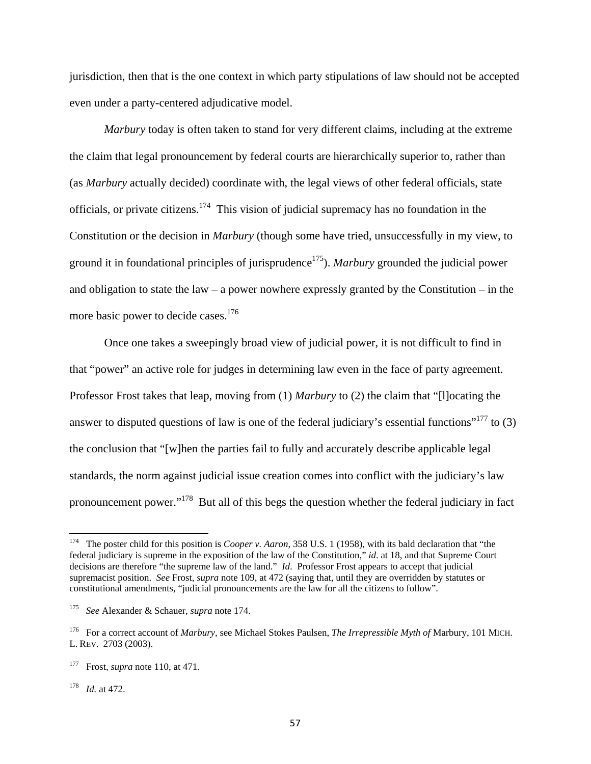jurisdiction, then that is the one context in which party stipulations of law should not be accepted even under a party-centered adjudicative model.

*Marbury* today is often taken to stand for very different claims, including at the extreme the claim that legal pronouncement by federal courts are hierarchically superior to, rather than (as *Marbury* actually decided) coordinate with, the legal views of other federal officials, state officials, or private citizens.[174] This vision of judicial supremacy has no foundation in the Constitution or the decision in *Marbury* (though some have tried, unsuccessfully in my view, to ground it in foundational principles of jurisprudence[175]). *Marbury* grounded the judicial power and obligation to state the law – a power nowhere expressly granted by the Constitution – in the more basic power to decide cases.[176]

Once one takes a sweepingly broad view of judicial power, it is not difficult to find in that "power" an active role for judges in determining law even in the face of party agreement. Professor Frost takes that leap, moving from (1) *Marbury* to (2) the claim that "[l]ocating the answer to disputed questions of law is one of the federal judiciary's essential functions"[177] to (3) the conclusion that "[w]hen the parties fail to fully and accurately describe applicable legal standards, the norm against judicial issue creation comes into conflict with the judiciary's law pronouncement power."[178] But all of this begs the question whether the federal judiciary in fact

---

[174] The poster child for this position is *Cooper v. Aaron*, 358 U.S. 1 (1958), with its bald declaration that "the federal judiciary is supreme in the exposition of the law of the Constitution," *id*. at 18, and that Supreme Court decisions are therefore "the supreme law of the land." *Id*. Professor Frost appears to accept that judicial supremacist position. *See* Frost, *supra* note 109, at 472 (saying that, until they are overridden by statutes or constitutional amendments, "judicial pronouncements are the law for all the citizens to follow".

[175] *See* Alexander & Schauer, *supra* note 174.

[176] For a correct account of *Marbury*, see Michael Stokes Paulsen, *The Irrepressible Myth of* Marbury, 101 MICH. L. REV. 2703 (2003).

[177] Frost, *supra* note 110, at 471.

[178] *Id.* at 472.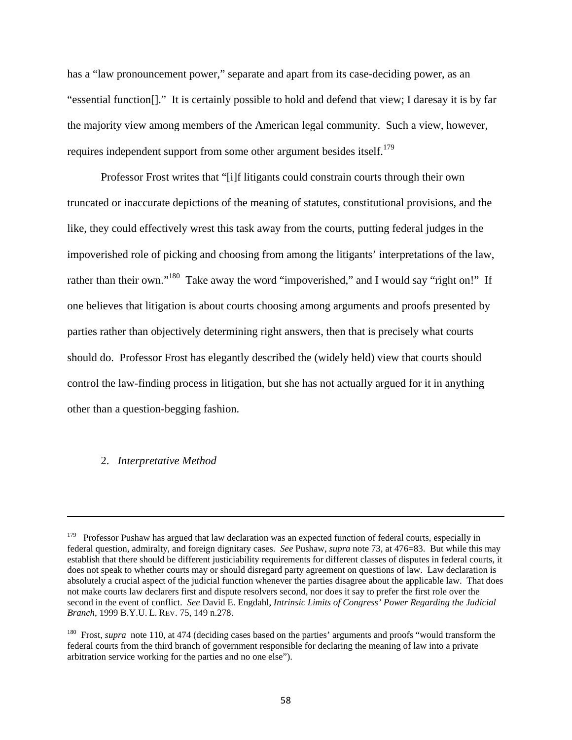has a "law pronouncement power," separate and apart from its case-deciding power, as an "essential function[]." It is certainly possible to hold and defend that view; I daresay it is by far the majority view among members of the American legal community. Such a view, however, requires independent support from some other argument besides itself.[179]

Professor Frost writes that "[i]f litigants could constrain courts through their own truncated or inaccurate depictions of the meaning of statutes, constitutional provisions, and the like, they could effectively wrest this task away from the courts, putting federal judges in the impoverished role of picking and choosing from among the litigants' interpretations of the law, rather than their own."[180] Take away the word "impoverished," and I would say "right on!" If one believes that litigation is about courts choosing among arguments and proofs presented by parties rather than objectively determining right answers, then that is precisely what courts should do. Professor Frost has elegantly described the (widely held) view that courts should control the law-finding process in litigation, but she has not actually argued for it in anything other than a question-begging fashion.

2. *Interpretative Method*

---

[179] Professor Pushaw has argued that law declaration was an expected function of federal courts, especially in federal question, admiralty, and foreign dignitary cases. *See* Pushaw, *supra* note 73, at 476=83. But while this may establish that there should be different justiciability requirements for different classes of disputes in federal courts, it does not speak to whether courts may or should disregard party agreement on questions of law. Law declaration is absolutely a crucial aspect of the judicial function whenever the parties disagree about the applicable law. That does not make courts law declarers first and dispute resolvers second, nor does it say to prefer the first role over the second in the event of conflict. *See* David E. Engdahl, *Intrinsic Limits of Congress' Power Regarding the Judicial Branch*, 1999 B.Y.U. L. REV. 75, 149 n.278.

[180] Frost, *supra* note 110, at 474 (deciding cases based on the parties' arguments and proofs "would transform the federal courts from the third branch of government responsible for declaring the meaning of law into a private arbitration service working for the parties and no one else").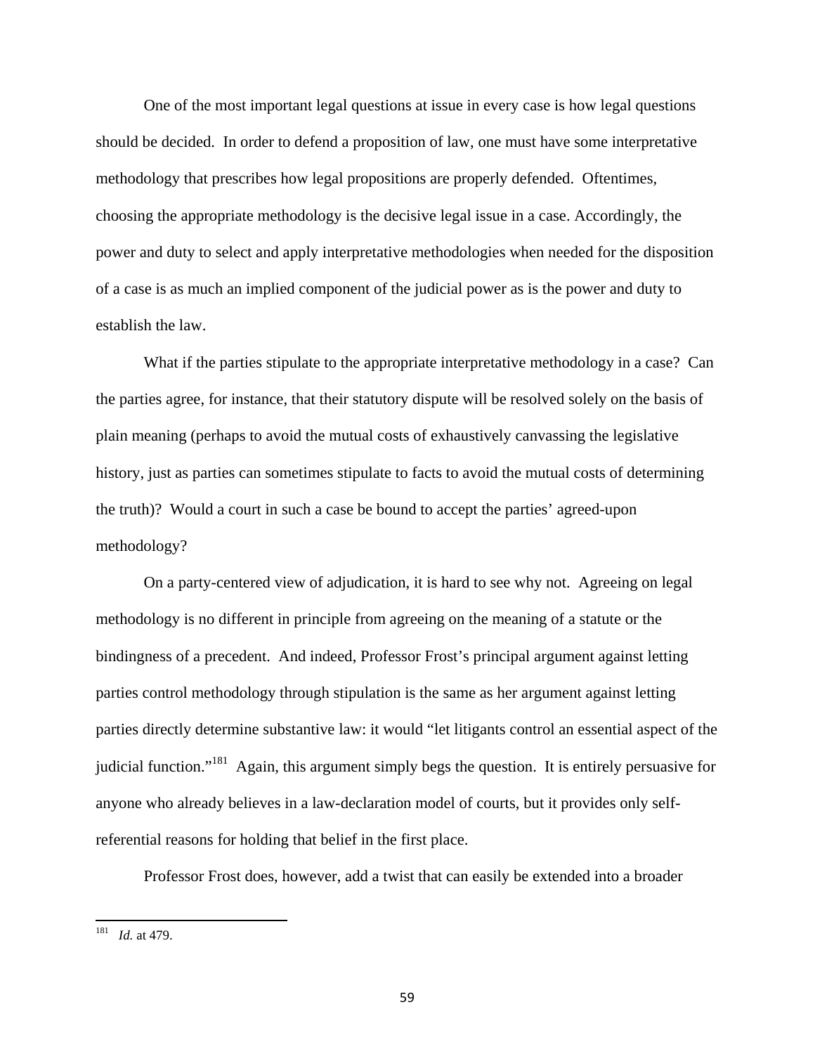One of the most important legal questions at issue in every case is how legal questions should be decided. In order to defend a proposition of law, one must have some interpretative methodology that prescribes how legal propositions are properly defended. Oftentimes, choosing the appropriate methodology is the decisive legal issue in a case. Accordingly, the power and duty to select and apply interpretative methodologies when needed for the disposition of a case is as much an implied component of the judicial power as is the power and duty to establish the law.

What if the parties stipulate to the appropriate interpretative methodology in a case? Can the parties agree, for instance, that their statutory dispute will be resolved solely on the basis of plain meaning (perhaps to avoid the mutual costs of exhaustively canvassing the legislative history, just as parties can sometimes stipulate to facts to avoid the mutual costs of determining the truth)? Would a court in such a case be bound to accept the parties' agreed-upon methodology?

On a party-centered view of adjudication, it is hard to see why not. Agreeing on legal methodology is no different in principle from agreeing on the meaning of a statute or the bindingness of a precedent. And indeed, Professor Frost's principal argument against letting parties control methodology through stipulation is the same as her argument against letting parties directly determine substantive law: it would "let litigants control an essential aspect of the judicial function."[181] Again, this argument simply begs the question. It is entirely persuasive for anyone who already believes in a law-declaration model of courts, but it provides only self-referential reasons for holding that belief in the first place.

Professor Frost does, however, add a twist that can easily be extended into a broader

---

[181] *Id.* at 479.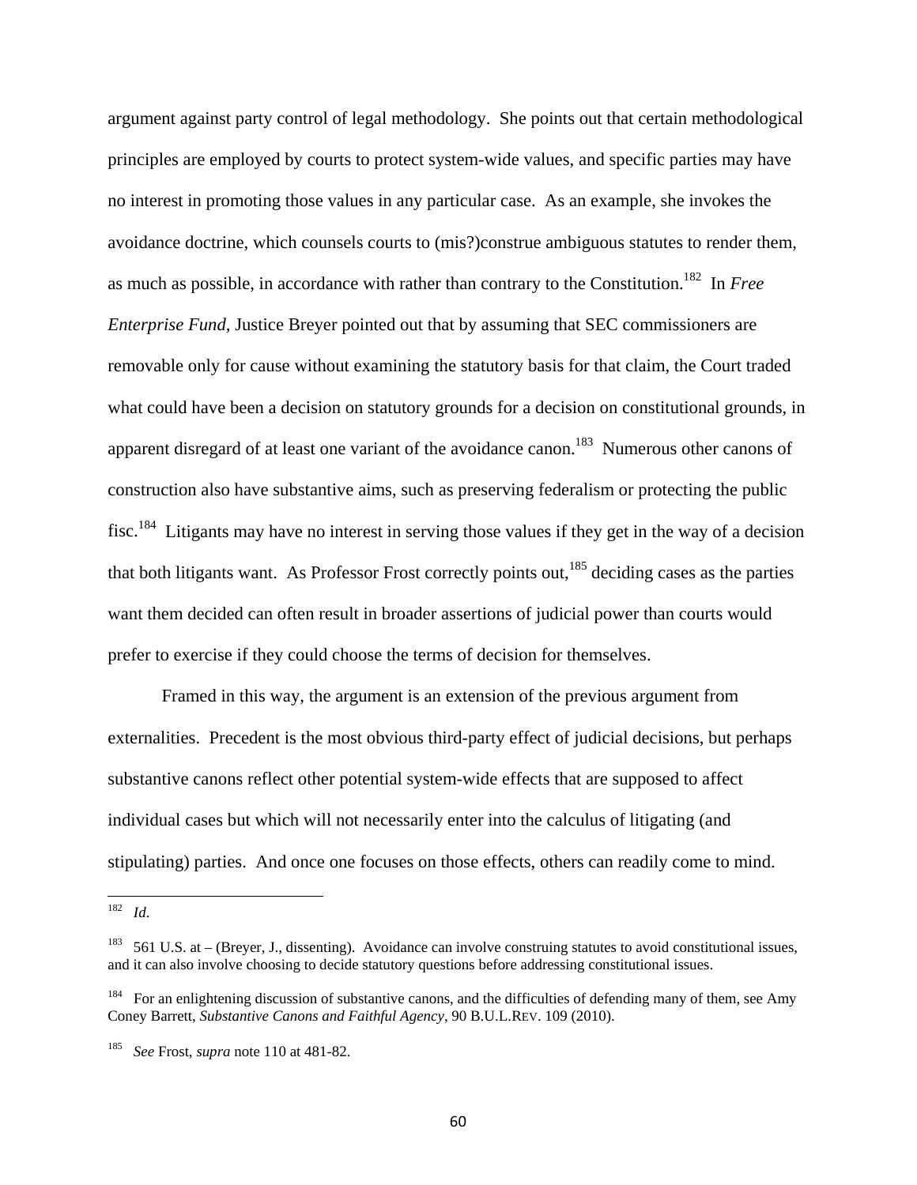argument against party control of legal methodology. She points out that certain methodological principles are employed by courts to protect system-wide values, and specific parties may have no interest in promoting those values in any particular case. As an example, she invokes the avoidance doctrine, which counsels courts to (mis?)construe ambiguous statutes to render them, as much as possible, in accordance with rather than contrary to the Constitution.[182] In *Free Enterprise Fund*, Justice Breyer pointed out that by assuming that SEC commissioners are removable only for cause without examining the statutory basis for that claim, the Court traded what could have been a decision on statutory grounds for a decision on constitutional grounds, in apparent disregard of at least one variant of the avoidance canon.[183] Numerous other canons of construction also have substantive aims, such as preserving federalism or protecting the public fisc.[184] Litigants may have no interest in serving those values if they get in the way of a decision that both litigants want. As Professor Frost correctly points out,[185] deciding cases as the parties want them decided can often result in broader assertions of judicial power than courts would prefer to exercise if they could choose the terms of decision for themselves.

Framed in this way, the argument is an extension of the previous argument from externalities. Precedent is the most obvious third-party effect of judicial decisions, but perhaps substantive canons reflect other potential system-wide effects that are supposed to affect individual cases but which will not necessarily enter into the calculus of litigating (and stipulating) parties. And once one focuses on those effects, others can readily come to mind.

---

[182] *Id.*

[183] 561 U.S. at – (Breyer, J., dissenting). Avoidance can involve construing statutes to avoid constitutional issues, and it can also involve choosing to decide statutory questions before addressing constitutional issues.

[184] For an enlightening discussion of substantive canons, and the difficulties of defending many of them, see Amy Coney Barrett, *Substantive Canons and Faithful Agency*, 90 B.U.L.REV. 109 (2010).

[185] *See* Frost, *supra* note 110 at 481-82.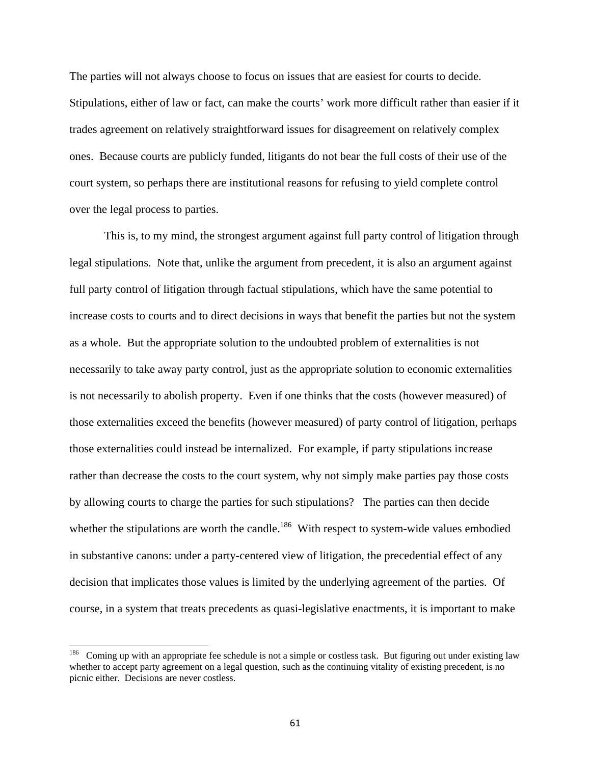The parties will not always choose to focus on issues that are easiest for courts to decide. Stipulations, either of law or fact, can make the courts' work more difficult rather than easier if it trades agreement on relatively straightforward issues for disagreement on relatively complex ones. Because courts are publicly funded, litigants do not bear the full costs of their use of the court system, so perhaps there are institutional reasons for refusing to yield complete control over the legal process to parties.

This is, to my mind, the strongest argument against full party control of litigation through legal stipulations. Note that, unlike the argument from precedent, it is also an argument against full party control of litigation through factual stipulations, which have the same potential to increase costs to courts and to direct decisions in ways that benefit the parties but not the system as a whole. But the appropriate solution to the undoubted problem of externalities is not necessarily to take away party control, just as the appropriate solution to economic externalities is not necessarily to abolish property. Even if one thinks that the costs (however measured) of those externalities exceed the benefits (however measured) of party control of litigation, perhaps those externalities could instead be internalized. For example, if party stipulations increase rather than decrease the costs to the court system, why not simply make parties pay those costs by allowing courts to charge the parties for such stipulations? The parties can then decide whether the stipulations are worth the candle.[186] With respect to system-wide values embodied in substantive canons: under a party-centered view of litigation, the precedential effect of any decision that implicates those values is limited by the underlying agreement of the parties. Of course, in a system that treats precedents as quasi-legislative enactments, it is important to make

---

[186] Coming up with an appropriate fee schedule is not a simple or costless task. But figuring out under existing law whether to accept party agreement on a legal question, such as the continuing vitality of existing precedent, is no picnic either. Decisions are never costless.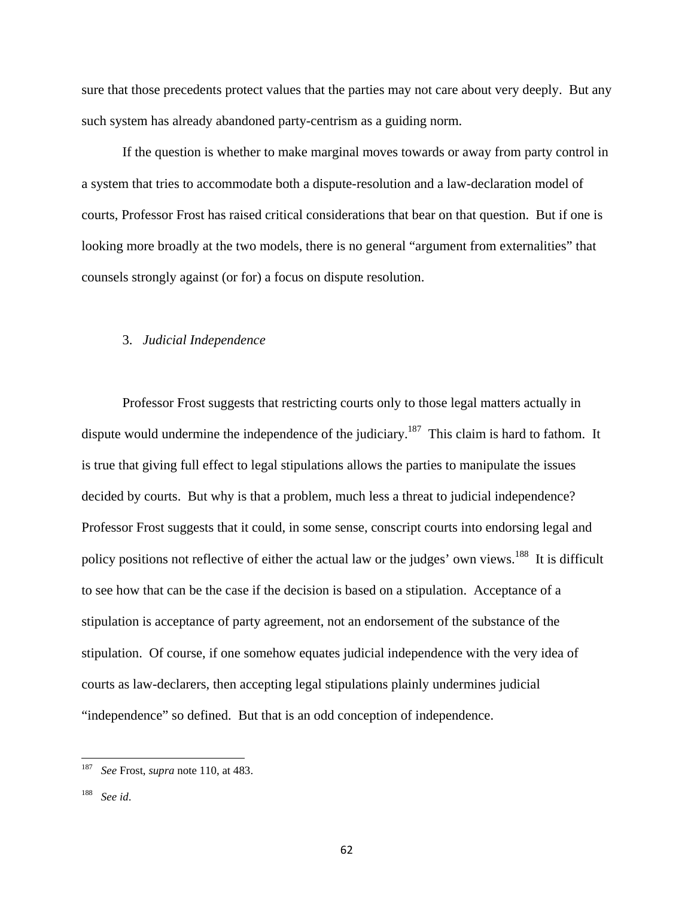sure that those precedents protect values that the parties may not care about very deeply. But any such system has already abandoned party-centrism as a guiding norm.

If the question is whether to make marginal moves towards or away from party control in a system that tries to accommodate both a dispute-resolution and a law-declaration model of courts, Professor Frost has raised critical considerations that bear on that question. But if one is looking more broadly at the two models, there is no general "argument from externalities" that counsels strongly against (or for) a focus on dispute resolution.

### 3. *Judicial Independence*

Professor Frost suggests that restricting courts only to those legal matters actually in dispute would undermine the independence of the judiciary.[187] This claim is hard to fathom. It is true that giving full effect to legal stipulations allows the parties to manipulate the issues decided by courts. But why is that a problem, much less a threat to judicial independence? Professor Frost suggests that it could, in some sense, conscript courts into endorsing legal and policy positions not reflective of either the actual law or the judges' own views.[188] It is difficult to see how that can be the case if the decision is based on a stipulation. Acceptance of a stipulation is acceptance of party agreement, not an endorsement of the substance of the stipulation. Of course, if one somehow equates judicial independence with the very idea of courts as law-declarers, then accepting legal stipulations plainly undermines judicial "independence" so defined. But that is an odd conception of independence.

---

[187] *See* Frost, *supra* note 110, at 483.

[188] *See id*.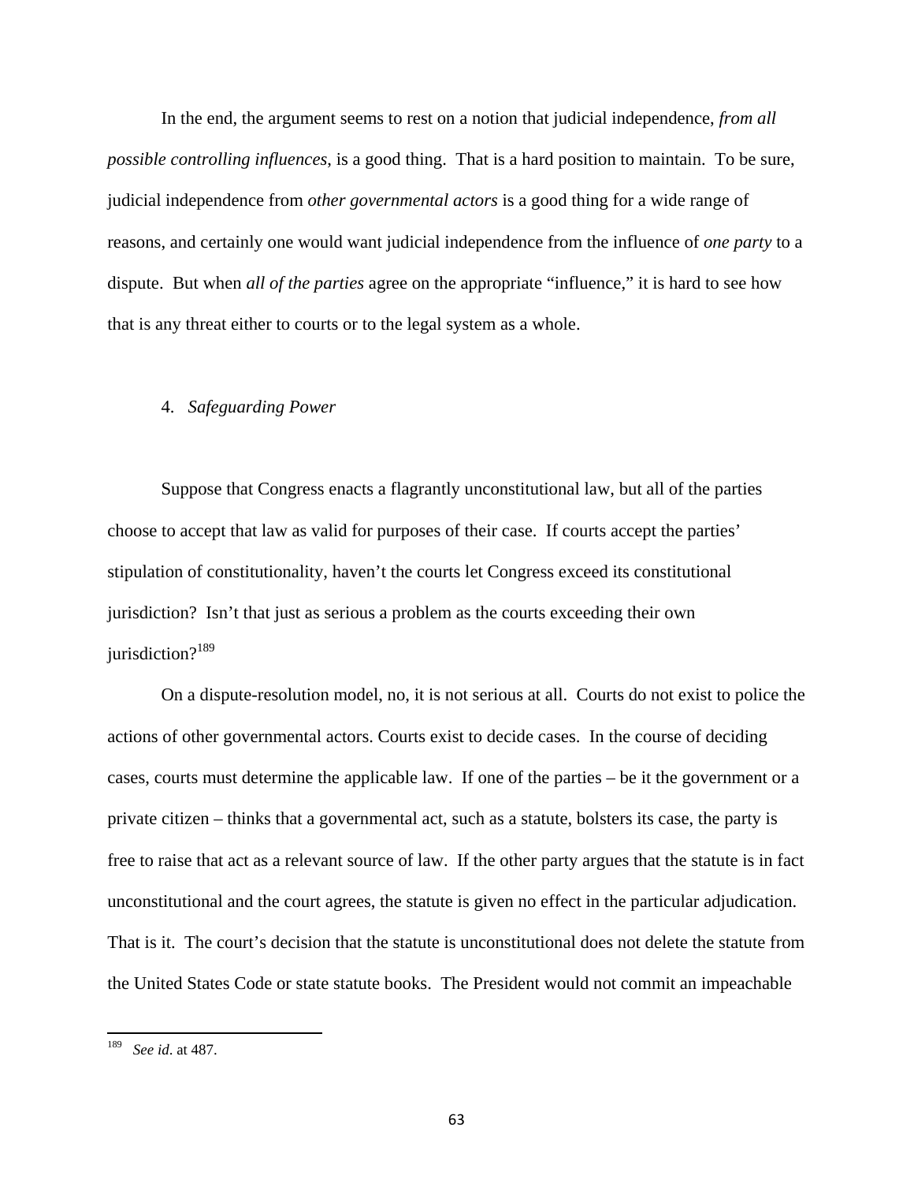In the end, the argument seems to rest on a notion that judicial independence, *from all possible controlling influences*, is a good thing. That is a hard position to maintain. To be sure, judicial independence from *other governmental actors* is a good thing for a wide range of reasons, and certainly one would want judicial independence from the influence of *one party* to a dispute. But when *all of the parties* agree on the appropriate "influence," it is hard to see how that is any threat either to courts or to the legal system as a whole.

#### 4. *Safeguarding Power*

Suppose that Congress enacts a flagrantly unconstitutional law, but all of the parties choose to accept that law as valid for purposes of their case. If courts accept the parties' stipulation of constitutionality, haven't the courts let Congress exceed its constitutional jurisdiction? Isn't that just as serious a problem as the courts exceeding their own jurisdiction?[189]

On a dispute-resolution model, no, it is not serious at all. Courts do not exist to police the actions of other governmental actors. Courts exist to decide cases. In the course of deciding cases, courts must determine the applicable law. If one of the parties – be it the government or a private citizen – thinks that a governmental act, such as a statute, bolsters its case, the party is free to raise that act as a relevant source of law. If the other party argues that the statute is in fact unconstitutional and the court agrees, the statute is given no effect in the particular adjudication. That is it. The court's decision that the statute is unconstitutional does not delete the statute from the United States Code or state statute books. The President would not commit an impeachable

---

[189] *See id*. at 487.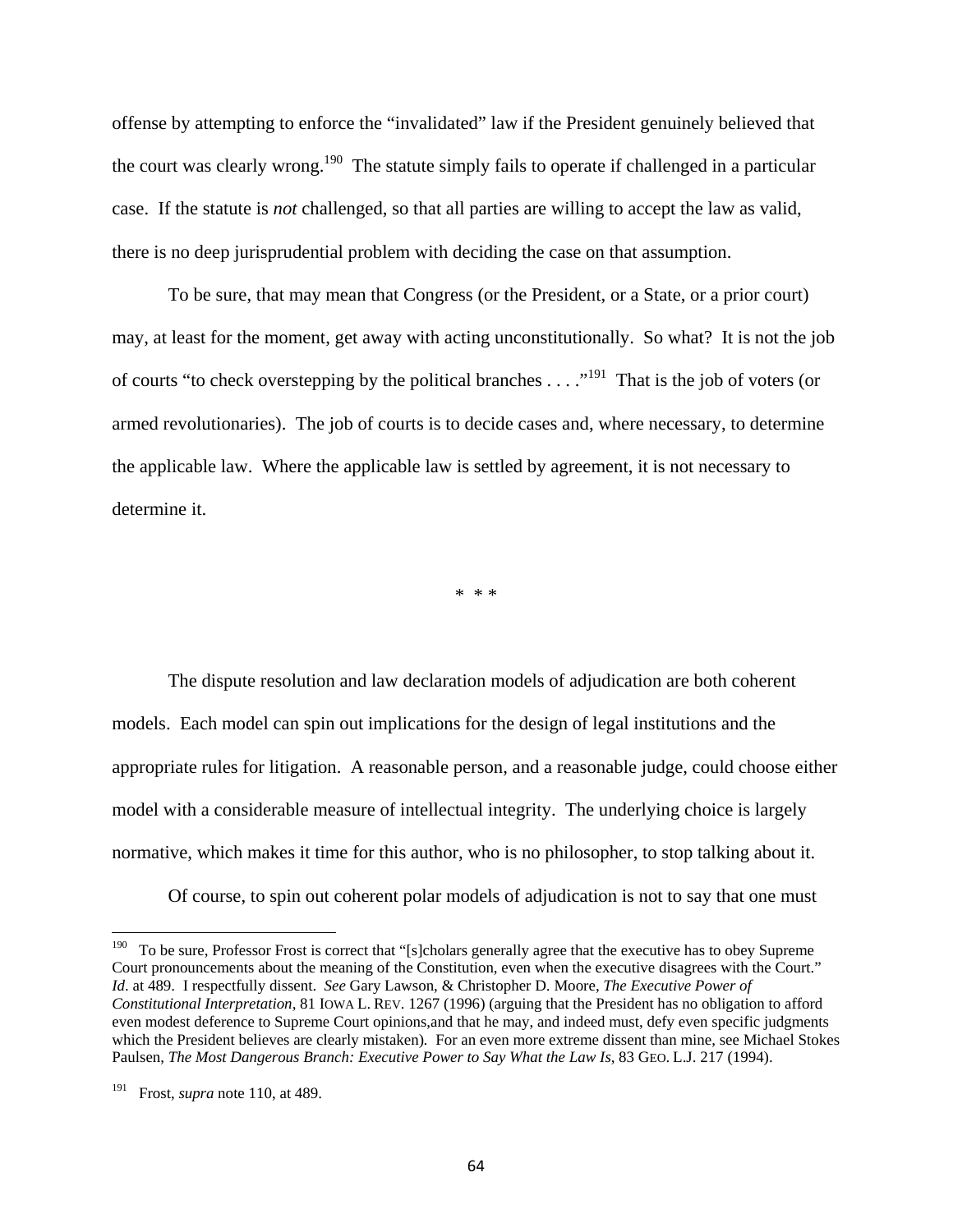offense by attempting to enforce the "invalidated" law if the President genuinely believed that the court was clearly wrong.[190] The statute simply fails to operate if challenged in a particular case. If the statute is *not* challenged, so that all parties are willing to accept the law as valid, there is no deep jurisprudential problem with deciding the case on that assumption.

To be sure, that may mean that Congress (or the President, or a State, or a prior court) may, at least for the moment, get away with acting unconstitutionally. So what? It is not the job of courts "to check overstepping by the political branches . . . ."[191] That is the job of voters (or armed revolutionaries). The job of courts is to decide cases and, where necessary, to determine the applicable law. Where the applicable law is settled by agreement, it is not necessary to determine it.

\* \* \*

The dispute resolution and law declaration models of adjudication are both coherent models. Each model can spin out implications for the design of legal institutions and the appropriate rules for litigation. A reasonable person, and a reasonable judge, could choose either model with a considerable measure of intellectual integrity. The underlying choice is largely normative, which makes it time for this author, who is no philosopher, to stop talking about it.

Of course, to spin out coherent polar models of adjudication is not to say that one must

---

[190] To be sure, Professor Frost is correct that "[s]cholars generally agree that the executive has to obey Supreme Court pronouncements about the meaning of the Constitution, even when the executive disagrees with the Court." *Id*. at 489. I respectfully dissent. *See* Gary Lawson, & Christopher D. Moore, *The Executive Power of Constitutional Interpretation*, 81 IOWA L. REV. 1267 (1996) (arguing that the President has no obligation to afford even modest deference to Supreme Court opinions,and that he may, and indeed must, defy even specific judgments which the President believes are clearly mistaken). For an even more extreme dissent than mine, see Michael Stokes Paulsen, *The Most Dangerous Branch: Executive Power to Say What the Law Is*, 83 GEO. L.J. 217 (1994).

[191] Frost, *supra* note 110, at 489.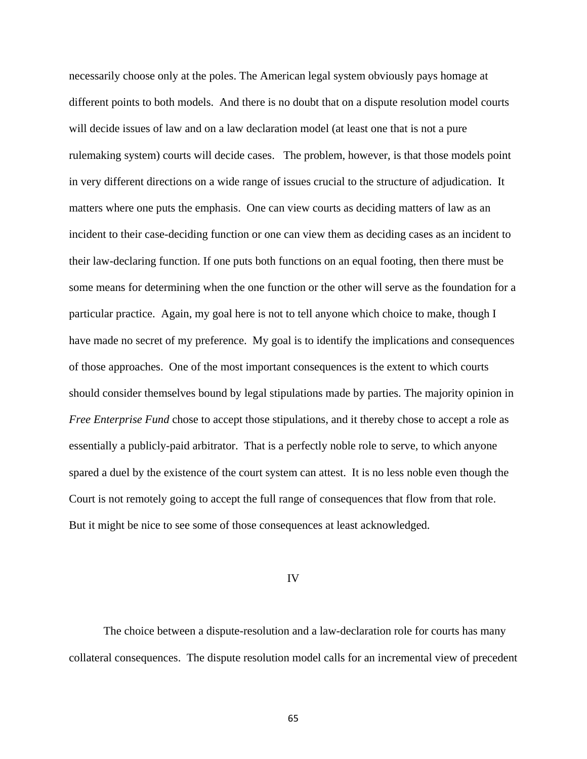necessarily choose only at the poles. The American legal system obviously pays homage at different points to both models. And there is no doubt that on a dispute resolution model courts will decide issues of law and on a law declaration model (at least one that is not a pure rulemaking system) courts will decide cases. The problem, however, is that those models point in very different directions on a wide range of issues crucial to the structure of adjudication. It matters where one puts the emphasis. One can view courts as deciding matters of law as an incident to their case-deciding function or one can view them as deciding cases as an incident to their law-declaring function. If one puts both functions on an equal footing, then there must be some means for determining when the one function or the other will serve as the foundation for a particular practice. Again, my goal here is not to tell anyone which choice to make, though I have made no secret of my preference. My goal is to identify the implications and consequences of those approaches. One of the most important consequences is the extent to which courts should consider themselves bound by legal stipulations made by parties. The majority opinion in *Free Enterprise Fund* chose to accept those stipulations, and it thereby chose to accept a role as essentially a publicly-paid arbitrator. That is a perfectly noble role to serve, to which anyone spared a duel by the existence of the court system can attest. It is no less noble even though the Court is not remotely going to accept the full range of consequences that flow from that role. But it might be nice to see some of those consequences at least acknowledged.

## IV

The choice between a dispute-resolution and a law-declaration role for courts has many collateral consequences. The dispute resolution model calls for an incremental view of precedent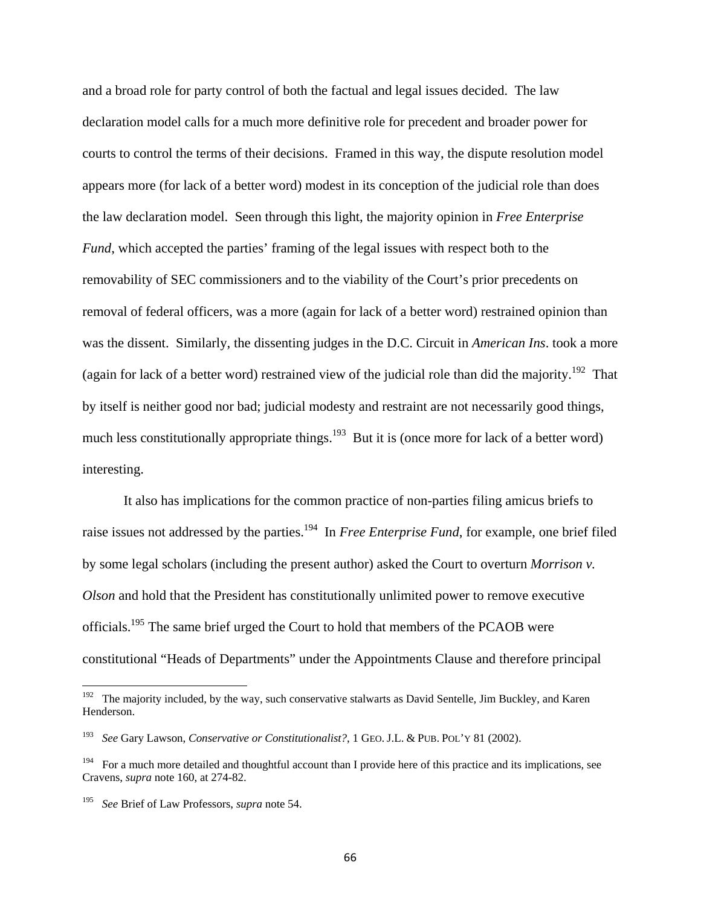and a broad role for party control of both the factual and legal issues decided. The law declaration model calls for a much more definitive role for precedent and broader power for courts to control the terms of their decisions. Framed in this way, the dispute resolution model appears more (for lack of a better word) modest in its conception of the judicial role than does the law declaration model. Seen through this light, the majority opinion in *Free Enterprise Fund*, which accepted the parties' framing of the legal issues with respect both to the removability of SEC commissioners and to the viability of the Court's prior precedents on removal of federal officers, was a more (again for lack of a better word) restrained opinion than was the dissent. Similarly, the dissenting judges in the D.C. Circuit in *American Ins*. took a more (again for lack of a better word) restrained view of the judicial role than did the majority.[192] That by itself is neither good nor bad; judicial modesty and restraint are not necessarily good things, much less constitutionally appropriate things.[193] But it is (once more for lack of a better word) interesting.

It also has implications for the common practice of non-parties filing amicus briefs to raise issues not addressed by the parties.[194] In *Free Enterprise Fund*, for example, one brief filed by some legal scholars (including the present author) asked the Court to overturn *Morrison v. Olson* and hold that the President has constitutionally unlimited power to remove executive officials.[195] The same brief urged the Court to hold that members of the PCAOB were constitutional "Heads of Departments" under the Appointments Clause and therefore principal

---

[192] The majority included, by the way, such conservative stalwarts as David Sentelle, Jim Buckley, and Karen Henderson.

[193] *See* Gary Lawson, *Conservative or Constitutionalist?*, 1 GEO. J.L. & PUB. POL'Y 81 (2002).

[194] For a much more detailed and thoughtful account than I provide here of this practice and its implications, see Cravens, *supra* note 160, at 274-82.

[195] *See* Brief of Law Professors, *supra* note 54.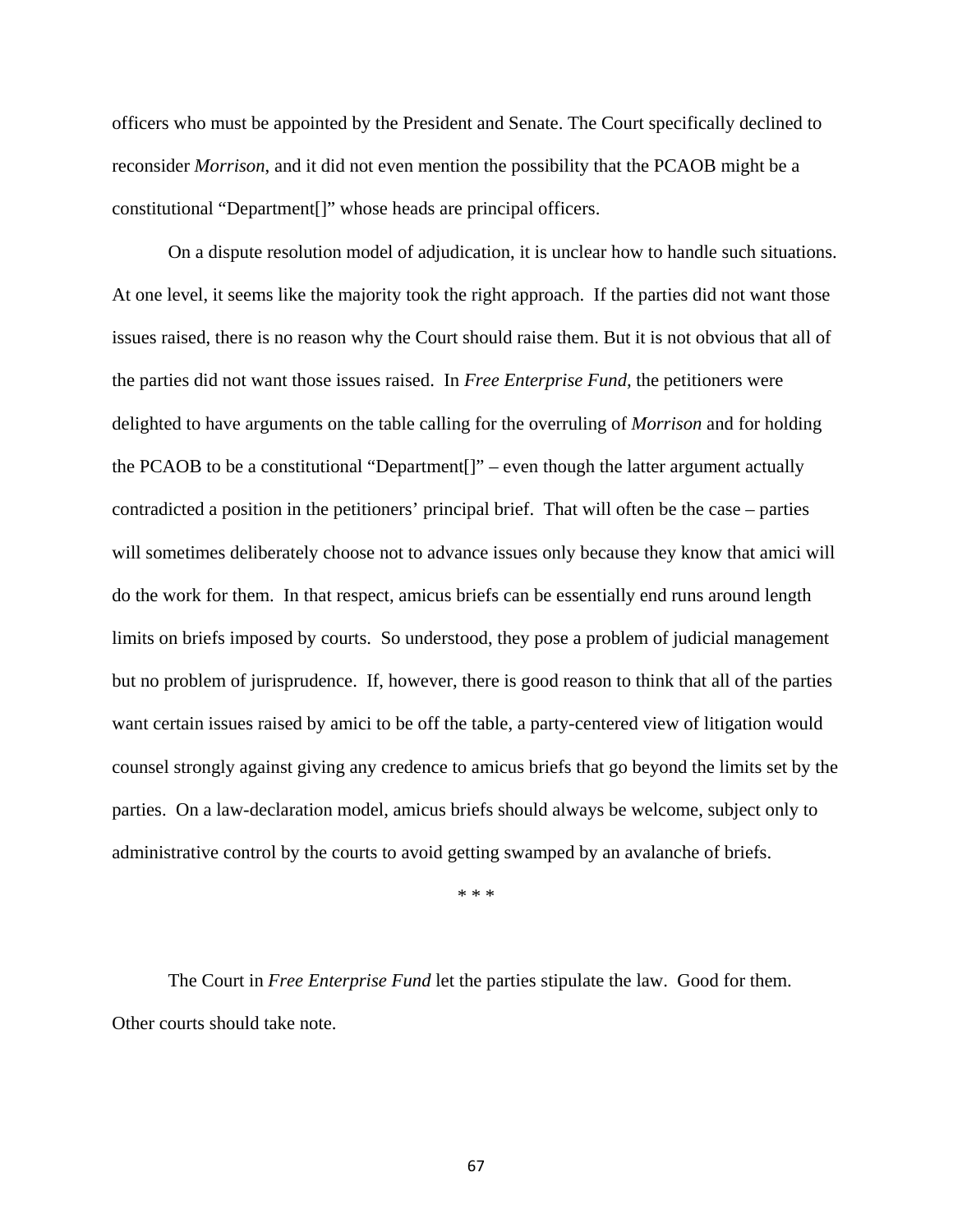officers who must be appointed by the President and Senate. The Court specifically declined to reconsider *Morrison*, and it did not even mention the possibility that the PCAOB might be a constitutional "Department[]" whose heads are principal officers.

On a dispute resolution model of adjudication, it is unclear how to handle such situations. At one level, it seems like the majority took the right approach. If the parties did not want those issues raised, there is no reason why the Court should raise them. But it is not obvious that all of the parties did not want those issues raised. In *Free Enterprise Fund*, the petitioners were delighted to have arguments on the table calling for the overruling of *Morrison* and for holding the PCAOB to be a constitutional "Department[]" – even though the latter argument actually contradicted a position in the petitioners' principal brief. That will often be the case – parties will sometimes deliberately choose not to advance issues only because they know that amici will do the work for them. In that respect, amicus briefs can be essentially end runs around length limits on briefs imposed by courts. So understood, they pose a problem of judicial management but no problem of jurisprudence. If, however, there is good reason to think that all of the parties want certain issues raised by amici to be off the table, a party-centered view of litigation would counsel strongly against giving any credence to amicus briefs that go beyond the limits set by the parties. On a law-declaration model, amicus briefs should always be welcome, subject only to administrative control by the courts to avoid getting swamped by an avalanche of briefs.

\* \* \*

The Court in *Free Enterprise Fund* let the parties stipulate the law. Good for them. Other courts should take note.